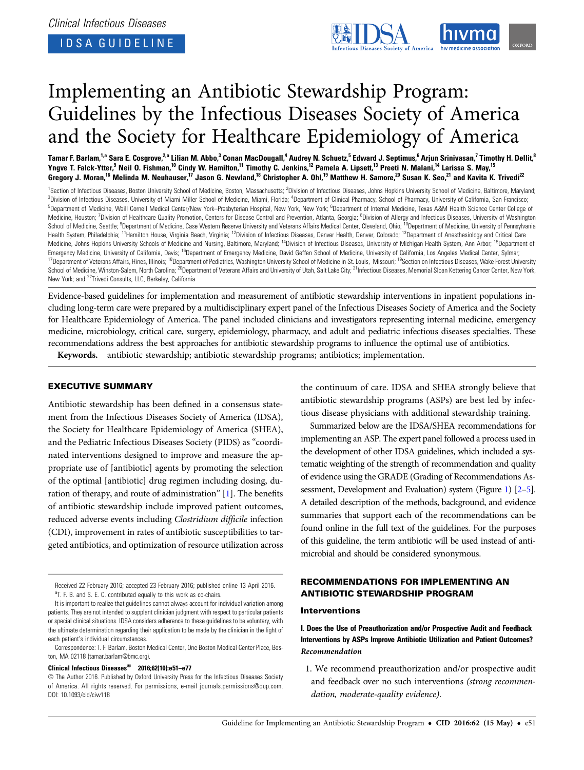Clinical Infectious Diseases

IDSA GUIDELINE

# Implementing an Antibiotic Stewardship Program: Guidelines by the Infectious Diseases Society of America and the Society for Healthcare Epidemiology of America

**Tamar F. Barlam,[1,a] Sara E. Cosgrove,[2,a] Lilian M. Abbo,[3] Conan MacDougall,[4] Audrey N. Schuetz,[5] Edward J. Septimus,[6] Arjun Srinivasan,[7] Timothy H. Dellit,[8] Yngve T. Falck-Ytter,[9] Neil O. Fishman,[10] Cindy W. Hamilton,[11] Timothy C. Jenkins,[12] Pamela A. Lipsett,[13] Preeti N. Malani,[14] Larissa S. May,[15] Gregory J. Moran,[16] Melinda M. Neuhauser,[17] Jason G. Newland,[18] Christopher A. Ohl,[19] Matthew H. Samore,[20] Susan K. Seo,[21] and Kavita K. Trivedi[22]**

[1]Section of Infectious Diseases, Boston University School of Medicine, Boston, Massachusetts; [2]Division of Infectious Diseases, Johns Hopkins University School of Medicine, Baltimore, Maryland; [3]Division of Infectious Diseases, University of Miami Miller School of Medicine, Miami, Florida; [4]Department of Clinical Pharmacy, School of Pharmacy, University of California, San Francisco; [5]Department of Medicine, Weill Cornell Medical Center/New York–Presbyterian Hospital, New York, New York; [6]Department of Internal Medicine, Texas A&M Health Science Center College of Medicine, Houston; [7]Division of Healthcare Quality Promotion, Centers for Disease Control and Prevention, Atlanta, Georgia; [8]Division of Allergy and Infectious Diseases, University of Washington School of Medicine, Seattle; [9]Department of Medicine, Case Western Reserve University and Veterans Affairs Medical Center, Cleveland, Ohio; [10]Department of Medicine, University of Pennsylvania Health System, Philadelphia; [11]Hamilton House, Virginia Beach, Virginia; [12]Division of Infectious Diseases, Denver Health, Denver, Colorado; [13]Department of Anesthesiology and Critical Care Medicine, Johns Hopkins University Schools of Medicine and Nursing, Baltimore, Maryland; [14]Division of Infectious Diseases, University of Michigan Health System, Ann Arbor; [15]Department of Emergency Medicine, University of California, Davis; [16]Department of Emergency Medicine, David Geffen School of Medicine, University of California, Los Angeles Medical Center, Sylmar; [17]Department of Veterans Affairs, Hines, Illinois; [18]Department of Pediatrics, Washington University School of Medicine in St. Louis, Missouri; [19]Section on Infectious Diseases, Wake Forest University School of Medicine, Winston-Salem, North Carolina; [20]Department of Veterans Affairs and University of Utah, Salt Lake City; [21]Infectious Diseases, Memorial Sloan Kettering Cancer Center, New York, New York; and [22]Trivedi Consults, LLC, Berkeley, California

Evidence-based guidelines for implementation and measurement of antibiotic stewardship interventions in inpatient populations including long-term care were prepared by a multidisciplinary expert panel of the Infectious Diseases Society of America and the Society for Healthcare Epidemiology of America. The panel included clinicians and investigators representing internal medicine, emergency medicine, microbiology, critical care, surgery, epidemiology, pharmacy, and adult and pediatric infectious diseases specialties. These recommendations address the best approaches for antibiotic stewardship programs to influence the optimal use of antibiotics.

**Keywords.** antibiotic stewardship; antibiotic stewardship programs; antibiotics; implementation.

## EXECUTIVE SUMMARY

Antibiotic stewardship has been defined in a consensus statement from the Infectious Diseases Society of America (IDSA), the Society for Healthcare Epidemiology of America (SHEA), and the Pediatric Infectious Diseases Society (PIDS) as "coordinated interventions designed to improve and measure the appropriate use of [antibiotic] agents by promoting the selection of the optimal [antibiotic] drug regimen including dosing, duration of therapy, and route of administration" [1]. The benefits of antibiotic stewardship include improved patient outcomes, reduced adverse events including *Clostridium difficile* infection (CDI), improvement in rates of antibiotic susceptibilities to targeted antibiotics, and optimization of resource utilization across the continuum of care. IDSA and SHEA strongly believe that antibiotic stewardship programs (ASPs) are best led by infectious disease physicians with additional stewardship training.

Summarized below are the IDSA/SHEA recommendations for implementing an ASP. The expert panel followed a process used in the development of other IDSA guidelines, which included a systematic weighting of the strength of recommendation and quality of evidence using the GRADE (Grading of Recommendations Assessment, Development and Evaluation) system (Figure 1) [2–5]. A detailed description of the methods, background, and evidence summaries that support each of the recommendations can be found online in the full text of the guidelines. For the purposes of this guideline, the term antibiotic will be used instead of antimicrobial and should be considered synonymous.

Received 22 February 2016; accepted 23 February 2016; published online 13 April 2016.

[a]T. F. B. and S. E. C. contributed equally to this work as co-chairs.

It is important to realize that guidelines cannot always account for individual variation among patients. They are not intended to supplant clinician judgment with respect to particular patients or special clinical situations. IDSA considers adherence to these guidelines to be voluntary, with the ultimate determination regarding their application to be made by the clinician in the light of each patient's individual circumstances.

Correspondence: T. F. Barlam, Boston Medical Center, One Boston Medical Center Place, Boston, MA 02118 (tamar.barlam@bmc.org).

**Clinical Infectious Diseases® 2016;62(10):e51–e77**

© The Author 2016. Published by Oxford University Press for the Infectious Diseases Society of America. All rights reserved. For permissions, e-mail journals.permissions@oup.com. DOI: 10.1093/cid/ciw118

## RECOMMENDATIONS FOR IMPLEMENTING AN ANTIBIOTIC STEWARDSHIP PROGRAM

### Interventions

**I. Does the Use of Preauthorization and/or Prospective Audit and Feedback Interventions by ASPs Improve Antibiotic Utilization and Patient Outcomes?** ***Recommendation***

1. We recommend preauthorization and/or prospective audit and feedback over no such interventions *(strong recommendation, moderate-quality evidence)*.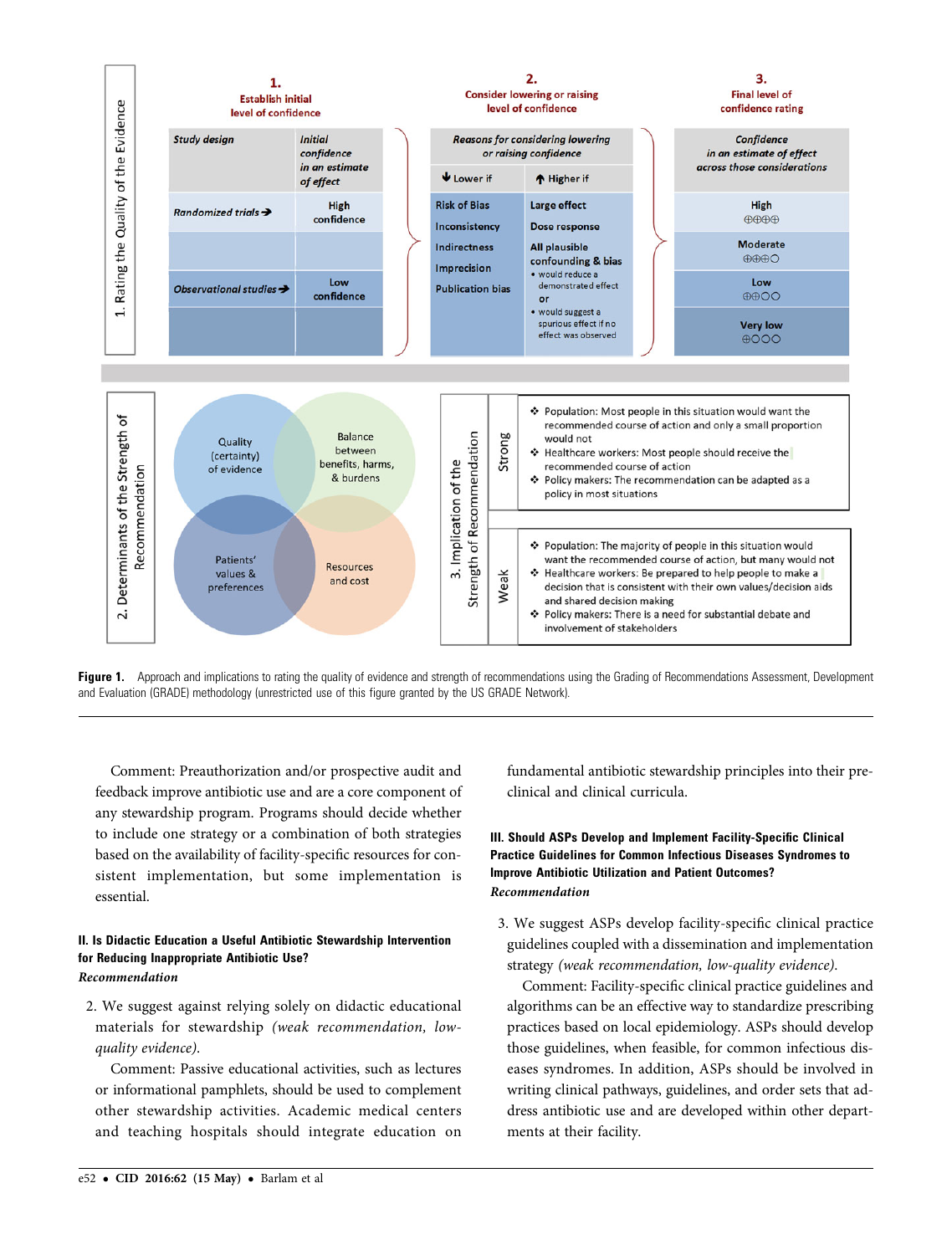**1. Rating the Quality of the Evidence**

| 1. Establish initial level of confidence | | 2. Consider lowering or raising level of confidence | | 3. Final level of confidence rating |
|---|---|---|---|---|
| *Study design* | *Initial confidence in an estimate of effect* | *Reasons for considering lowering or raising confidence* | | *Confidence in an estimate of effect across those considerations* |
| | | ↓ Lower if | ↑ Higher if | |
| *Randomized trials* → | High confidence | Risk of Bias<br>Inconsistency<br>Indirectness<br>Imprecision<br>Publication bias | Large effect<br>Dose response<br>All plausible confounding & bias<br>• would reduce a demonstrated effect<br>or<br>• would suggest a spurious effect if no effect was observed | High ⊕⊕⊕⊕ |
| | | | | Moderate ⊕⊕⊕○ |
| *Observational studies* → | Low confidence | | | Low ⊕⊕○○ |
| | | | | Very low ⊕○○○ |

**2. Determinants of the Strength of Recommendation**

- Quality (certainty) of evidence
- Balance between benefits, harms, & burdens
- Patients' values & preferences
- Resources and cost

**3. Implication of the Strength of Recommendation**

| | |
|---|---|
| Strong | ❖ Population: Most people in this situation would want the recommended course of action and only a small proportion would not<br>❖ Healthcare workers: Most people should receive the recommended course of action<br>❖ Policy makers: The recommendation can be adapted as a policy in most situations |
| Weak | ❖ Population: The majority of people in this situation would want the recommended course of action, but many would not<br>❖ Healthcare workers: Be prepared to help people to make a decision that is consistent with their own values/decision aids and shared decision making<br>❖ Policy makers: There is a need for substantial debate and involvement of stakeholders |

**Figure 1.** Approach and implications to rating the quality of evidence and strength of recommendations using the Grading of Recommendations Assessment, Development and Evaluation (GRADE) methodology (unrestricted use of this figure granted by the US GRADE Network).

Comment: Preauthorization and/or prospective audit and feedback improve antibiotic use and are a core component of any stewardship program. Programs should decide whether to include one strategy or a combination of both strategies based on the availability of facility-specific resources for consistent implementation, but some implementation is essential.

### II. Is Didactic Education a Useful Antibiotic Stewardship Intervention for Reducing Inappropriate Antibiotic Use?

*Recommendation*

2. We suggest against relying solely on didactic educational materials for stewardship *(weak recommendation, low-quality evidence)*.

Comment: Passive educational activities, such as lectures or informational pamphlets, should be used to complement other stewardship activities. Academic medical centers and teaching hospitals should integrate education on fundamental antibiotic stewardship principles into their preclinical and clinical curricula.

### III. Should ASPs Develop and Implement Facility-Specific Clinical Practice Guidelines for Common Infectious Diseases Syndromes to Improve Antibiotic Utilization and Patient Outcomes?

*Recommendation*

3. We suggest ASPs develop facility-specific clinical practice guidelines coupled with a dissemination and implementation strategy *(weak recommendation, low-quality evidence)*.

Comment: Facility-specific clinical practice guidelines and algorithms can be an effective way to standardize prescribing practices based on local epidemiology. ASPs should develop those guidelines, when feasible, for common infectious diseases syndromes. In addition, ASPs should be involved in writing clinical pathways, guidelines, and order sets that address antibiotic use and are developed within other departments at their facility.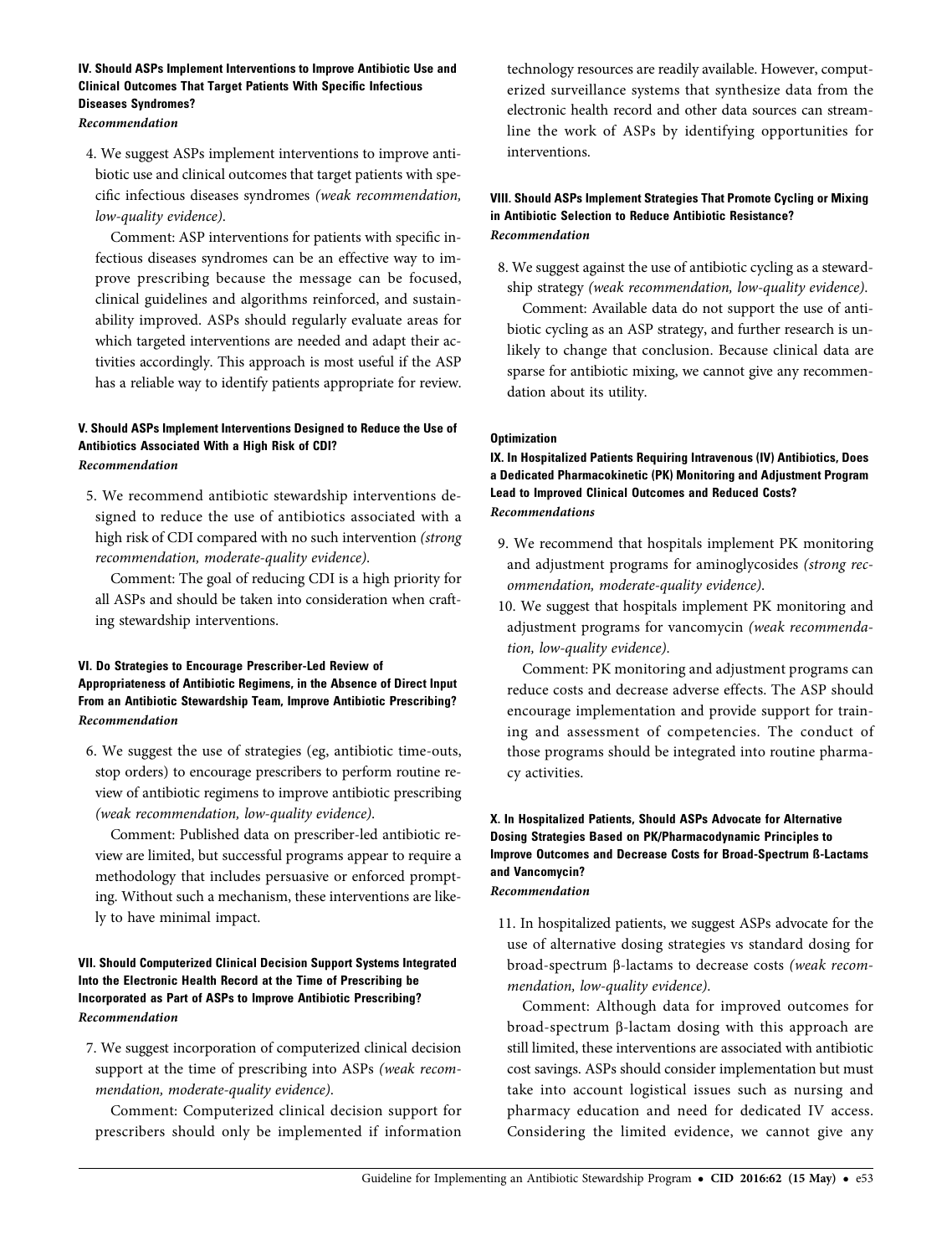### IV. Should ASPs Implement Interventions to Improve Antibiotic Use and Clinical Outcomes That Target Patients With Specific Infectious Diseases Syndromes?

***Recommendation***

4. We suggest ASPs implement interventions to improve antibiotic use and clinical outcomes that target patients with specific infectious diseases syndromes *(weak recommendation, low-quality evidence).*

   Comment: ASP interventions for patients with specific infectious diseases syndromes can be an effective way to improve prescribing because the message can be focused, clinical guidelines and algorithms reinforced, and sustainability improved. ASPs should regularly evaluate areas for which targeted interventions are needed and adapt their activities accordingly. This approach is most useful if the ASP has a reliable way to identify patients appropriate for review.

### V. Should ASPs Implement Interventions Designed to Reduce the Use of Antibiotics Associated With a High Risk of CDI?

***Recommendation***

5. We recommend antibiotic stewardship interventions designed to reduce the use of antibiotics associated with a high risk of CDI compared with no such intervention *(strong recommendation, moderate-quality evidence).*

   Comment: The goal of reducing CDI is a high priority for all ASPs and should be taken into consideration when crafting stewardship interventions.

### VI. Do Strategies to Encourage Prescriber-Led Review of Appropriateness of Antibiotic Regimens, in the Absence of Direct Input From an Antibiotic Stewardship Team, Improve Antibiotic Prescribing?

***Recommendation***

6. We suggest the use of strategies (eg, antibiotic time-outs, stop orders) to encourage prescribers to perform routine review of antibiotic regimens to improve antibiotic prescribing *(weak recommendation, low-quality evidence).*

   Comment: Published data on prescriber-led antibiotic review are limited, but successful programs appear to require a methodology that includes persuasive or enforced prompting. Without such a mechanism, these interventions are likely to have minimal impact.

### VII. Should Computerized Clinical Decision Support Systems Integrated Into the Electronic Health Record at the Time of Prescribing be Incorporated as Part of ASPs to Improve Antibiotic Prescribing?

***Recommendation***

7. We suggest incorporation of computerized clinical decision support at the time of prescribing into ASPs *(weak recommendation, moderate-quality evidence).*

   Comment: Computerized clinical decision support for prescribers should only be implemented if information technology resources are readily available. However, computerized surveillance systems that synthesize data from the electronic health record and other data sources can streamline the work of ASPs by identifying opportunities for interventions.

### VIII. Should ASPs Implement Strategies That Promote Cycling or Mixing in Antibiotic Selection to Reduce Antibiotic Resistance?

***Recommendation***

8. We suggest against the use of antibiotic cycling as a stewardship strategy *(weak recommendation, low-quality evidence).*

   Comment: Available data do not support the use of antibiotic cycling as an ASP strategy, and further research is unlikely to change that conclusion. Because clinical data are sparse for antibiotic mixing, we cannot give any recommendation about its utility.

## Optimization

### IX. In Hospitalized Patients Requiring Intravenous (IV) Antibiotics, Does a Dedicated Pharmacokinetic (PK) Monitoring and Adjustment Program Lead to Improved Clinical Outcomes and Reduced Costs?

***Recommendations***

9. We recommend that hospitals implement PK monitoring and adjustment programs for aminoglycosides *(strong recommendation, moderate-quality evidence).*
10. We suggest that hospitals implement PK monitoring and adjustment programs for vancomycin *(weak recommendation, low-quality evidence).*

    Comment: PK monitoring and adjustment programs can reduce costs and decrease adverse effects. The ASP should encourage implementation and provide support for training and assessment of competencies. The conduct of those programs should be integrated into routine pharmacy activities.

### X. In Hospitalized Patients, Should ASPs Advocate for Alternative Dosing Strategies Based on PK/Pharmacodynamic Principles to Improve Outcomes and Decrease Costs for Broad-Spectrum ß-Lactams and Vancomycin?

***Recommendation***

11. In hospitalized patients, we suggest ASPs advocate for the use of alternative dosing strategies vs standard dosing for broad-spectrum β-lactams to decrease costs *(weak recommendation, low-quality evidence).*

    Comment: Although data for improved outcomes for broad-spectrum β-lactam dosing with this approach are still limited, these interventions are associated with antibiotic cost savings. ASPs should consider implementation but must take into account logistical issues such as nursing and pharmacy education and need for dedicated IV access. Considering the limited evidence, we cannot give any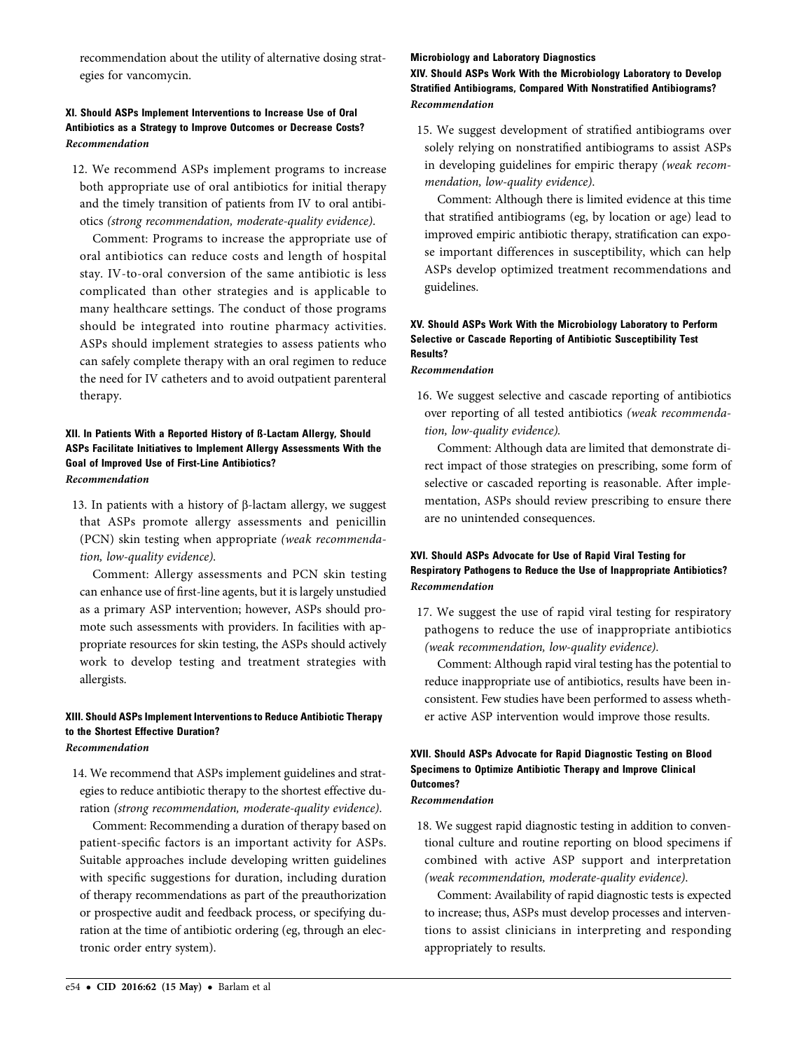recommendation about the utility of alternative dosing strategies for vancomycin.

### XI. Should ASPs Implement Interventions to Increase Use of Oral Antibiotics as a Strategy to Improve Outcomes or Decrease Costs?

***Recommendation***

12. We recommend ASPs implement programs to increase both appropriate use of oral antibiotics for initial therapy and the timely transition of patients from IV to oral antibiotics *(strong recommendation, moderate-quality evidence).*

    Comment: Programs to increase the appropriate use of oral antibiotics can reduce costs and length of hospital stay. IV-to-oral conversion of the same antibiotic is less complicated than other strategies and is applicable to many healthcare settings. The conduct of those programs should be integrated into routine pharmacy activities. ASPs should implement strategies to assess patients who can safely complete therapy with an oral regimen to reduce the need for IV catheters and to avoid outpatient parenteral therapy.

### XII. In Patients With a Reported History of ß-Lactam Allergy, Should ASPs Facilitate Initiatives to Implement Allergy Assessments With the Goal of Improved Use of First-Line Antibiotics?

***Recommendation***

13. In patients with a history of β-lactam allergy, we suggest that ASPs promote allergy assessments and penicillin (PCN) skin testing when appropriate *(weak recommendation, low-quality evidence).*

    Comment: Allergy assessments and PCN skin testing can enhance use of first-line agents, but it is largely unstudied as a primary ASP intervention; however, ASPs should promote such assessments with providers. In facilities with appropriate resources for skin testing, the ASPs should actively work to develop testing and treatment strategies with allergists.

### XIII. Should ASPs Implement Interventions to Reduce Antibiotic Therapy to the Shortest Effective Duration?

***Recommendation***

14. We recommend that ASPs implement guidelines and strategies to reduce antibiotic therapy to the shortest effective duration *(strong recommendation, moderate-quality evidence).*

    Comment: Recommending a duration of therapy based on patient-specific factors is an important activity for ASPs. Suitable approaches include developing written guidelines with specific suggestions for duration, including duration of therapy recommendations as part of the preauthorization or prospective audit and feedback process, or specifying duration at the time of antibiotic ordering (eg, through an electronic order entry system).

## Microbiology and Laboratory Diagnostics

### XIV. Should ASPs Work With the Microbiology Laboratory to Develop Stratified Antibiograms, Compared With Nonstratified Antibiograms?

***Recommendation***

15. We suggest development of stratified antibiograms over solely relying on nonstratified antibiograms to assist ASPs in developing guidelines for empiric therapy *(weak recommendation, low-quality evidence).*

    Comment: Although there is limited evidence at this time that stratified antibiograms (eg, by location or age) lead to improved empiric antibiotic therapy, stratification can expose important differences in susceptibility, which can help ASPs develop optimized treatment recommendations and guidelines.

### XV. Should ASPs Work With the Microbiology Laboratory to Perform Selective or Cascade Reporting of Antibiotic Susceptibility Test Results?

***Recommendation***

16. We suggest selective and cascade reporting of antibiotics over reporting of all tested antibiotics *(weak recommendation, low-quality evidence).*

    Comment: Although data are limited that demonstrate direct impact of those strategies on prescribing, some form of selective or cascaded reporting is reasonable. After implementation, ASPs should review prescribing to ensure there are no unintended consequences.

### XVI. Should ASPs Advocate for Use of Rapid Viral Testing for Respiratory Pathogens to Reduce the Use of Inappropriate Antibiotics?

***Recommendation***

17. We suggest the use of rapid viral testing for respiratory pathogens to reduce the use of inappropriate antibiotics *(weak recommendation, low-quality evidence).*

    Comment: Although rapid viral testing has the potential to reduce inappropriate use of antibiotics, results have been inconsistent. Few studies have been performed to assess whether active ASP intervention would improve those results.

### XVII. Should ASPs Advocate for Rapid Diagnostic Testing on Blood Specimens to Optimize Antibiotic Therapy and Improve Clinical Outcomes?

***Recommendation***

18. We suggest rapid diagnostic testing in addition to conventional culture and routine reporting on blood specimens if combined with active ASP support and interpretation *(weak recommendation, moderate-quality evidence).*

    Comment: Availability of rapid diagnostic tests is expected to increase; thus, ASPs must develop processes and interventions to assist clinicians in interpreting and responding appropriately to results.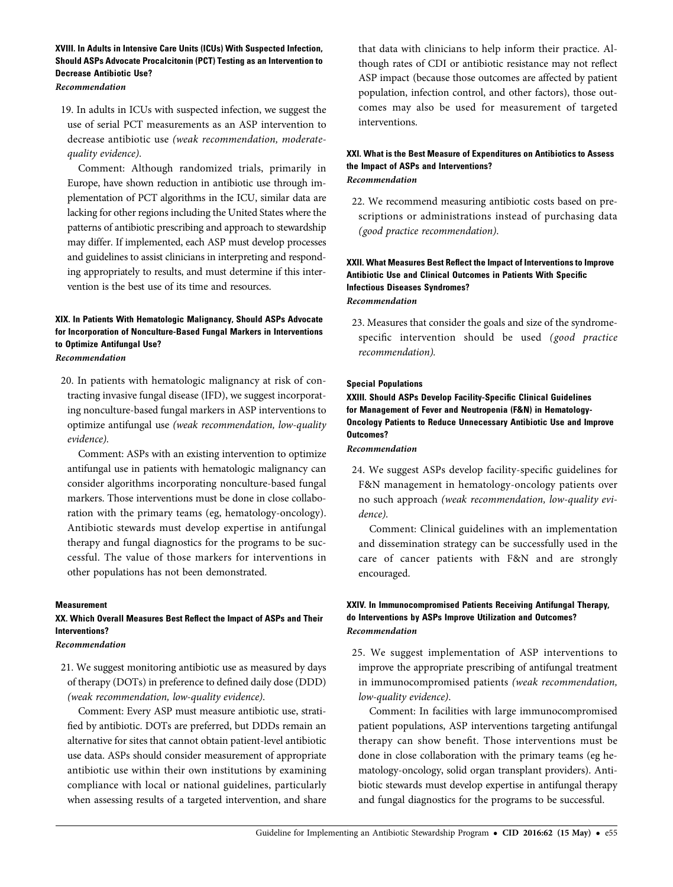### XVIII. In Adults in Intensive Care Units (ICUs) With Suspected Infection, Should ASPs Advocate Procalcitonin (PCT) Testing as an Intervention to Decrease Antibiotic Use?

*Recommendation*

19. In adults in ICUs with suspected infection, we suggest the use of serial PCT measurements as an ASP intervention to decrease antibiotic use *(weak recommendation, moderate-quality evidence)*.

    Comment: Although randomized trials, primarily in Europe, have shown reduction in antibiotic use through implementation of PCT algorithms in the ICU, similar data are lacking for other regions including the United States where the patterns of antibiotic prescribing and approach to stewardship may differ. If implemented, each ASP must develop processes and guidelines to assist clinicians in interpreting and responding appropriately to results, and must determine if this intervention is the best use of its time and resources.

### XIX. In Patients With Hematologic Malignancy, Should ASPs Advocate for Incorporation of Nonculture-Based Fungal Markers in Interventions to Optimize Antifungal Use?

*Recommendation*

20. In patients with hematologic malignancy at risk of contracting invasive fungal disease (IFD), we suggest incorporating nonculture-based fungal markers in ASP interventions to optimize antifungal use *(weak recommendation, low-quality evidence)*.

    Comment: ASPs with an existing intervention to optimize antifungal use in patients with hematologic malignancy can consider algorithms incorporating nonculture-based fungal markers. Those interventions must be done in close collaboration with the primary teams (eg, hematology-oncology). Antibiotic stewards must develop expertise in antifungal therapy and fungal diagnostics for the programs to be successful. The value of those markers for interventions in other populations has not been demonstrated.

## Measurement

### XX. Which Overall Measures Best Reflect the Impact of ASPs and Their Interventions?

*Recommendation*

21. We suggest monitoring antibiotic use as measured by days of therapy (DOTs) in preference to defined daily dose (DDD) *(weak recommendation, low-quality evidence)*.

    Comment: Every ASP must measure antibiotic use, stratified by antibiotic. DOTs are preferred, but DDDs remain an alternative for sites that cannot obtain patient-level antibiotic use data. ASPs should consider measurement of appropriate antibiotic use within their own institutions by examining compliance with local or national guidelines, particularly when assessing results of a targeted intervention, and share that data with clinicians to help inform their practice. Although rates of CDI or antibiotic resistance may not reflect ASP impact (because those outcomes are affected by patient population, infection control, and other factors), those outcomes may also be used for measurement of targeted interventions.

### XXI. What is the Best Measure of Expenditures on Antibiotics to Assess the Impact of ASPs and Interventions?

*Recommendation*

22. We recommend measuring antibiotic costs based on prescriptions or administrations instead of purchasing data *(good practice recommendation)*.

### XXII. What Measures Best Reflect the Impact of Interventions to Improve Antibiotic Use and Clinical Outcomes in Patients With Specific Infectious Diseases Syndromes?

*Recommendation*

23. Measures that consider the goals and size of the syndrome-specific intervention should be used *(good practice recommendation)*.

## Special Populations

### XXIII. Should ASPs Develop Facility-Specific Clinical Guidelines for Management of Fever and Neutropenia (F&N) in Hematology-Oncology Patients to Reduce Unnecessary Antibiotic Use and Improve Outcomes?

*Recommendation*

24. We suggest ASPs develop facility-specific guidelines for F&N management in hematology-oncology patients over no such approach *(weak recommendation, low-quality evidence)*.

    Comment: Clinical guidelines with an implementation and dissemination strategy can be successfully used in the care of cancer patients with F&N and are strongly encouraged.

### XXIV. In Immunocompromised Patients Receiving Antifungal Therapy, do Interventions by ASPs Improve Utilization and Outcomes?

*Recommendation*

25. We suggest implementation of ASP interventions to improve the appropriate prescribing of antifungal treatment in immunocompromised patients *(weak recommendation, low-quality evidence)*.

    Comment: In facilities with large immunocompromised patient populations, ASP interventions targeting antifungal therapy can show benefit. Those interventions must be done in close collaboration with the primary teams (eg hematology-oncology, solid organ transplant providers). Antibiotic stewards must develop expertise in antifungal therapy and fungal diagnostics for the programs to be successful.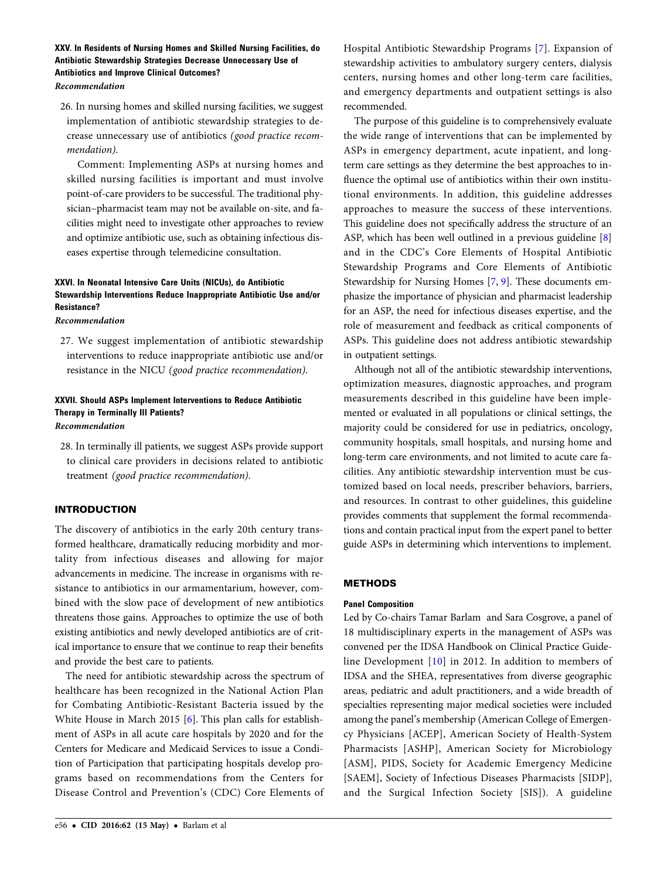### XXV. In Residents of Nursing Homes and Skilled Nursing Facilities, do Antibiotic Stewardship Strategies Decrease Unnecessary Use of Antibiotics and Improve Clinical Outcomes?

***Recommendation***

26. In nursing homes and skilled nursing facilities, we suggest implementation of antibiotic stewardship strategies to decrease unnecessary use of antibiotics *(good practice recommendation)*.

    Comment: Implementing ASPs at nursing homes and skilled nursing facilities is important and must involve point-of-care providers to be successful. The traditional physician–pharmacist team may not be available on-site, and facilities might need to investigate other approaches to review and optimize antibiotic use, such as obtaining infectious diseases expertise through telemedicine consultation.

### XXVI. In Neonatal Intensive Care Units (NICUs), do Antibiotic Stewardship Interventions Reduce Inappropriate Antibiotic Use and/or Resistance?

***Recommendation***

27. We suggest implementation of antibiotic stewardship interventions to reduce inappropriate antibiotic use and/or resistance in the NICU *(good practice recommendation)*.

### XXVII. Should ASPs Implement Interventions to Reduce Antibiotic Therapy in Terminally Ill Patients?

***Recommendation***

28. In terminally ill patients, we suggest ASPs provide support to clinical care providers in decisions related to antibiotic treatment *(good practice recommendation)*.

## INTRODUCTION

The discovery of antibiotics in the early 20th century transformed healthcare, dramatically reducing morbidity and mortality from infectious diseases and allowing for major advancements in medicine. The increase in organisms with resistance to antibiotics in our armamentarium, however, combined with the slow pace of development of new antibiotics threatens those gains. Approaches to optimize the use of both existing antibiotics and newly developed antibiotics are of critical importance to ensure that we continue to reap their benefits and provide the best care to patients.

The need for antibiotic stewardship across the spectrum of healthcare has been recognized in the National Action Plan for Combating Antibiotic-Resistant Bacteria issued by the White House in March 2015 [6]. This plan calls for establishment of ASPs in all acute care hospitals by 2020 and for the Centers for Medicare and Medicaid Services to issue a Condition of Participation that participating hospitals develop programs based on recommendations from the Centers for Disease Control and Prevention's (CDC) Core Elements of Hospital Antibiotic Stewardship Programs [7]. Expansion of stewardship activities to ambulatory surgery centers, dialysis centers, nursing homes and other long-term care facilities, and emergency departments and outpatient settings is also recommended.

The purpose of this guideline is to comprehensively evaluate the wide range of interventions that can be implemented by ASPs in emergency department, acute inpatient, and long-term care settings as they determine the best approaches to influence the optimal use of antibiotics within their own institutional environments. In addition, this guideline addresses approaches to measure the success of these interventions. This guideline does not specifically address the structure of an ASP, which has been well outlined in a previous guideline [8] and in the CDC's Core Elements of Hospital Antibiotic Stewardship Programs and Core Elements of Antibiotic Stewardship for Nursing Homes [7, 9]. These documents emphasize the importance of physician and pharmacist leadership for an ASP, the need for infectious diseases expertise, and the role of measurement and feedback as critical components of ASPs. This guideline does not address antibiotic stewardship in outpatient settings.

Although not all of the antibiotic stewardship interventions, optimization measures, diagnostic approaches, and program measurements described in this guideline have been implemented or evaluated in all populations or clinical settings, the majority could be considered for use in pediatrics, oncology, community hospitals, small hospitals, and nursing home and long-term care environments, and not limited to acute care facilities. Any antibiotic stewardship intervention must be customized based on local needs, prescriber behaviors, barriers, and resources. In contrast to other guidelines, this guideline provides comments that supplement the formal recommendations and contain practical input from the expert panel to better guide ASPs in determining which interventions to implement.

## METHODS

### Panel Composition

Led by Co-chairs Tamar Barlam and Sara Cosgrove, a panel of 18 multidisciplinary experts in the management of ASPs was convened per the IDSA Handbook on Clinical Practice Guideline Development [10] in 2012. In addition to members of IDSA and the SHEA, representatives from diverse geographic areas, pediatric and adult practitioners, and a wide breadth of specialties representing major medical societies were included among the panel's membership (American College of Emergency Physicians [ACEP], American Society of Health-System Pharmacists [ASHP], American Society for Microbiology [ASM], PIDS, Society for Academic Emergency Medicine [SAEM], Society of Infectious Diseases Pharmacists [SIDP], and the Surgical Infection Society [SIS]). A guideline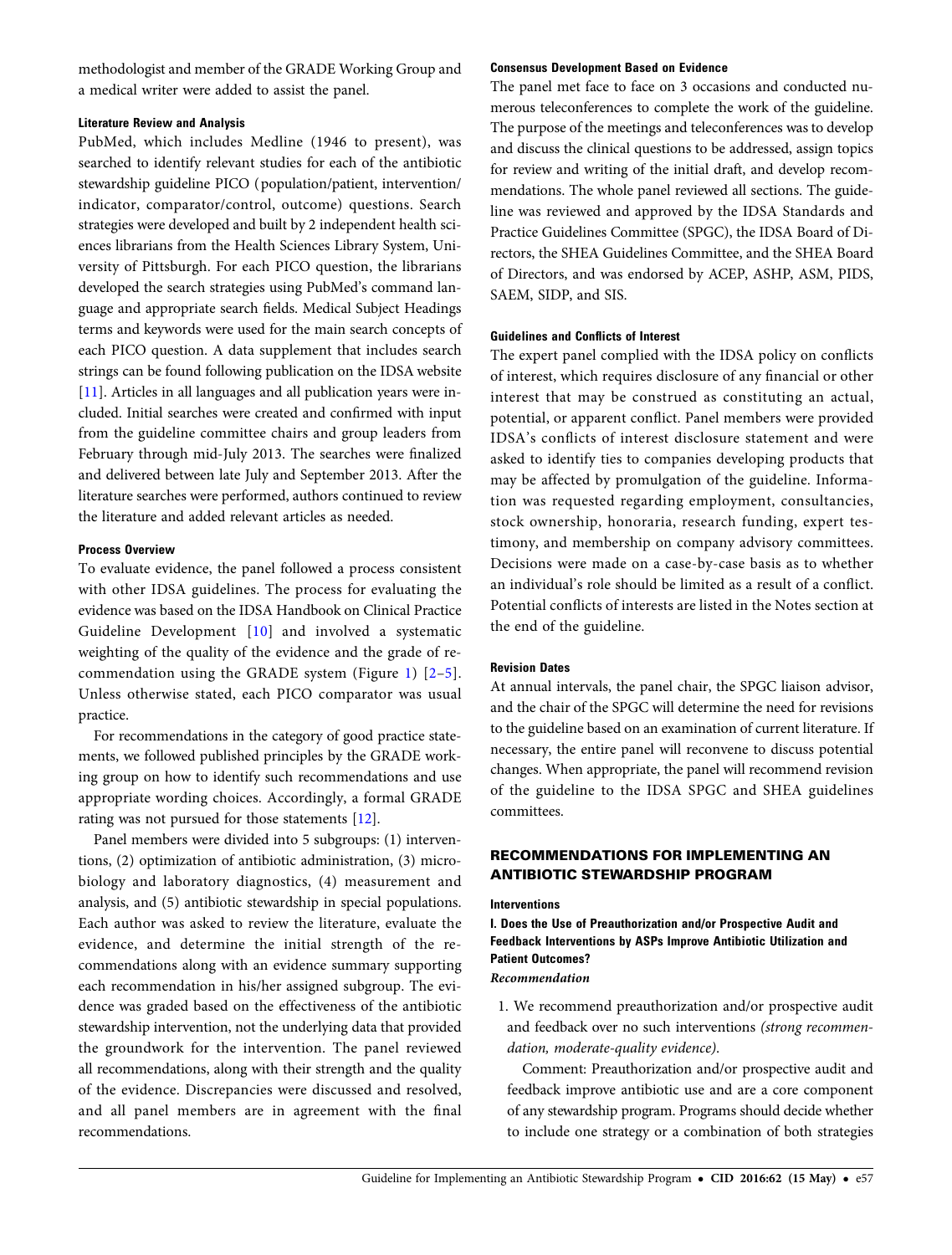methodologist and member of the GRADE Working Group and a medical writer were added to assist the panel.

#### Literature Review and Analysis

PubMed, which includes Medline (1946 to present), was searched to identify relevant studies for each of the antibiotic stewardship guideline PICO (population/patient, intervention/indicator, comparator/control, outcome) questions. Search strategies were developed and built by 2 independent health sciences librarians from the Health Sciences Library System, University of Pittsburgh. For each PICO question, the librarians developed the search strategies using PubMed's command language and appropriate search fields. Medical Subject Headings terms and keywords were used for the main search concepts of each PICO question. A data supplement that includes search strings can be found following publication on the IDSA website [11]. Articles in all languages and all publication years were included. Initial searches were created and confirmed with input from the guideline committee chairs and group leaders from February through mid-July 2013. The searches were finalized and delivered between late July and September 2013. After the literature searches were performed, authors continued to review the literature and added relevant articles as needed.

#### Process Overview

To evaluate evidence, the panel followed a process consistent with other IDSA guidelines. The process for evaluating the evidence was based on the IDSA Handbook on Clinical Practice Guideline Development [10] and involved a systematic weighting of the quality of the evidence and the grade of recommendation using the GRADE system (Figure 1) [2–5]. Unless otherwise stated, each PICO comparator was usual practice.

For recommendations in the category of good practice statements, we followed published principles by the GRADE working group on how to identify such recommendations and use appropriate wording choices. Accordingly, a formal GRADE rating was not pursued for those statements [12].

Panel members were divided into 5 subgroups: (1) interventions, (2) optimization of antibiotic administration, (3) microbiology and laboratory diagnostics, (4) measurement and analysis, and (5) antibiotic stewardship in special populations. Each author was asked to review the literature, evaluate the evidence, and determine the initial strength of the recommendations along with an evidence summary supporting each recommendation in his/her assigned subgroup. The evidence was graded based on the effectiveness of the antibiotic stewardship intervention, not the underlying data that provided the groundwork for the intervention. The panel reviewed all recommendations, along with their strength and the quality of the evidence. Discrepancies were discussed and resolved, and all panel members are in agreement with the final recommendations.

#### Consensus Development Based on Evidence

The panel met face to face on 3 occasions and conducted numerous teleconferences to complete the work of the guideline. The purpose of the meetings and teleconferences was to develop and discuss the clinical questions to be addressed, assign topics for review and writing of the initial draft, and develop recommendations. The whole panel reviewed all sections. The guideline was reviewed and approved by the IDSA Standards and Practice Guidelines Committee (SPGC), the IDSA Board of Directors, the SHEA Guidelines Committee, and the SHEA Board of Directors, and was endorsed by ACEP, ASHP, ASM, PIDS, SAEM, SIDP, and SIS.

#### Guidelines and Conflicts of Interest

The expert panel complied with the IDSA policy on conflicts of interest, which requires disclosure of any financial or other interest that may be construed as constituting an actual, potential, or apparent conflict. Panel members were provided IDSA's conflicts of interest disclosure statement and were asked to identify ties to companies developing products that may be affected by promulgation of the guideline. Information was requested regarding employment, consultancies, stock ownership, honoraria, research funding, expert testimony, and membership on company advisory committees. Decisions were made on a case-by-case basis as to whether an individual's role should be limited as a result of a conflict. Potential conflicts of interests are listed in the Notes section at the end of the guideline.

#### Revision Dates

At annual intervals, the panel chair, the SPGC liaison advisor, and the chair of the SPGC will determine the need for revisions to the guideline based on an examination of current literature. If necessary, the entire panel will reconvene to discuss potential changes. When appropriate, the panel will recommend revision of the guideline to the IDSA SPGC and SHEA guidelines committees.

## RECOMMENDATIONS FOR IMPLEMENTING AN ANTIBIOTIC STEWARDSHIP PROGRAM

### Interventions

#### I. Does the Use of Preauthorization and/or Prospective Audit and Feedback Interventions by ASPs Improve Antibiotic Utilization and Patient Outcomes?

***Recommendation***

1. We recommend preauthorization and/or prospective audit and feedback over no such interventions *(strong recommendation, moderate-quality evidence)*.

   Comment: Preauthorization and/or prospective audit and feedback improve antibiotic use and are a core component of any stewardship program. Programs should decide whether to include one strategy or a combination of both strategies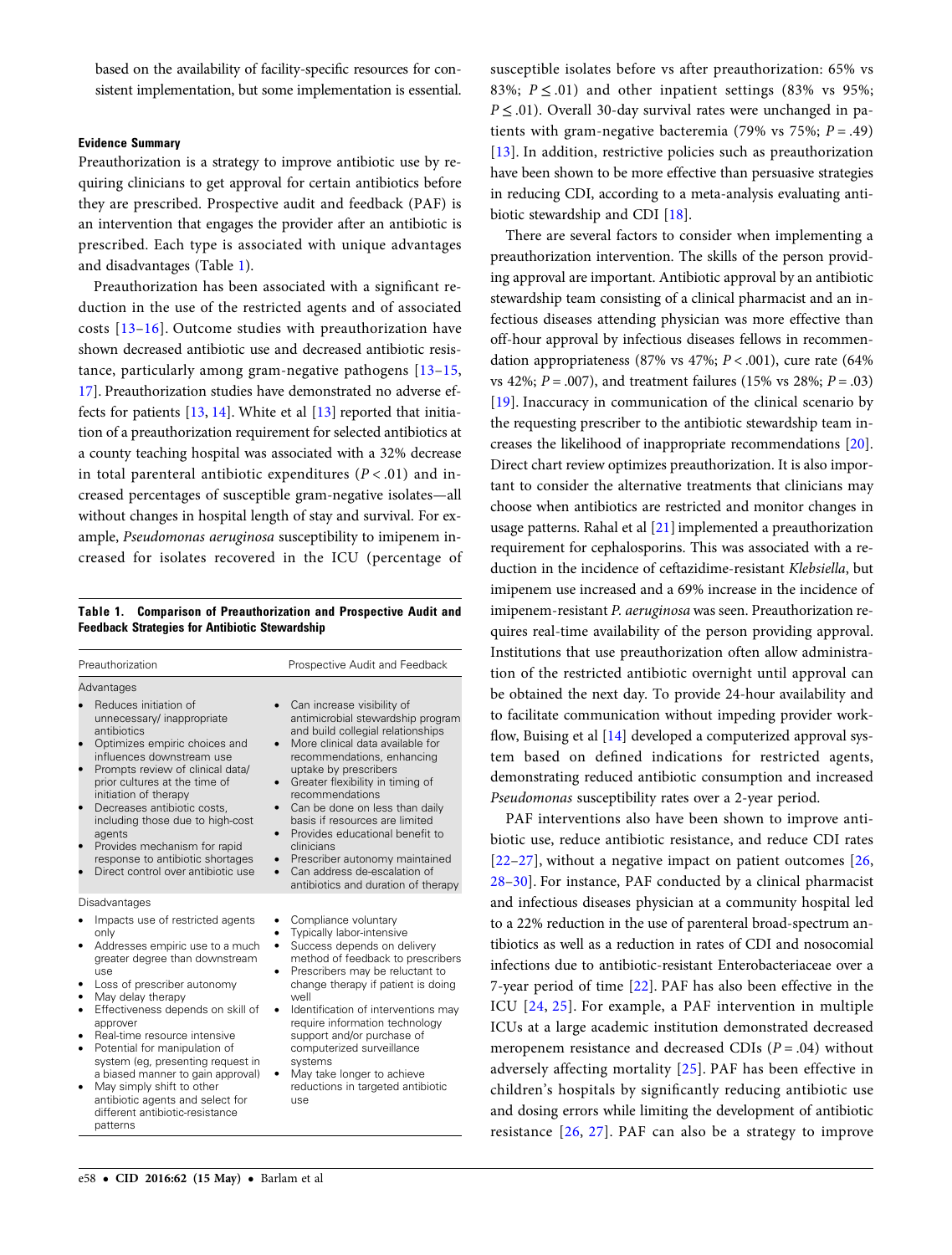based on the availability of facility-specific resources for consistent implementation, but some implementation is essential.

**Evidence Summary**

Preauthorization is a strategy to improve antibiotic use by requiring clinicians to get approval for certain antibiotics before they are prescribed. Prospective audit and feedback (PAF) is an intervention that engages the provider after an antibiotic is prescribed. Each type is associated with unique advantages and disadvantages (Table 1).

Preauthorization has been associated with a significant reduction in the use of the restricted agents and of associated costs [13–16]. Outcome studies with preauthorization have shown decreased antibiotic use and decreased antibiotic resistance, particularly among gram-negative pathogens [13–15, 17]. Preauthorization studies have demonstrated no adverse effects for patients [13, 14]. White et al [13] reported that initiation of a preauthorization requirement for selected antibiotics at a county teaching hospital was associated with a 32% decrease in total parenteral antibiotic expenditures ($P < .01$) and increased percentages of susceptible gram-negative isolates—all without changes in hospital length of stay and survival. For example, *Pseudomonas aeruginosa* susceptibility to imipenem increased for isolates recovered in the ICU (percentage of susceptible isolates before vs after preauthorization: 65% vs 83%; $P \leq .01$) and other inpatient settings (83% vs 95%; $P \leq .01$). Overall 30-day survival rates were unchanged in patients with gram-negative bacteremia (79% vs 75%; $P = .49$) [13]. In addition, restrictive policies such as preauthorization have been shown to be more effective than persuasive strategies in reducing CDI, according to a meta-analysis evaluating antibiotic stewardship and CDI [18].

**Table 1. Comparison of Preauthorization and Prospective Audit and Feedback Strategies for Antibiotic Stewardship**

| Preauthorization | Prospective Audit and Feedback |
|---|---|
| **Advantages** | |
| • Reduces initiation of unnecessary/ inappropriate antibiotics<br>• Optimizes empiric choices and influences downstream use<br>• Prompts review of clinical data/ prior cultures at the time of initiation of therapy<br>• Decreases antibiotic costs, including those due to high-cost agents<br>• Provides mechanism for rapid response to antibiotic shortages<br>• Direct control over antibiotic use | • Can increase visibility of antimicrobial stewardship program and build collegial relationships<br>• More clinical data available for recommendations, enhancing uptake by prescribers<br>• Greater flexibility in timing of recommendations<br>• Can be done on less than daily basis if resources are limited<br>• Provides educational benefit to clinicians<br>• Prescriber autonomy maintained<br>• Can address de-escalation of antibiotics and duration of therapy |
| **Disadvantages** | |
| • Impacts use of restricted agents only<br>• Addresses empiric use to a much greater degree than downstream use<br>• Loss of prescriber autonomy<br>• May delay therapy<br>• Effectiveness depends on skill of approver<br>• Real-time resource intensive<br>• Potential for manipulation of system (eg, presenting request in a biased manner to gain approval)<br>• May simply shift to other antibiotic agents and select for different antibiotic-resistance patterns | • Compliance voluntary<br>• Typically labor-intensive<br>• Success depends on delivery method of feedback to prescribers<br>• Prescribers may be reluctant to change therapy if patient is doing well<br>• Identification of interventions may require information technology support and/or purchase of computerized surveillance systems<br>• May take longer to achieve reductions in targeted antibiotic use |

There are several factors to consider when implementing a preauthorization intervention. The skills of the person providing approval are important. Antibiotic approval by an antibiotic stewardship team consisting of a clinical pharmacist and an infectious diseases attending physician was more effective than off-hour approval by infectious diseases fellows in recommendation appropriateness (87% vs 47%; $P < .001$), cure rate (64% vs 42%; $P = .007$), and treatment failures (15% vs 28%; $P = .03$) [19]. Inaccuracy in communication of the clinical scenario by the requesting prescriber to the antibiotic stewardship team increases the likelihood of inappropriate recommendations [20]. Direct chart review optimizes preauthorization. It is also important to consider the alternative treatments that clinicians may choose when antibiotics are restricted and monitor changes in usage patterns. Rahal et al [21] implemented a preauthorization requirement for cephalosporins. This was associated with a reduction in the incidence of ceftazidime-resistant *Klebsiella*, but imipenem use increased and a 69% increase in the incidence of imipenem-resistant *P. aeruginosa* was seen. Preauthorization requires real-time availability of the person providing approval. Institutions that use preauthorization often allow administration of the restricted antibiotic overnight until approval can be obtained the next day. To provide 24-hour availability and to facilitate communication without impeding provider workflow, Buising et al [14] developed a computerized approval system based on defined indications for restricted agents, demonstrating reduced antibiotic consumption and increased *Pseudomonas* susceptibility rates over a 2-year period.

PAF interventions also have been shown to improve antibiotic use, reduce antibiotic resistance, and reduce CDI rates [22–27], without a negative impact on patient outcomes [26, 28–30]. For instance, PAF conducted by a clinical pharmacist and infectious diseases physician at a community hospital led to a 22% reduction in the use of parenteral broad-spectrum antibiotics as well as a reduction in rates of CDI and nosocomial infections due to antibiotic-resistant Enterobacteriaceae over a 7-year period of time [22]. PAF has also been effective in the ICU [24, 25]. For example, a PAF intervention in multiple ICUs at a large academic institution demonstrated decreased meropenem resistance and decreased CDIs ($P = .04$) without adversely affecting mortality [25]. PAF has been effective in children's hospitals by significantly reducing antibiotic use and dosing errors while limiting the development of antibiotic resistance [26, 27]. PAF can also be a strategy to improve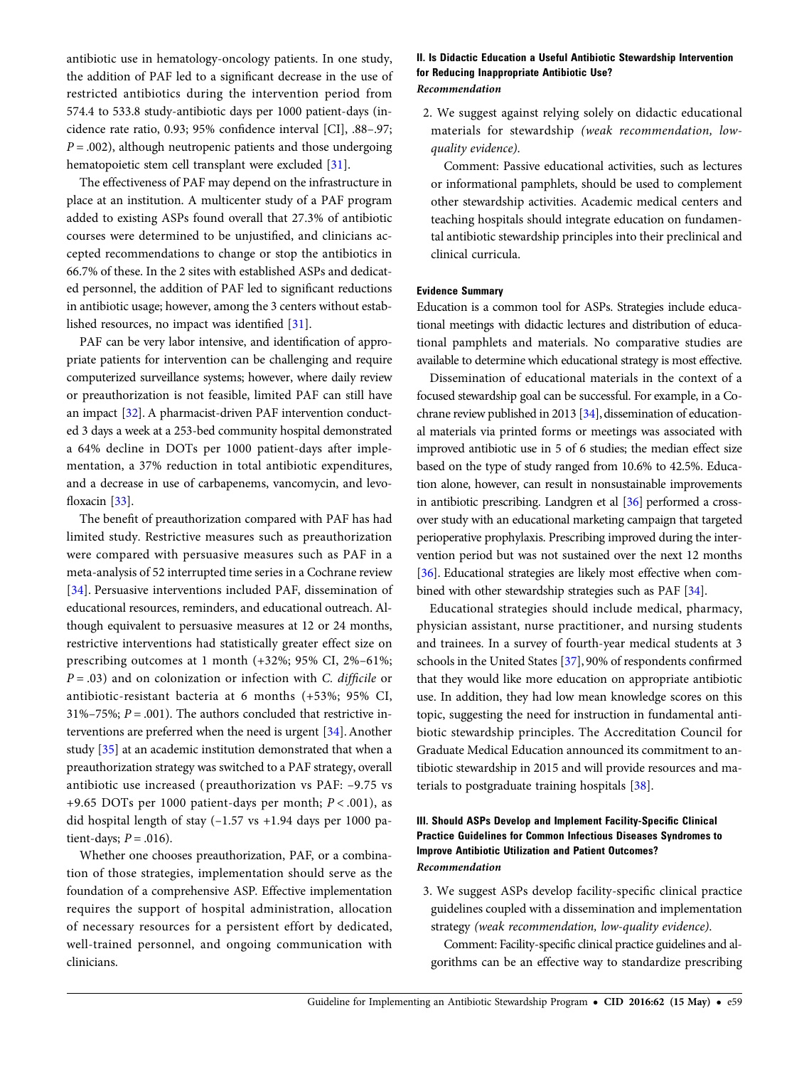antibiotic use in hematology-oncology patients. In one study, the addition of PAF led to a significant decrease in the use of restricted antibiotics during the intervention period from 574.4 to 533.8 study-antibiotic days per 1000 patient-days (incidence rate ratio, 0.93; 95% confidence interval [CI], .88–.97; $P = .002$), although neutropenic patients and those undergoing hematopoietic stem cell transplant were excluded [31].

The effectiveness of PAF may depend on the infrastructure in place at an institution. A multicenter study of a PAF program added to existing ASPs found overall that 27.3% of antibiotic courses were determined to be unjustified, and clinicians accepted recommendations to change or stop the antibiotics in 66.7% of these. In the 2 sites with established ASPs and dedicated personnel, the addition of PAF led to significant reductions in antibiotic usage; however, among the 3 centers without established resources, no impact was identified [31].

PAF can be very labor intensive, and identification of appropriate patients for intervention can be challenging and require computerized surveillance systems; however, where daily review or preauthorization is not feasible, limited PAF can still have an impact [32]. A pharmacist-driven PAF intervention conducted 3 days a week at a 253-bed community hospital demonstrated a 64% decline in DOTs per 1000 patient-days after implementation, a 37% reduction in total antibiotic expenditures, and a decrease in use of carbapenems, vancomycin, and levofloxacin [33].

The benefit of preauthorization compared with PAF has had limited study. Restrictive measures such as preauthorization were compared with persuasive measures such as PAF in a meta-analysis of 52 interrupted time series in a Cochrane review [34]. Persuasive interventions included PAF, dissemination of educational resources, reminders, and educational outreach. Although equivalent to persuasive measures at 12 or 24 months, restrictive interventions had statistically greater effect size on prescribing outcomes at 1 month (+32%; 95% CI, 2%–61%; $P = .03$) and on colonization or infection with *C. difficile* or antibiotic-resistant bacteria at 6 months (+53%; 95% CI, 31%–75%; $P = .001$). The authors concluded that restrictive interventions are preferred when the need is urgent [34]. Another study [35] at an academic institution demonstrated that when a preauthorization strategy was switched to a PAF strategy, overall antibiotic use increased (preauthorization vs PAF: −9.75 vs +9.65 DOTs per 1000 patient-days per month; $P < .001$), as did hospital length of stay (−1.57 vs +1.94 days per 1000 patient-days; $P = .016$).

Whether one chooses preauthorization, PAF, or a combination of those strategies, implementation should serve as the foundation of a comprehensive ASP. Effective implementation requires the support of hospital administration, allocation of necessary resources for a persistent effort by dedicated, well-trained personnel, and ongoing communication with clinicians.

### II. Is Didactic Education a Useful Antibiotic Stewardship Intervention for Reducing Inappropriate Antibiotic Use?

***Recommendation***

2. We suggest against relying solely on didactic educational materials for stewardship *(weak recommendation, low-quality evidence)*.

   Comment: Passive educational activities, such as lectures or informational pamphlets, should be used to complement other stewardship activities. Academic medical centers and teaching hospitals should integrate education on fundamental antibiotic stewardship principles into their preclinical and clinical curricula.

#### Evidence Summary

Education is a common tool for ASPs. Strategies include educational meetings with didactic lectures and distribution of educational pamphlets and materials. No comparative studies are available to determine which educational strategy is most effective.

Dissemination of educational materials in the context of a focused stewardship goal can be successful. For example, in a Cochrane review published in 2013 [34], dissemination of educational materials via printed forms or meetings was associated with improved antibiotic use in 5 of 6 studies; the median effect size based on the type of study ranged from 10.6% to 42.5%. Education alone, however, can result in nonsustainable improvements in antibiotic prescribing. Landgren et al [36] performed a crossover study with an educational marketing campaign that targeted perioperative prophylaxis. Prescribing improved during the intervention period but was not sustained over the next 12 months [36]. Educational strategies are likely most effective when combined with other stewardship strategies such as PAF [34].

Educational strategies should include medical, pharmacy, physician assistant, nurse practitioner, and nursing students and trainees. In a survey of fourth-year medical students at 3 schools in the United States [37], 90% of respondents confirmed that they would like more education on appropriate antibiotic use. In addition, they had low mean knowledge scores on this topic, suggesting the need for instruction in fundamental antibiotic stewardship principles. The Accreditation Council for Graduate Medical Education announced its commitment to antibiotic stewardship in 2015 and will provide resources and materials to postgraduate training hospitals [38].

### III. Should ASPs Develop and Implement Facility-Specific Clinical Practice Guidelines for Common Infectious Diseases Syndromes to Improve Antibiotic Utilization and Patient Outcomes?

***Recommendation***

3. We suggest ASPs develop facility-specific clinical practice guidelines coupled with a dissemination and implementation strategy *(weak recommendation, low-quality evidence)*.

   Comment: Facility-specific clinical practice guidelines and algorithms can be an effective way to standardize prescribing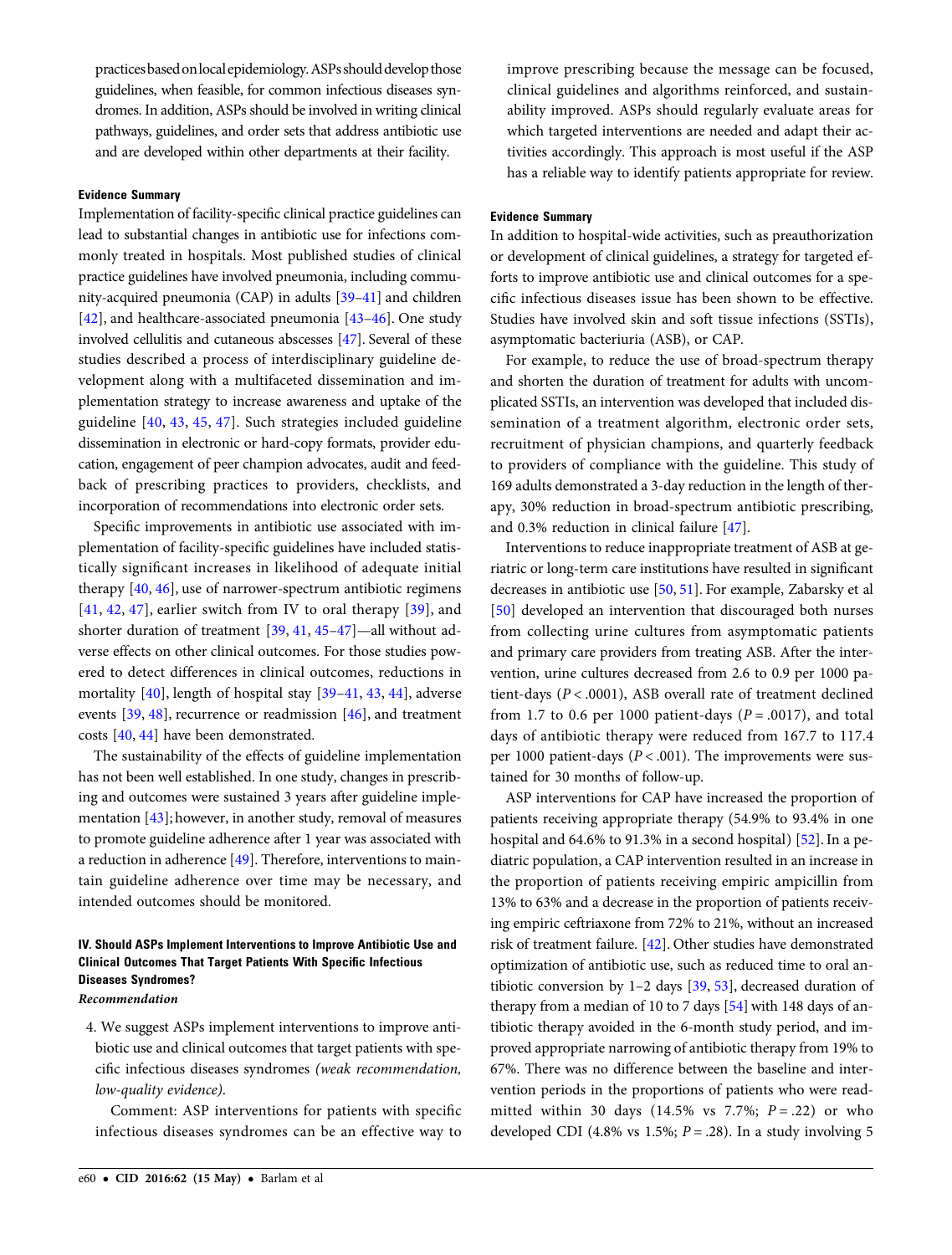practices based on local epidemiology. ASPs should develop those guidelines, when feasible, for common infectious diseases syndromes. In addition, ASPs should be involved in writing clinical pathways, guidelines, and order sets that address antibiotic use and are developed within other departments at their facility.

#### Evidence Summary

Implementation of facility-specific clinical practice guidelines can lead to substantial changes in antibiotic use for infections commonly treated in hospitals. Most published studies of clinical practice guidelines have involved pneumonia, including community-acquired pneumonia (CAP) in adults [39–41] and children [42], and healthcare-associated pneumonia [43–46]. One study involved cellulitis and cutaneous abscesses [47]. Several of these studies described a process of interdisciplinary guideline development along with a multifaceted dissemination and implementation strategy to increase awareness and uptake of the guideline [40, 43, 45, 47]. Such strategies included guideline dissemination in electronic or hard-copy formats, provider education, engagement of peer champion advocates, audit and feedback of prescribing practices to providers, checklists, and incorporation of recommendations into electronic order sets.

Specific improvements in antibiotic use associated with implementation of facility-specific guidelines have included statistically significant increases in likelihood of adequate initial therapy [40, 46], use of narrower-spectrum antibiotic regimens [41, 42, 47], earlier switch from IV to oral therapy [39], and shorter duration of treatment [39, 41, 45–47]—all without adverse effects on other clinical outcomes. For those studies powered to detect differences in clinical outcomes, reductions in mortality [40], length of hospital stay [39–41, 43, 44], adverse events [39, 48], recurrence or readmission [46], and treatment costs [40, 44] have been demonstrated.

The sustainability of the effects of guideline implementation has not been well established. In one study, changes in prescribing and outcomes were sustained 3 years after guideline implementation [43]; however, in another study, removal of measures to promote guideline adherence after 1 year was associated with a reduction in adherence [49]. Therefore, interventions to maintain guideline adherence over time may be necessary, and intended outcomes should be monitored.

### IV. Should ASPs Implement Interventions to Improve Antibiotic Use and Clinical Outcomes That Target Patients With Specific Infectious Diseases Syndromes?

*Recommendation*

4. We suggest ASPs implement interventions to improve antibiotic use and clinical outcomes that target patients with specific infectious diseases syndromes *(weak recommendation, low-quality evidence)*.

   Comment: ASP interventions for patients with specific infectious diseases syndromes can be an effective way to improve prescribing because the message can be focused, clinical guidelines and algorithms reinforced, and sustainability improved. ASPs should regularly evaluate areas for which targeted interventions are needed and adapt their activities accordingly. This approach is most useful if the ASP has a reliable way to identify patients appropriate for review.

#### Evidence Summary

In addition to hospital-wide activities, such as preauthorization or development of clinical guidelines, a strategy for targeted efforts to improve antibiotic use and clinical outcomes for a specific infectious diseases issue has been shown to be effective. Studies have involved skin and soft tissue infections (SSTIs), asymptomatic bacteriuria (ASB), or CAP.

For example, to reduce the use of broad-spectrum therapy and shorten the duration of treatment for adults with uncomplicated SSTIs, an intervention was developed that included dissemination of a treatment algorithm, electronic order sets, recruitment of physician champions, and quarterly feedback to providers of compliance with the guideline. This study of 169 adults demonstrated a 3-day reduction in the length of therapy, 30% reduction in broad-spectrum antibiotic prescribing, and 0.3% reduction in clinical failure [47].

Interventions to reduce inappropriate treatment of ASB at geriatric or long-term care institutions have resulted in significant decreases in antibiotic use [50, 51]. For example, Zabarsky et al [50] developed an intervention that discouraged both nurses from collecting urine cultures from asymptomatic patients and primary care providers from treating ASB. After the intervention, urine cultures decreased from 2.6 to 0.9 per 1000 patient-days ($P < .0001$), ASB overall rate of treatment declined from 1.7 to 0.6 per 1000 patient-days ($P = .0017$), and total days of antibiotic therapy were reduced from 167.7 to 117.4 per 1000 patient-days ($P < .001$). The improvements were sustained for 30 months of follow-up.

ASP interventions for CAP have increased the proportion of patients receiving appropriate therapy (54.9% to 93.4% in one hospital and 64.6% to 91.3% in a second hospital) [52]. In a pediatric population, a CAP intervention resulted in an increase in the proportion of patients receiving empiric ampicillin from 13% to 63% and a decrease in the proportion of patients receiving empiric ceftriaxone from 72% to 21%, without an increased risk of treatment failure. [42]. Other studies have demonstrated optimization of antibiotic use, such as reduced time to oral antibiotic conversion by 1–2 days [39, 53], decreased duration of therapy from a median of 10 to 7 days [54] with 148 days of antibiotic therapy avoided in the 6-month study period, and improved appropriate narrowing of antibiotic therapy from 19% to 67%. There was no difference between the baseline and intervention periods in the proportions of patients who were readmitted within 30 days (14.5% vs 7.7%; $P = .22$) or who developed CDI (4.8% vs 1.5%; $P = .28$). In a study involving 5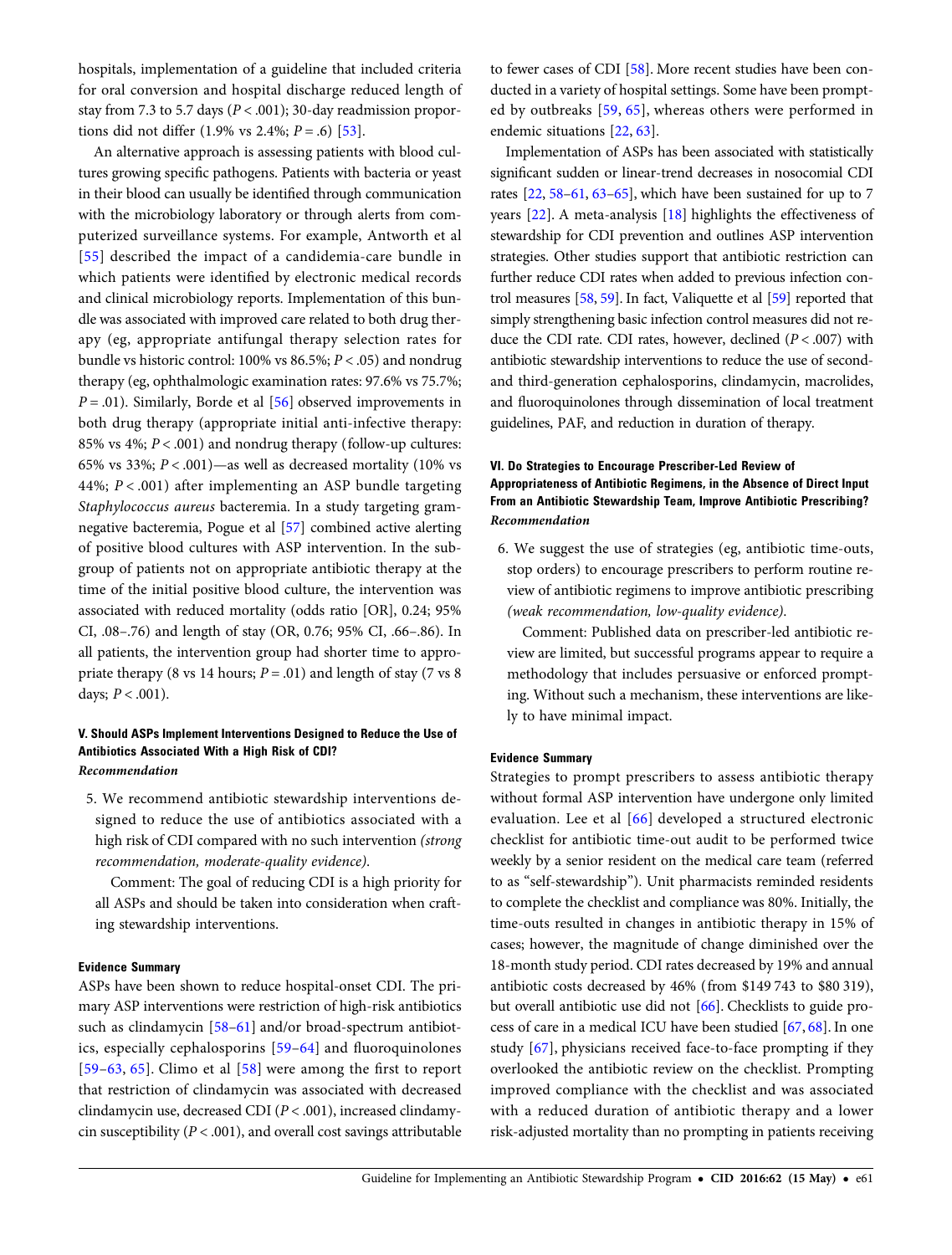hospitals, implementation of a guideline that included criteria for oral conversion and hospital discharge reduced length of stay from 7.3 to 5.7 days ($P < .001$); 30-day readmission proportions did not differ (1.9% vs 2.4%; $P = .6$) [53].

An alternative approach is assessing patients with blood cultures growing specific pathogens. Patients with bacteria or yeast in their blood can usually be identified through communication with the microbiology laboratory or through alerts from computerized surveillance systems. For example, Antworth et al [55] described the impact of a candidemia-care bundle in which patients were identified by electronic medical records and clinical microbiology reports. Implementation of this bundle was associated with improved care related to both drug therapy (eg, appropriate antifungal therapy selection rates for bundle vs historic control: 100% vs 86.5%; $P < .05$) and nondrug therapy (eg, ophthalmologic examination rates: 97.6% vs 75.7%; $P = .01$). Similarly, Borde et al [56] observed improvements in both drug therapy (appropriate initial anti-infective therapy: 85% vs 4%; $P < .001$) and nondrug therapy (follow-up cultures: 65% vs 33%; $P < .001$)—as well as decreased mortality (10% vs 44%; $P < .001$) after implementing an ASP bundle targeting *Staphylococcus aureus* bacteremia. In a study targeting gram-negative bacteremia, Pogue et al [57] combined active alerting of positive blood cultures with ASP intervention. In the subgroup of patients not on appropriate antibiotic therapy at the time of the initial positive blood culture, the intervention was associated with reduced mortality (odds ratio [OR], 0.24; 95% CI, .08–.76) and length of stay (OR, 0.76; 95% CI, .66–.86). In all patients, the intervention group had shorter time to appropriate therapy (8 vs 14 hours; $P = .01$) and length of stay (7 vs 8 days; $P < .001$).

### V. Should ASPs Implement Interventions Designed to Reduce the Use of Antibiotics Associated With a High Risk of CDI?

***Recommendation***

5. We recommend antibiotic stewardship interventions designed to reduce the use of antibiotics associated with a high risk of CDI compared with no such intervention *(strong recommendation, moderate-quality evidence).*

   Comment: The goal of reducing CDI is a high priority for all ASPs and should be taken into consideration when crafting stewardship interventions.

#### Evidence Summary

ASPs have been shown to reduce hospital-onset CDI. The primary ASP interventions were restriction of high-risk antibiotics such as clindamycin [58–61] and/or broad-spectrum antibiotics, especially cephalosporins [59–64] and fluoroquinolones [59–63, 65]. Climo et al [58] were among the first to report that restriction of clindamycin was associated with decreased clindamycin use, decreased CDI ($P < .001$), increased clindamycin susceptibility ($P < .001$), and overall cost savings attributable to fewer cases of CDI [58]. More recent studies have been conducted in a variety of hospital settings. Some have been prompted by outbreaks [59, 65], whereas others were performed in endemic situations [22, 63].

Implementation of ASPs has been associated with statistically significant sudden or linear-trend decreases in nosocomial CDI rates [22, 58–61, 63–65], which have been sustained for up to 7 years [22]. A meta-analysis [18] highlights the effectiveness of stewardship for CDI prevention and outlines ASP intervention strategies. Other studies support that antibiotic restriction can further reduce CDI rates when added to previous infection control measures [58, 59]. In fact, Valiquette et al [59] reported that simply strengthening basic infection control measures did not reduce the CDI rate. CDI rates, however, declined ($P < .007$) with antibiotic stewardship interventions to reduce the use of second- and third-generation cephalosporins, clindamycin, macrolides, and fluoroquinolones through dissemination of local treatment guidelines, PAF, and reduction in duration of therapy.

### VI. Do Strategies to Encourage Prescriber-Led Review of Appropriateness of Antibiotic Regimens, in the Absence of Direct Input From an Antibiotic Stewardship Team, Improve Antibiotic Prescribing?

***Recommendation***

6. We suggest the use of strategies (eg, antibiotic time-outs, stop orders) to encourage prescribers to perform routine review of antibiotic regimens to improve antibiotic prescribing *(weak recommendation, low-quality evidence).*

   Comment: Published data on prescriber-led antibiotic review are limited, but successful programs appear to require a methodology that includes persuasive or enforced prompting. Without such a mechanism, these interventions are likely to have minimal impact.

#### Evidence Summary

Strategies to prompt prescribers to assess antibiotic therapy without formal ASP intervention have undergone only limited evaluation. Lee et al [66] developed a structured electronic checklist for antibiotic time-out audit to be performed twice weekly by a senior resident on the medical care team (referred to as "self-stewardship"). Unit pharmacists reminded residents to complete the checklist and compliance was 80%. Initially, the time-outs resulted in changes in antibiotic therapy in 15% of cases; however, the magnitude of change diminished over the 18-month study period. CDI rates decreased by 19% and annual antibiotic costs decreased by 46% (from $149 743 to $80 319), but overall antibiotic use did not [66]. Checklists to guide process of care in a medical ICU have been studied [67, 68]. In one study [67], physicians received face-to-face prompting if they overlooked the antibiotic review on the checklist. Prompting improved compliance with the checklist and was associated with a reduced duration of antibiotic therapy and a lower risk-adjusted mortality than no prompting in patients receiving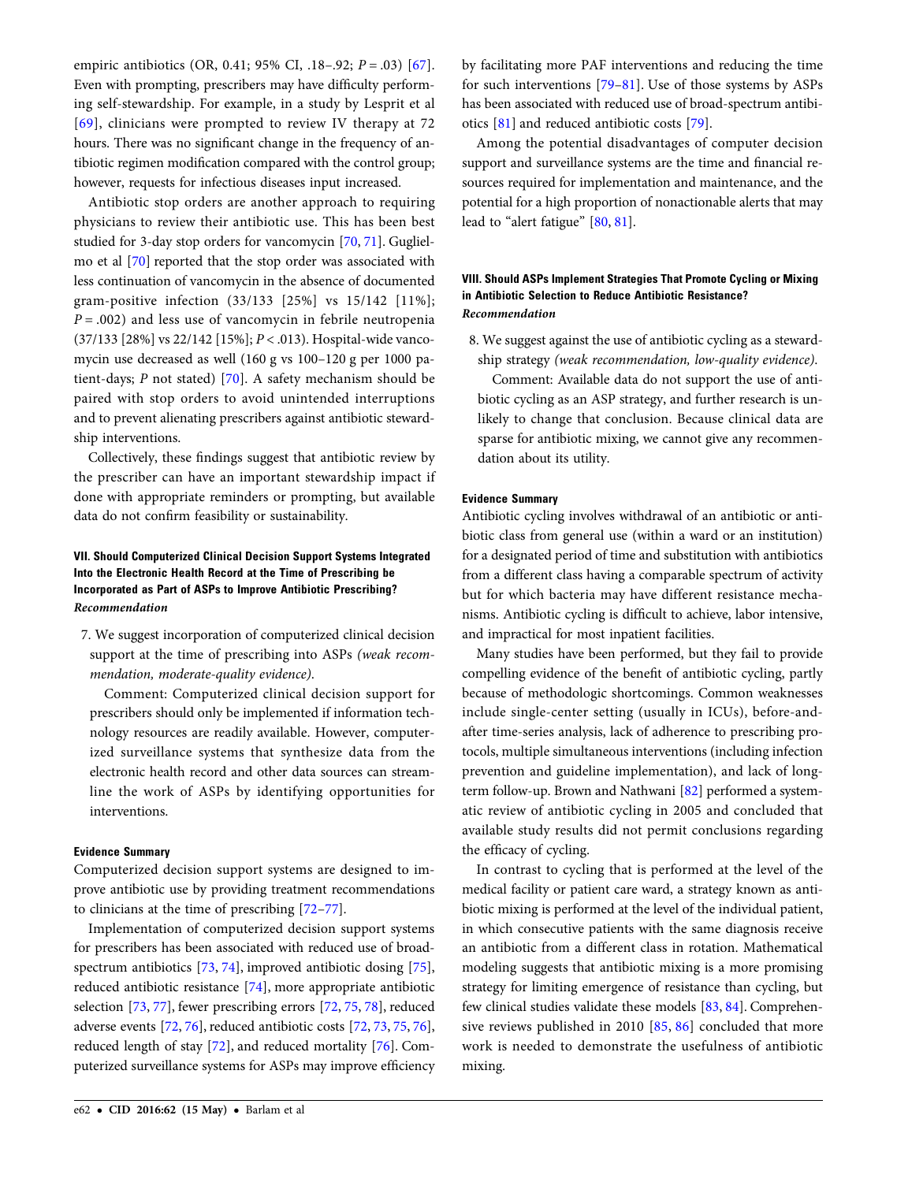empiric antibiotics (OR, 0.41; 95% CI, .18–.92; $P = .03$) [67]. Even with prompting, prescribers may have difficulty performing self-stewardship. For example, in a study by Lesprit et al [69], clinicians were prompted to review IV therapy at 72 hours. There was no significant change in the frequency of antibiotic regimen modification compared with the control group; however, requests for infectious diseases input increased.

Antibiotic stop orders are another approach to requiring physicians to review their antibiotic use. This has been best studied for 3-day stop orders for vancomycin [70, 71]. Guglielmo et al [70] reported that the stop order was associated with less continuation of vancomycin in the absence of documented gram-positive infection (33/133 [25%] vs 15/142 [11%]; $P = .002$) and less use of vancomycin in febrile neutropenia (37/133 [28%] vs 22/142 [15%]; $P < .013$). Hospital-wide vancomycin use decreased as well (160 g vs 100–120 g per 1000 patient-days; $P$ not stated) [70]. A safety mechanism should be paired with stop orders to avoid unintended interruptions and to prevent alienating prescribers against antibiotic stewardship interventions.

Collectively, these findings suggest that antibiotic review by the prescriber can have an important stewardship impact if done with appropriate reminders or prompting, but available data do not confirm feasibility or sustainability.

#### VII. Should Computerized Clinical Decision Support Systems Integrated Into the Electronic Health Record at the Time of Prescribing be Incorporated as Part of ASPs to Improve Antibiotic Prescribing?

***Recommendation***

7. We suggest incorporation of computerized clinical decision support at the time of prescribing into ASPs *(weak recommendation, moderate-quality evidence)*.

   Comment: Computerized clinical decision support for prescribers should only be implemented if information technology resources are readily available. However, computerized surveillance systems that synthesize data from the electronic health record and other data sources can streamline the work of ASPs by identifying opportunities for interventions.

#### Evidence Summary

Computerized decision support systems are designed to improve antibiotic use by providing treatment recommendations to clinicians at the time of prescribing [72–77].

Implementation of computerized decision support systems for prescribers has been associated with reduced use of broad-spectrum antibiotics [73, 74], improved antibiotic dosing [75], reduced antibiotic resistance [74], more appropriate antibiotic selection [73, 77], fewer prescribing errors [72, 75, 78], reduced adverse events [72, 76], reduced antibiotic costs [72, 73, 75, 76], reduced length of stay [72], and reduced mortality [76]. Computerized surveillance systems for ASPs may improve efficiency by facilitating more PAF interventions and reducing the time for such interventions [79–81]. Use of those systems by ASPs has been associated with reduced use of broad-spectrum antibiotics [81] and reduced antibiotic costs [79].

Among the potential disadvantages of computer decision support and surveillance systems are the time and financial resources required for implementation and maintenance, and the potential for a high proportion of nonactionable alerts that may lead to "alert fatigue" [80, 81].

#### VIII. Should ASPs Implement Strategies That Promote Cycling or Mixing in Antibiotic Selection to Reduce Antibiotic Resistance?

***Recommendation***

8. We suggest against the use of antibiotic cycling as a stewardship strategy *(weak recommendation, low-quality evidence)*.

   Comment: Available data do not support the use of antibiotic cycling as an ASP strategy, and further research is unlikely to change that conclusion. Because clinical data are sparse for antibiotic mixing, we cannot give any recommendation about its utility.

#### Evidence Summary

Antibiotic cycling involves withdrawal of an antibiotic or antibiotic class from general use (within a ward or an institution) for a designated period of time and substitution with antibiotics from a different class having a comparable spectrum of activity but for which bacteria may have different resistance mechanisms. Antibiotic cycling is difficult to achieve, labor intensive, and impractical for most inpatient facilities.

Many studies have been performed, but they fail to provide compelling evidence of the benefit of antibiotic cycling, partly because of methodologic shortcomings. Common weaknesses include single-center setting (usually in ICUs), before-and-after time-series analysis, lack of adherence to prescribing protocols, multiple simultaneous interventions (including infection prevention and guideline implementation), and lack of long-term follow-up. Brown and Nathwani [82] performed a systematic review of antibiotic cycling in 2005 and concluded that available study results did not permit conclusions regarding the efficacy of cycling.

In contrast to cycling that is performed at the level of the medical facility or patient care ward, a strategy known as antibiotic mixing is performed at the level of the individual patient, in which consecutive patients with the same diagnosis receive an antibiotic from a different class in rotation. Mathematical modeling suggests that antibiotic mixing is a more promising strategy for limiting emergence of resistance than cycling, but few clinical studies validate these models [83, 84]. Comprehensive reviews published in 2010 [85, 86] concluded that more work is needed to demonstrate the usefulness of antibiotic mixing.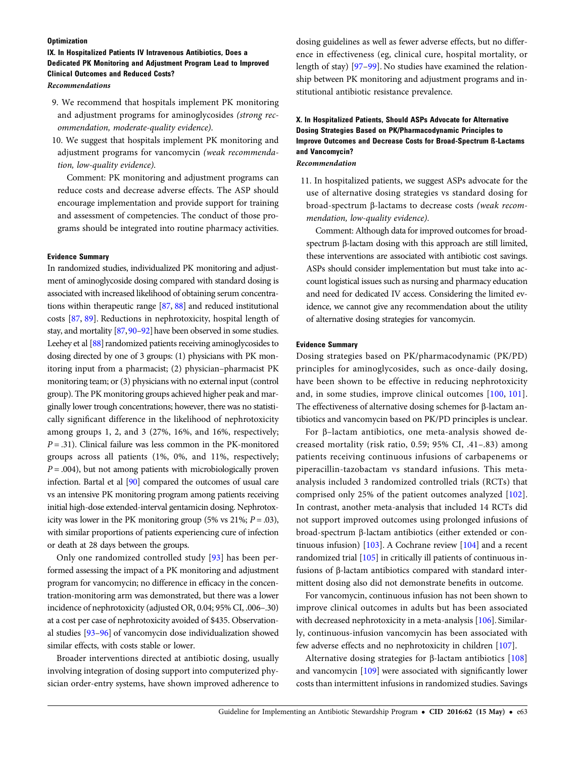### Optimization

### IX. In Hospitalized Patients IV Intravenous Antibiotics, Does a Dedicated PK Monitoring and Adjustment Program Lead to Improved Clinical Outcomes and Reduced Costs?

*Recommendations*

9. We recommend that hospitals implement PK monitoring and adjustment programs for aminoglycosides *(strong recommendation, moderate-quality evidence).*
10. We suggest that hospitals implement PK monitoring and adjustment programs for vancomycin *(weak recommendation, low-quality evidence).*

 Comment: PK monitoring and adjustment programs can reduce costs and decrease adverse effects. The ASP should encourage implementation and provide support for training and assessment of competencies. The conduct of those programs should be integrated into routine pharmacy activities.

#### Evidence Summary

In randomized studies, individualized PK monitoring and adjustment of aminoglycoside dosing compared with standard dosing is associated with increased likelihood of obtaining serum concentrations within therapeutic range [87, 88] and reduced institutional costs [87, 89]. Reductions in nephrotoxicity, hospital length of stay, and mortality [87, 90–92] have been observed in some studies. Leehey et al [88] randomized patients receiving aminoglycosides to dosing directed by one of 3 groups: (1) physicians with PK monitoring input from a pharmacist; (2) physician–pharmacist PK monitoring team; or (3) physicians with no external input (control group). The PK monitoring groups achieved higher peak and marginally lower trough concentrations; however, there was no statistically significant difference in the likelihood of nephrotoxicity among groups 1, 2, and 3 (27%, 16%, and 16%, respectively; $P = .31$). Clinical failure was less common in the PK-monitored groups across all patients (1%, 0%, and 11%, respectively; $P = .004$), but not among patients with microbiologically proven infection. Bartal et al [90] compared the outcomes of usual care vs an intensive PK monitoring program among patients receiving initial high-dose extended-interval gentamicin dosing. Nephrotoxicity was lower in the PK monitoring group (5% vs 21%; $P = .03$), with similar proportions of patients experiencing cure of infection or death at 28 days between the groups.

Only one randomized controlled study [93] has been performed assessing the impact of a PK monitoring and adjustment program for vancomycin; no difference in efficacy in the concentration-monitoring arm was demonstrated, but there was a lower incidence of nephrotoxicity (adjusted OR, 0.04; 95% CI, .006–.30) at a cost per case of nephrotoxicity avoided of $435. Observational studies [93–96] of vancomycin dose individualization showed similar effects, with costs stable or lower.

Broader interventions directed at antibiotic dosing, usually involving integration of dosing support into computerized physician order-entry systems, have shown improved adherence to dosing guidelines as well as fewer adverse effects, but no difference in effectiveness (eg, clinical cure, hospital mortality, or length of stay) [97–99]. No studies have examined the relationship between PK monitoring and adjustment programs and institutional antibiotic resistance prevalence.

### X. In Hospitalized Patients, Should ASPs Advocate for Alternative Dosing Strategies Based on PK/Pharmacodynamic Principles to Improve Outcomes and Decrease Costs for Broad-Spectrum ß-Lactams and Vancomycin?

*Recommendation*

11. In hospitalized patients, we suggest ASPs advocate for the use of alternative dosing strategies vs standard dosing for broad-spectrum β-lactams to decrease costs *(weak recommendation, low-quality evidence).*

 Comment: Although data for improved outcomes for broad-spectrum β-lactam dosing with this approach are still limited, these interventions are associated with antibiotic cost savings. ASPs should consider implementation but must take into account logistical issues such as nursing and pharmacy education and need for dedicated IV access. Considering the limited evidence, we cannot give any recommendation about the utility of alternative dosing strategies for vancomycin.

#### Evidence Summary

Dosing strategies based on PK/pharmacodynamic (PK/PD) principles for aminoglycosides, such as once-daily dosing, have been shown to be effective in reducing nephrotoxicity and, in some studies, improve clinical outcomes [100, 101]. The effectiveness of alternative dosing schemes for β-lactam antibiotics and vancomycin based on PK/PD principles is unclear.

For β–lactam antibiotics, one meta-analysis showed decreased mortality (risk ratio, 0.59; 95% CI, .41–.83) among patients receiving continuous infusions of carbapenems or piperacillin-tazobactam vs standard infusions. This meta-analysis included 3 randomized controlled trials (RCTs) that comprised only 25% of the patient outcomes analyzed [102]. In contrast, another meta-analysis that included 14 RCTs did not support improved outcomes using prolonged infusions of broad-spectrum β-lactam antibiotics (either extended or continuous infusion) [103]. A Cochrane review [104] and a recent randomized trial [105] in critically ill patients of continuous infusions of β-lactam antibiotics compared with standard intermittent dosing also did not demonstrate benefits in outcome.

For vancomycin, continuous infusion has not been shown to improve clinical outcomes in adults but has been associated with decreased nephrotoxicity in a meta-analysis [106]. Similarly, continuous-infusion vancomycin has been associated with few adverse effects and no nephrotoxicity in children [107].

Alternative dosing strategies for β-lactam antibiotics [108] and vancomycin [109] were associated with significantly lower costs than intermittent infusions in randomized studies. Savings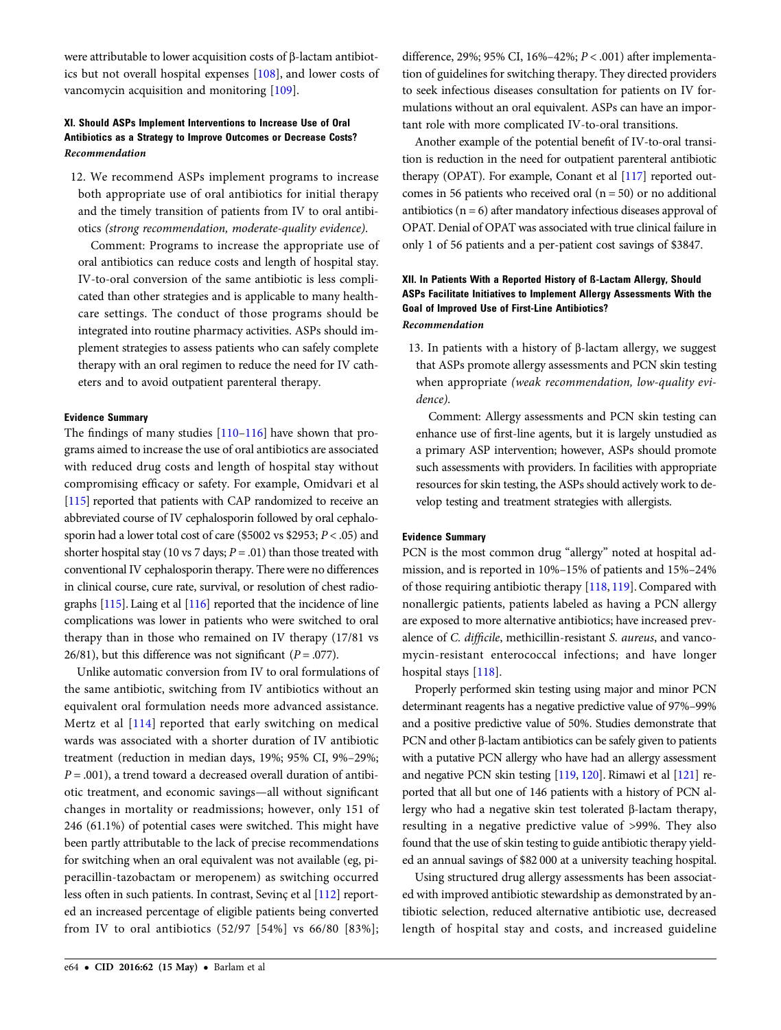were attributable to lower acquisition costs of β-lactam antibiotics but not overall hospital expenses [108], and lower costs of vancomycin acquisition and monitoring [109].

### XI. Should ASPs Implement Interventions to Increase Use of Oral Antibiotics as a Strategy to Improve Outcomes or Decrease Costs?

*Recommendation*

12. We recommend ASPs implement programs to increase both appropriate use of oral antibiotics for initial therapy and the timely transition of patients from IV to oral antibiotics *(strong recommendation, moderate-quality evidence)*.

    Comment: Programs to increase the appropriate use of oral antibiotics can reduce costs and length of hospital stay. IV-to-oral conversion of the same antibiotic is less complicated than other strategies and is applicable to many healthcare settings. The conduct of those programs should be integrated into routine pharmacy activities. ASPs should implement strategies to assess patients who can safely complete therapy with an oral regimen to reduce the need for IV catheters and to avoid outpatient parenteral therapy.

#### Evidence Summary

The findings of many studies [110–116] have shown that programs aimed to increase the use of oral antibiotics are associated with reduced drug costs and length of hospital stay without compromising efficacy or safety. For example, Omidvari et al [115] reported that patients with CAP randomized to receive an abbreviated course of IV cephalosporin followed by oral cephalosporin had a lower total cost of care ($5002 vs $2953; $P < .05$) and shorter hospital stay (10 vs 7 days; $P = .01$) than those treated with conventional IV cephalosporin therapy. There were no differences in clinical course, cure rate, survival, or resolution of chest radiographs [115]. Laing et al [116] reported that the incidence of line complications was lower in patients who were switched to oral therapy than in those who remained on IV therapy (17/81 vs 26/81), but this difference was not significant ($P = .077$).

Unlike automatic conversion from IV to oral formulations of the same antibiotic, switching from IV antibiotics without an equivalent oral formulation needs more advanced assistance. Mertz et al [114] reported that early switching on medical wards was associated with a shorter duration of IV antibiotic treatment (reduction in median days, 19%; 95% CI, 9%–29%; $P = .001$), a trend toward a decreased overall duration of antibiotic treatment, and economic savings—all without significant changes in mortality or readmissions; however, only 151 of 246 (61.1%) of potential cases were switched. This might have been partly attributable to the lack of precise recommendations for switching when an oral equivalent was not available (eg, piperacillin-tazobactam or meropenem) as switching occurred less often in such patients. In contrast, Sevinç et al [112] reported an increased percentage of eligible patients being converted from IV to oral antibiotics (52/97 [54%] vs 66/80 [83%]; difference, 29%; 95% CI, 16%–42%; $P < .001$) after implementation of guidelines for switching therapy. They directed providers to seek infectious diseases consultation for patients on IV formulations without an oral equivalent. ASPs can have an important role with more complicated IV-to-oral transitions.

Another example of the potential benefit of IV-to-oral transition is reduction in the need for outpatient parenteral antibiotic therapy (OPAT). For example, Conant et al [117] reported outcomes in 56 patients who received oral (n = 50) or no additional antibiotics (n = 6) after mandatory infectious diseases approval of OPAT. Denial of OPAT was associated with true clinical failure in only 1 of 56 patients and a per-patient cost savings of $3847.

### XII. In Patients With a Reported History of ß-Lactam Allergy, Should ASPs Facilitate Initiatives to Implement Allergy Assessments With the Goal of Improved Use of First-Line Antibiotics?

*Recommendation*

13. In patients with a history of β-lactam allergy, we suggest that ASPs promote allergy assessments and PCN skin testing when appropriate *(weak recommendation, low-quality evidence)*.

    Comment: Allergy assessments and PCN skin testing can enhance use of first-line agents, but it is largely unstudied as a primary ASP intervention; however, ASPs should promote such assessments with providers. In facilities with appropriate resources for skin testing, the ASPs should actively work to develop testing and treatment strategies with allergists.

#### Evidence Summary

PCN is the most common drug "allergy" noted at hospital admission, and is reported in 10%–15% of patients and 15%–24% of those requiring antibiotic therapy [118, 119]. Compared with nonallergic patients, patients labeled as having a PCN allergy are exposed to more alternative antibiotics; have increased prevalence of *C. difficile*, methicillin-resistant *S. aureus*, and vancomycin-resistant enterococcal infections; and have longer hospital stays [118].

Properly performed skin testing using major and minor PCN determinant reagents has a negative predictive value of 97%–99% and a positive predictive value of 50%. Studies demonstrate that PCN and other β-lactam antibiotics can be safely given to patients with a putative PCN allergy who have had an allergy assessment and negative PCN skin testing [119, 120]. Rimawi et al [121] reported that all but one of 146 patients with a history of PCN allergy who had a negative skin test tolerated β-lactam therapy, resulting in a negative predictive value of >99%. They also found that the use of skin testing to guide antibiotic therapy yielded an annual savings of $82 000 at a university teaching hospital.

Using structured drug allergy assessments has been associated with improved antibiotic stewardship as demonstrated by antibiotic selection, reduced alternative antibiotic use, decreased length of hospital stay and costs, and increased guideline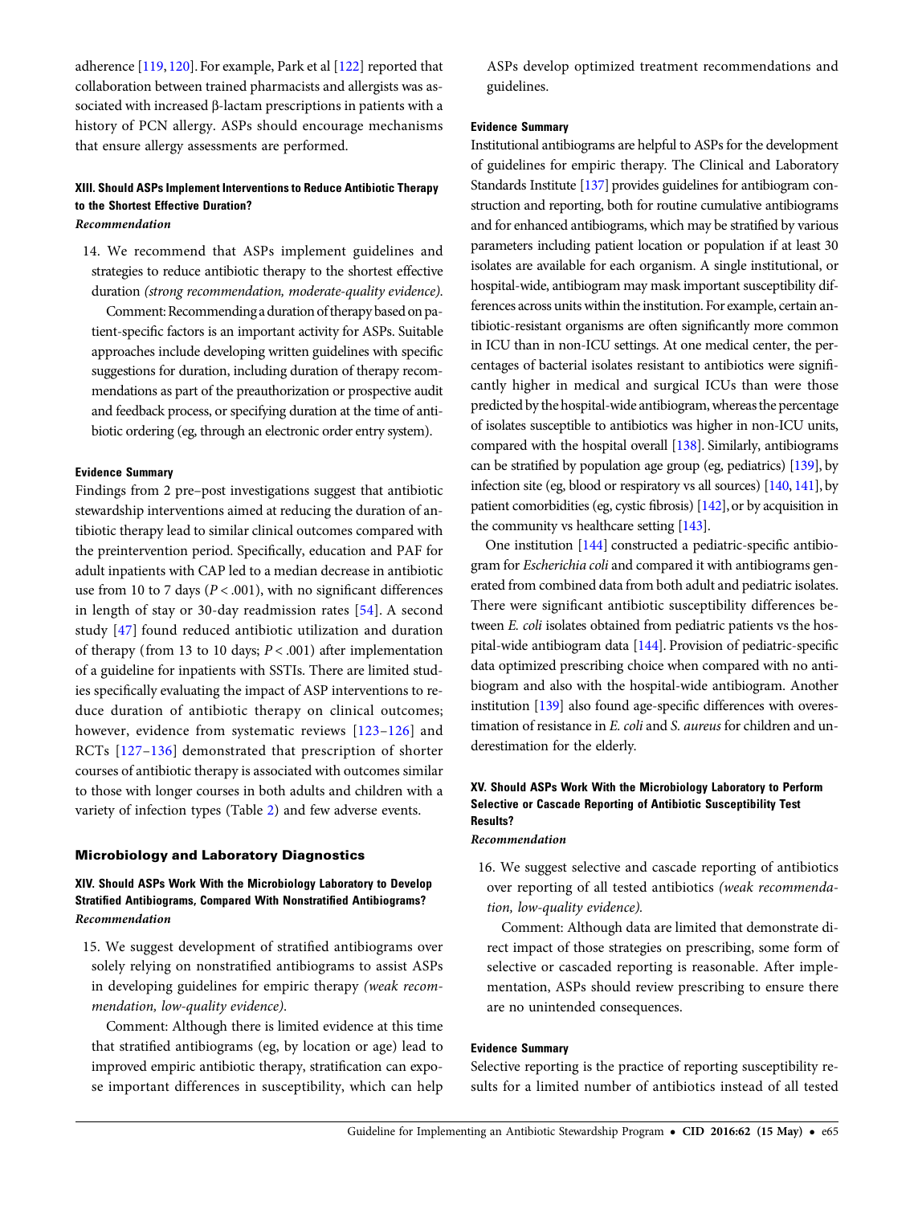adherence [119, 120]. For example, Park et al [122] reported that collaboration between trained pharmacists and allergists was associated with increased β-lactam prescriptions in patients with a history of PCN allergy. ASPs should encourage mechanisms that ensure allergy assessments are performed.

### XIII. Should ASPs Implement Interventions to Reduce Antibiotic Therapy to the Shortest Effective Duration?

*Recommendation*

14. We recommend that ASPs implement guidelines and strategies to reduce antibiotic therapy to the shortest effective duration *(strong recommendation, moderate-quality evidence)*.

    Comment: Recommending a duration of therapy based on patient-specific factors is an important activity for ASPs. Suitable approaches include developing written guidelines with specific suggestions for duration, including duration of therapy recommendations as part of the preauthorization or prospective audit and feedback process, or specifying duration at the time of antibiotic ordering (eg, through an electronic order entry system).

#### Evidence Summary

Findings from 2 pre–post investigations suggest that antibiotic stewardship interventions aimed at reducing the duration of antibiotic therapy lead to similar clinical outcomes compared with the preintervention period. Specifically, education and PAF for adult inpatients with CAP led to a median decrease in antibiotic use from 10 to 7 days ($P < .001$), with no significant differences in length of stay or 30-day readmission rates [54]. A second study [47] found reduced antibiotic utilization and duration of therapy (from 13 to 10 days; $P < .001$) after implementation of a guideline for inpatients with SSTIs. There are limited studies specifically evaluating the impact of ASP interventions to reduce duration of antibiotic therapy on clinical outcomes; however, evidence from systematic reviews [123–126] and RCTs [127–136] demonstrated that prescription of shorter courses of antibiotic therapy is associated with outcomes similar to those with longer courses in both adults and children with a variety of infection types (Table 2) and few adverse events.

## Microbiology and Laboratory Diagnostics

### XIV. Should ASPs Work With the Microbiology Laboratory to Develop Stratified Antibiograms, Compared With Nonstratified Antibiograms?

*Recommendation*

15. We suggest development of stratified antibiograms over solely relying on nonstratified antibiograms to assist ASPs in developing guidelines for empiric therapy *(weak recommendation, low-quality evidence)*.

    Comment: Although there is limited evidence at this time that stratified antibiograms (eg, by location or age) lead to improved empiric antibiotic therapy, stratification can expose important differences in susceptibility, which can help ASPs develop optimized treatment recommendations and guidelines.

#### Evidence Summary

Institutional antibiograms are helpful to ASPs for the development of guidelines for empiric therapy. The Clinical and Laboratory Standards Institute [137] provides guidelines for antibiogram construction and reporting, both for routine cumulative antibiograms and for enhanced antibiograms, which may be stratified by various parameters including patient location or population if at least 30 isolates are available for each organism. A single institutional, or hospital-wide, antibiogram may mask important susceptibility differences across units within the institution. For example, certain antibiotic-resistant organisms are often significantly more common in ICU than in non-ICU settings. At one medical center, the percentages of bacterial isolates resistant to antibiotics were significantly higher in medical and surgical ICUs than were those predicted by the hospital-wide antibiogram, whereas the percentage of isolates susceptible to antibiotics was higher in non-ICU units, compared with the hospital overall [138]. Similarly, antibiograms can be stratified by population age group (eg, pediatrics) [139], by infection site (eg, blood or respiratory vs all sources) [140, 141], by patient comorbidities (eg, cystic fibrosis) [142], or by acquisition in the community vs healthcare setting [143].

One institution [144] constructed a pediatric-specific antibiogram for *Escherichia coli* and compared it with antibiograms generated from combined data from both adult and pediatric isolates. There were significant antibiotic susceptibility differences between *E. coli* isolates obtained from pediatric patients vs the hospital-wide antibiogram data [144]. Provision of pediatric-specific data optimized prescribing choice when compared with no antibiogram and also with the hospital-wide antibiogram. Another institution [139] also found age-specific differences with overestimation of resistance in *E. coli* and *S. aureus* for children and underestimation for the elderly.

### XV. Should ASPs Work With the Microbiology Laboratory to Perform Selective or Cascade Reporting of Antibiotic Susceptibility Test Results?

*Recommendation*

16. We suggest selective and cascade reporting of antibiotics over reporting of all tested antibiotics *(weak recommendation, low-quality evidence)*.

    Comment: Although data are limited that demonstrate direct impact of those strategies on prescribing, some form of selective or cascaded reporting is reasonable. After implementation, ASPs should review prescribing to ensure there are no unintended consequences.

#### Evidence Summary

Selective reporting is the practice of reporting susceptibility results for a limited number of antibiotics instead of all tested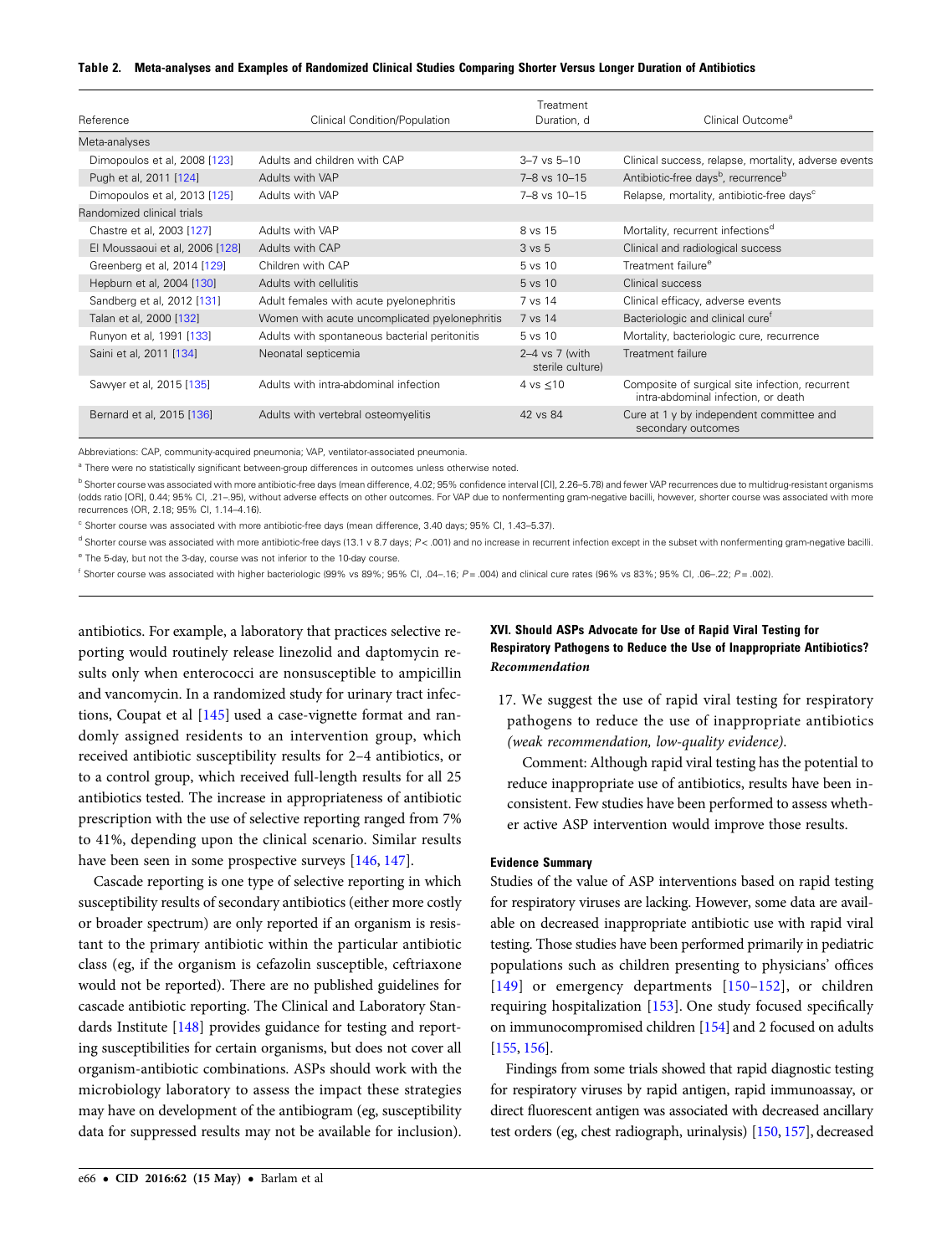**Table 2. Meta-analyses and Examples of Randomized Clinical Studies Comparing Shorter Versus Longer Duration of Antibiotics**

| Reference | Clinical Condition/Population | Treatment Duration, d | Clinical Outcome[a] |
|---|---|---|---|
| Meta-analyses | | | |
| Dimopoulos et al, 2008 [123] | Adults and children with CAP | 3–7 vs 5–10 | Clinical success, relapse, mortality, adverse events |
| Pugh et al, 2011 [124] | Adults with VAP | 7–8 vs 10–15 | Antibiotic-free days[b], recurrence[b] |
| Dimopoulos et al, 2013 [125] | Adults with VAP | 7–8 vs 10–15 | Relapse, mortality, antibiotic-free days[c] |
| Randomized clinical trials | | | |
| Chastre et al, 2003 [127] | Adults with VAP | 8 vs 15 | Mortality, recurrent infections[d] |
| El Moussaoui et al, 2006 [128] | Adults with CAP | 3 vs 5 | Clinical and radiological success |
| Greenberg et al, 2014 [129] | Children with CAP | 5 vs 10 | Treatment failure[e] |
| Hepburn et al, 2004 [130] | Adults with cellulitis | 5 vs 10 | Clinical success |
| Sandberg et al, 2012 [131] | Adult females with acute pyelonephritis | 7 vs 14 | Clinical efficacy, adverse events |
| Talan et al, 2000 [132] | Women with acute uncomplicated pyelonephritis | 7 vs 14 | Bacteriologic and clinical cure[f] |
| Runyon et al, 1991 [133] | Adults with spontaneous bacterial peritonitis | 5 vs 10 | Mortality, bacteriologic cure, recurrence |
| Saini et al, 2011 [134] | Neonatal septicemia | 2–4 vs 7 (with sterile culture) | Treatment failure |
| Sawyer et al, 2015 [135] | Adults with intra-abdominal infection | 4 vs ≤10 | Composite of surgical site infection, recurrent intra-abdominal infection, or death |
| Bernard et al, 2015 [136] | Adults with vertebral osteomyelitis | 42 vs 84 | Cure at 1 y by independent committee and secondary outcomes |

Abbreviations: CAP, community-acquired pneumonia; VAP, ventilator-associated pneumonia.

[a] There were no statistically significant between-group differences in outcomes unless otherwise noted.

[b] Shorter course was associated with more antibiotic-free days (mean difference, 4.02; 95% confidence interval [CI], 2.26–5.78) and fewer VAP recurrences due to multidrug-resistant organisms (odds ratio [OR], 0.44; 95% CI, .21–.95), without adverse effects on other outcomes. For VAP due to nonfermenting gram-negative bacilli, however, shorter course was associated with more recurrences (OR, 2.18; 95% CI, 1.14–4.16).

[c] Shorter course was associated with more antibiotic-free days (mean difference, 3.40 days; 95% CI, 1.43–5.37).

[d] Shorter course was associated with more antibiotic-free days (13.1 v 8.7 days; $P < .001$) and no increase in recurrent infection except in the subset with nonfermenting gram-negative bacilli.

[e] The 5-day, but not the 3-day, course was not inferior to the 10-day course.

[f] Shorter course was associated with higher bacteriologic (99% vs 89%; 95% CI, .04–.16; $P = .004$) and clinical cure rates (96% vs 83%; 95% CI, .06–.22; $P = .002$).

antibiotics. For example, a laboratory that practices selective reporting would routinely release linezolid and daptomycin results only when enterococci are nonsusceptible to ampicillin and vancomycin. In a randomized study for urinary tract infections, Coupat et al [145] used a case-vignette format and randomly assigned residents to an intervention group, which received antibiotic susceptibility results for 2–4 antibiotics, or to a control group, which received full-length results for all 25 antibiotics tested. The increase in appropriateness of antibiotic prescription with the use of selective reporting ranged from 7% to 41%, depending upon the clinical scenario. Similar results have been seen in some prospective surveys [146, 147].

Cascade reporting is one type of selective reporting in which susceptibility results of secondary antibiotics (either more costly or broader spectrum) are only reported if an organism is resistant to the primary antibiotic within the particular antibiotic class (eg, if the organism is cefazolin susceptible, ceftriaxone would not be reported). There are no published guidelines for cascade antibiotic reporting. The Clinical and Laboratory Standards Institute [148] provides guidance for testing and reporting susceptibilities for certain organisms, but does not cover all organism-antibiotic combinations. ASPs should work with the microbiology laboratory to assess the impact these strategies may have on development of the antibiogram (eg, susceptibility data for suppressed results may not be available for inclusion).

## XVI. Should ASPs Advocate for Use of Rapid Viral Testing for Respiratory Pathogens to Reduce the Use of Inappropriate Antibiotics?

*Recommendation*

17. We suggest the use of rapid viral testing for respiratory pathogens to reduce the use of inappropriate antibiotics *(weak recommendation, low-quality evidence).*

    Comment: Although rapid viral testing has the potential to reduce inappropriate use of antibiotics, results have been inconsistent. Few studies have been performed to assess whether active ASP intervention would improve those results.

### Evidence Summary

Studies of the value of ASP interventions based on rapid testing for respiratory viruses are lacking. However, some data are available on decreased inappropriate antibiotic use with rapid viral testing. Those studies have been performed primarily in pediatric populations such as children presenting to physicians' offices [149] or emergency departments [150–152], or children requiring hospitalization [153]. One study focused specifically on immunocompromised children [154] and 2 focused on adults [155, 156].

Findings from some trials showed that rapid diagnostic testing for respiratory viruses by rapid antigen, rapid immunoassay, or direct fluorescent antigen was associated with decreased ancillary test orders (eg, chest radiograph, urinalysis) [150, 157], decreased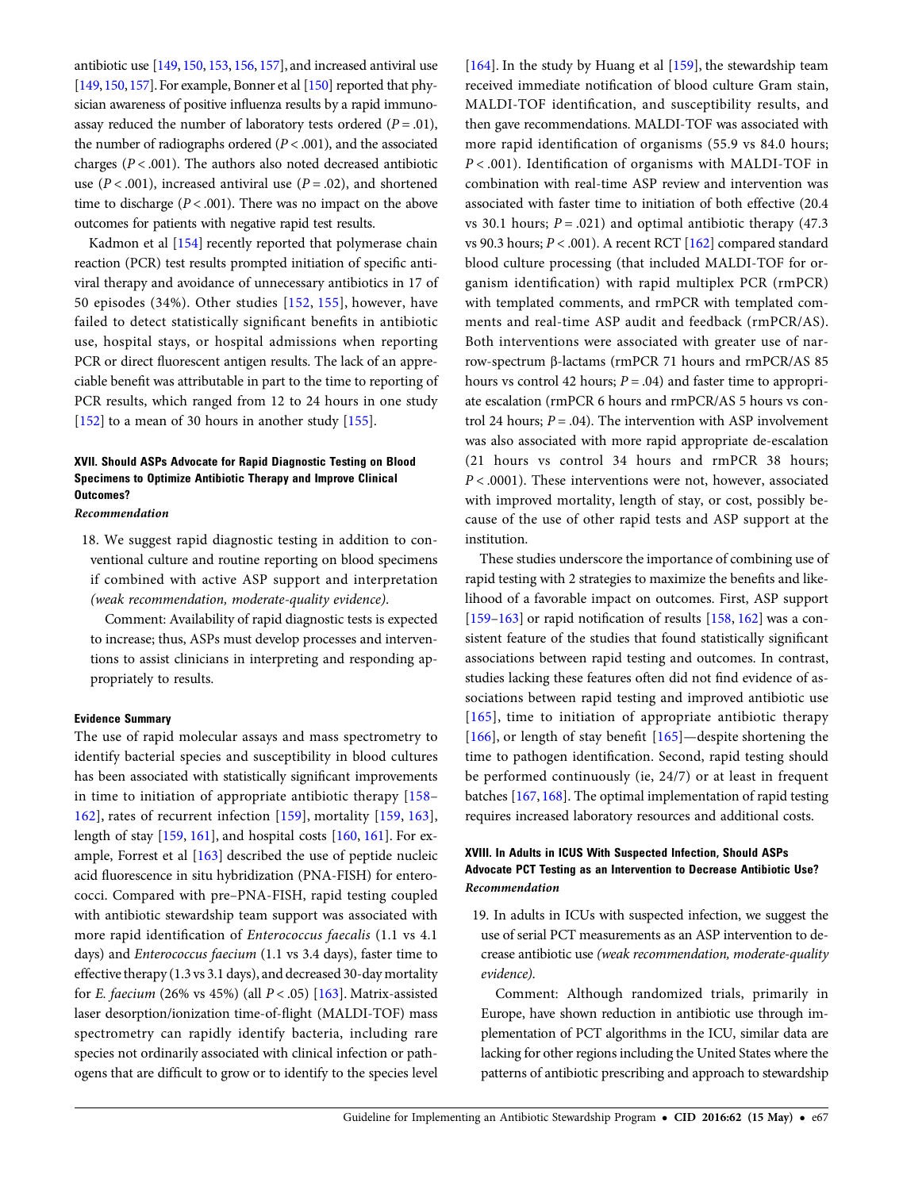antibiotic use [149, 150, 153, 156, 157], and increased antiviral use [149, 150, 157]. For example, Bonner et al [150] reported that physician awareness of positive influenza results by a rapid immunoassay reduced the number of laboratory tests ordered ($P = .01$), the number of radiographs ordered ($P < .001$), and the associated charges ($P < .001$). The authors also noted decreased antibiotic use ($P < .001$), increased antiviral use ($P = .02$), and shortened time to discharge ($P < .001$). There was no impact on the above outcomes for patients with negative rapid test results.

Kadmon et al [154] recently reported that polymerase chain reaction (PCR) test results prompted initiation of specific antiviral therapy and avoidance of unnecessary antibiotics in 17 of 50 episodes (34%). Other studies [152, 155], however, have failed to detect statistically significant benefits in antibiotic use, hospital stays, or hospital admissions when reporting PCR or direct fluorescent antigen results. The lack of an appreciable benefit was attributable in part to the time to reporting of PCR results, which ranged from 12 to 24 hours in one study [152] to a mean of 30 hours in another study [155].

### XVII. Should ASPs Advocate for Rapid Diagnostic Testing on Blood Specimens to Optimize Antibiotic Therapy and Improve Clinical Outcomes?

***Recommendation***

18. We suggest rapid diagnostic testing in addition to conventional culture and routine reporting on blood specimens if combined with active ASP support and interpretation *(weak recommendation, moderate-quality evidence).*

    Comment: Availability of rapid diagnostic tests is expected to increase; thus, ASPs must develop processes and interventions to assist clinicians in interpreting and responding appropriately to results.

#### Evidence Summary

The use of rapid molecular assays and mass spectrometry to identify bacterial species and susceptibility in blood cultures has been associated with statistically significant improvements in time to initiation of appropriate antibiotic therapy [158–162], rates of recurrent infection [159], mortality [159, 163], length of stay [159, 161], and hospital costs [160, 161]. For example, Forrest et al [163] described the use of peptide nucleic acid fluorescence in situ hybridization (PNA-FISH) for enterococci. Compared with pre–PNA-FISH, rapid testing coupled with antibiotic stewardship team support was associated with more rapid identification of *Enterococcus faecalis* (1.1 vs 4.1 days) and *Enterococcus faecium* (1.1 vs 3.4 days), faster time to effective therapy (1.3 vs 3.1 days), and decreased 30-day mortality for *E. faecium* (26% vs 45%) (all $P < .05$) [163]. Matrix-assisted laser desorption/ionization time-of-flight (MALDI-TOF) mass spectrometry can rapidly identify bacteria, including rare species not ordinarily associated with clinical infection or pathogens that are difficult to grow or to identify to the species level [164]. In the study by Huang et al [159], the stewardship team received immediate notification of blood culture Gram stain, MALDI-TOF identification, and susceptibility results, and then gave recommendations. MALDI-TOF was associated with more rapid identification of organisms (55.9 vs 84.0 hours; $P < .001$). Identification of organisms with MALDI-TOF in combination with real-time ASP review and intervention was associated with faster time to initiation of both effective (20.4 vs 30.1 hours; $P = .021$) and optimal antibiotic therapy (47.3 vs 90.3 hours; $P < .001$). A recent RCT [162] compared standard blood culture processing (that included MALDI-TOF for organism identification) with rapid multiplex PCR (rmPCR) with templated comments, and rmPCR with templated comments and real-time ASP audit and feedback (rmPCR/AS). Both interventions were associated with greater use of narrow-spectrum β-lactams (rmPCR 71 hours and rmPCR/AS 85 hours vs control 42 hours; $P = .04$) and faster time to appropriate escalation (rmPCR 6 hours and rmPCR/AS 5 hours vs control 24 hours; $P = .04$). The intervention with ASP involvement was also associated with more rapid appropriate de-escalation (21 hours vs control 34 hours and rmPCR 38 hours; $P < .0001$). These interventions were not, however, associated with improved mortality, length of stay, or cost, possibly because of the use of other rapid tests and ASP support at the institution.

These studies underscore the importance of combining use of rapid testing with 2 strategies to maximize the benefits and likelihood of a favorable impact on outcomes. First, ASP support [159–163] or rapid notification of results [158, 162] was a consistent feature of the studies that found statistically significant associations between rapid testing and outcomes. In contrast, studies lacking these features often did not find evidence of associations between rapid testing and improved antibiotic use [165], time to initiation of appropriate antibiotic therapy [166], or length of stay benefit [165]—despite shortening the time to pathogen identification. Second, rapid testing should be performed continuously (ie, 24/7) or at least in frequent batches [167, 168]. The optimal implementation of rapid testing requires increased laboratory resources and additional costs.

### XVIII. In Adults in ICUS With Suspected Infection, Should ASPs Advocate PCT Testing as an Intervention to Decrease Antibiotic Use?

***Recommendation***

19. In adults in ICUs with suspected infection, we suggest the use of serial PCT measurements as an ASP intervention to decrease antibiotic use *(weak recommendation, moderate-quality evidence).*

    Comment: Although randomized trials, primarily in Europe, have shown reduction in antibiotic use through implementation of PCT algorithms in the ICU, similar data are lacking for other regions including the United States where the patterns of antibiotic prescribing and approach to stewardship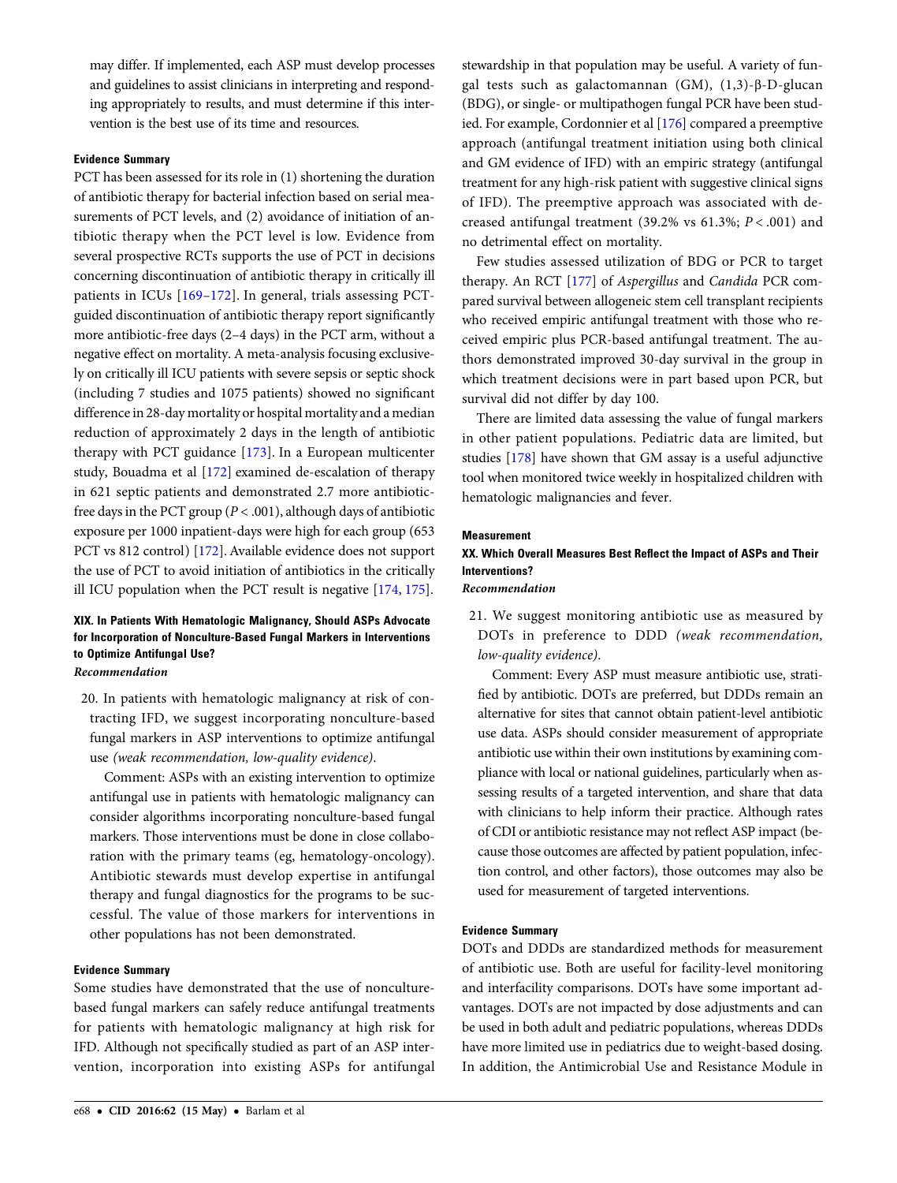may differ. If implemented, each ASP must develop processes and guidelines to assist clinicians in interpreting and responding appropriately to results, and must determine if this intervention is the best use of its time and resources.

#### Evidence Summary

PCT has been assessed for its role in (1) shortening the duration of antibiotic therapy for bacterial infection based on serial measurements of PCT levels, and (2) avoidance of initiation of antibiotic therapy when the PCT level is low. Evidence from several prospective RCTs supports the use of PCT in decisions concerning discontinuation of antibiotic therapy in critically ill patients in ICUs [169–172]. In general, trials assessing PCT-guided discontinuation of antibiotic therapy report significantly more antibiotic-free days (2–4 days) in the PCT arm, without a negative effect on mortality. A meta-analysis focusing exclusively on critically ill ICU patients with severe sepsis or septic shock (including 7 studies and 1075 patients) showed no significant difference in 28-day mortality or hospital mortality and a median reduction of approximately 2 days in the length of antibiotic therapy with PCT guidance [173]. In a European multicenter study, Bouadma et al [172] examined de-escalation of therapy in 621 septic patients and demonstrated 2.7 more antibiotic-free days in the PCT group ($P < .001$), although days of antibiotic exposure per 1000 inpatient-days were high for each group (653 PCT vs 812 control) [172]. Available evidence does not support the use of PCT to avoid initiation of antibiotics in the critically ill ICU population when the PCT result is negative [174, 175].

### XIX. In Patients With Hematologic Malignancy, Should ASPs Advocate for Incorporation of Nonculture-Based Fungal Markers in Interventions to Optimize Antifungal Use?

*Recommendation*

20. In patients with hematologic malignancy at risk of contracting IFD, we suggest incorporating nonculture-based fungal markers in ASP interventions to optimize antifungal use *(weak recommendation, low-quality evidence)*.

    Comment: ASPs with an existing intervention to optimize antifungal use in patients with hematologic malignancy can consider algorithms incorporating nonculture-based fungal markers. Those interventions must be done in close collaboration with the primary teams (eg, hematology-oncology). Antibiotic stewards must develop expertise in antifungal therapy and fungal diagnostics for the programs to be successful. The value of those markers for interventions in other populations has not been demonstrated.

#### Evidence Summary

Some studies have demonstrated that the use of nonculture-based fungal markers can safely reduce antifungal treatments for patients with hematologic malignancy at high risk for IFD. Although not specifically studied as part of an ASP intervention, incorporation into existing ASPs for antifungal stewardship in that population may be useful. A variety of fungal tests such as galactomannan (GM), (1,3)-β-D-glucan (BDG), or single- or multipathogen fungal PCR have been studied. For example, Cordonnier et al [176] compared a preemptive approach (antifungal treatment initiation using both clinical and GM evidence of IFD) with an empiric strategy (antifungal treatment for any high-risk patient with suggestive clinical signs of IFD). The preemptive approach was associated with decreased antifungal treatment (39.2% vs 61.3%; $P < .001$) and no detrimental effect on mortality.

Few studies assessed utilization of BDG or PCR to target therapy. An RCT [177] of *Aspergillus* and *Candida* PCR compared survival between allogeneic stem cell transplant recipients who received empiric antifungal treatment with those who received empiric plus PCR-based antifungal treatment. The authors demonstrated improved 30-day survival in the group in which treatment decisions were in part based upon PCR, but survival did not differ by day 100.

There are limited data assessing the value of fungal markers in other patient populations. Pediatric data are limited, but studies [178] have shown that GM assay is a useful adjunctive tool when monitored twice weekly in hospitalized children with hematologic malignancies and fever.

## Measurement

### XX. Which Overall Measures Best Reflect the Impact of ASPs and Their Interventions?

*Recommendation*

21. We suggest monitoring antibiotic use as measured by DOTs in preference to DDD *(weak recommendation, low-quality evidence)*.

    Comment: Every ASP must measure antibiotic use, stratified by antibiotic. DOTs are preferred, but DDDs remain an alternative for sites that cannot obtain patient-level antibiotic use data. ASPs should consider measurement of appropriate antibiotic use within their own institutions by examining compliance with local or national guidelines, particularly when assessing results of a targeted intervention, and share that data with clinicians to help inform their practice. Although rates of CDI or antibiotic resistance may not reflect ASP impact (because those outcomes are affected by patient population, infection control, and other factors), those outcomes may also be used for measurement of targeted interventions.

#### Evidence Summary

DOTs and DDDs are standardized methods for measurement of antibiotic use. Both are useful for facility-level monitoring and interfacility comparisons. DOTs have some important advantages. DOTs are not impacted by dose adjustments and can be used in both adult and pediatric populations, whereas DDDs have more limited use in pediatrics due to weight-based dosing. In addition, the Antimicrobial Use and Resistance Module in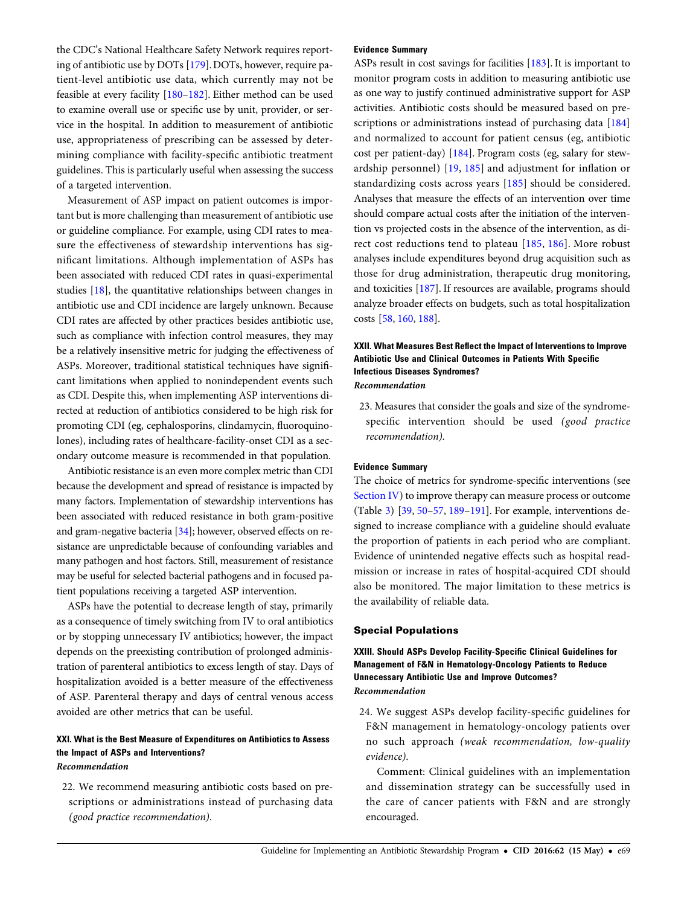the CDC's National Healthcare Safety Network requires reporting of antibiotic use by DOTs [179]. DOTs, however, require patient-level antibiotic use data, which currently may not be feasible at every facility [180–182]. Either method can be used to examine overall use or specific use by unit, provider, or service in the hospital. In addition to measurement of antibiotic use, appropriateness of prescribing can be assessed by determining compliance with facility-specific antibiotic treatment guidelines. This is particularly useful when assessing the success of a targeted intervention.

Measurement of ASP impact on patient outcomes is important but is more challenging than measurement of antibiotic use or guideline compliance. For example, using CDI rates to measure the effectiveness of stewardship interventions has significant limitations. Although implementation of ASPs has been associated with reduced CDI rates in quasi-experimental studies [18], the quantitative relationships between changes in antibiotic use and CDI incidence are largely unknown. Because CDI rates are affected by other practices besides antibiotic use, such as compliance with infection control measures, they may be a relatively insensitive metric for judging the effectiveness of ASPs. Moreover, traditional statistical techniques have significant limitations when applied to nonindependent events such as CDI. Despite this, when implementing ASP interventions directed at reduction of antibiotics considered to be high risk for promoting CDI (eg, cephalosporins, clindamycin, fluoroquinolones), including rates of healthcare-facility-onset CDI as a secondary outcome measure is recommended in that population.

Antibiotic resistance is an even more complex metric than CDI because the development and spread of resistance is impacted by many factors. Implementation of stewardship interventions has been associated with reduced resistance in both gram-positive and gram-negative bacteria [34]; however, observed effects on resistance are unpredictable because of confounding variables and many pathogen and host factors. Still, measurement of resistance may be useful for selected bacterial pathogens and in focused patient populations receiving a targeted ASP intervention.

ASPs have the potential to decrease length of stay, primarily as a consequence of timely switching from IV to oral antibiotics or by stopping unnecessary IV antibiotics; however, the impact depends on the preexisting contribution of prolonged administration of parenteral antibiotics to excess length of stay. Days of hospitalization avoided is a better measure of the effectiveness of ASP. Parenteral therapy and days of central venous access avoided are other metrics that can be useful.

### XXI. What is the Best Measure of Expenditures on Antibiotics to Assess the Impact of ASPs and Interventions?

***Recommendation***

22. We recommend measuring antibiotic costs based on prescriptions or administrations instead of purchasing data *(good practice recommendation).*

**Evidence Summary**

ASPs result in cost savings for facilities [183]. It is important to monitor program costs in addition to measuring antibiotic use as one way to justify continued administrative support for ASP activities. Antibiotic costs should be measured based on prescriptions or administrations instead of purchasing data [184] and normalized to account for patient census (eg, antibiotic cost per patient-day) [184]. Program costs (eg, salary for stewardship personnel) [19, 185] and adjustment for inflation or standardizing costs across years [185] should be considered. Analyses that measure the effects of an intervention over time should compare actual costs after the initiation of the intervention vs projected costs in the absence of the intervention, as direct cost reductions tend to plateau [185, 186]. More robust analyses include expenditures beyond drug acquisition such as those for drug administration, therapeutic drug monitoring, and toxicities [187]. If resources are available, programs should analyze broader effects on budgets, such as total hospitalization costs [58, 160, 188].

### XXII. What Measures Best Reflect the Impact of Interventions to Improve Antibiotic Use and Clinical Outcomes in Patients With Specific Infectious Diseases Syndromes?

***Recommendation***

23. Measures that consider the goals and size of the syndrome-specific intervention should be used *(good practice recommendation).*

**Evidence Summary**

The choice of metrics for syndrome-specific interventions (see Section IV) to improve therapy can measure process or outcome (Table 3) [39, 50–57, 189–191]. For example, interventions designed to increase compliance with a guideline should evaluate the proportion of patients in each period who are compliant. Evidence of unintended negative effects such as hospital readmission or increase in rates of hospital-acquired CDI should also be monitored. The major limitation to these metrics is the availability of reliable data.

## Special Populations

### XXIII. Should ASPs Develop Facility-Specific Clinical Guidelines for Management of F&N in Hematology-Oncology Patients to Reduce Unnecessary Antibiotic Use and Improve Outcomes?

***Recommendation***

24. We suggest ASPs develop facility-specific guidelines for F&N management in hematology-oncology patients over no such approach *(weak recommendation, low-quality evidence).*

Comment: Clinical guidelines with an implementation and dissemination strategy can be successfully used in the care of cancer patients with F&N and are strongly encouraged.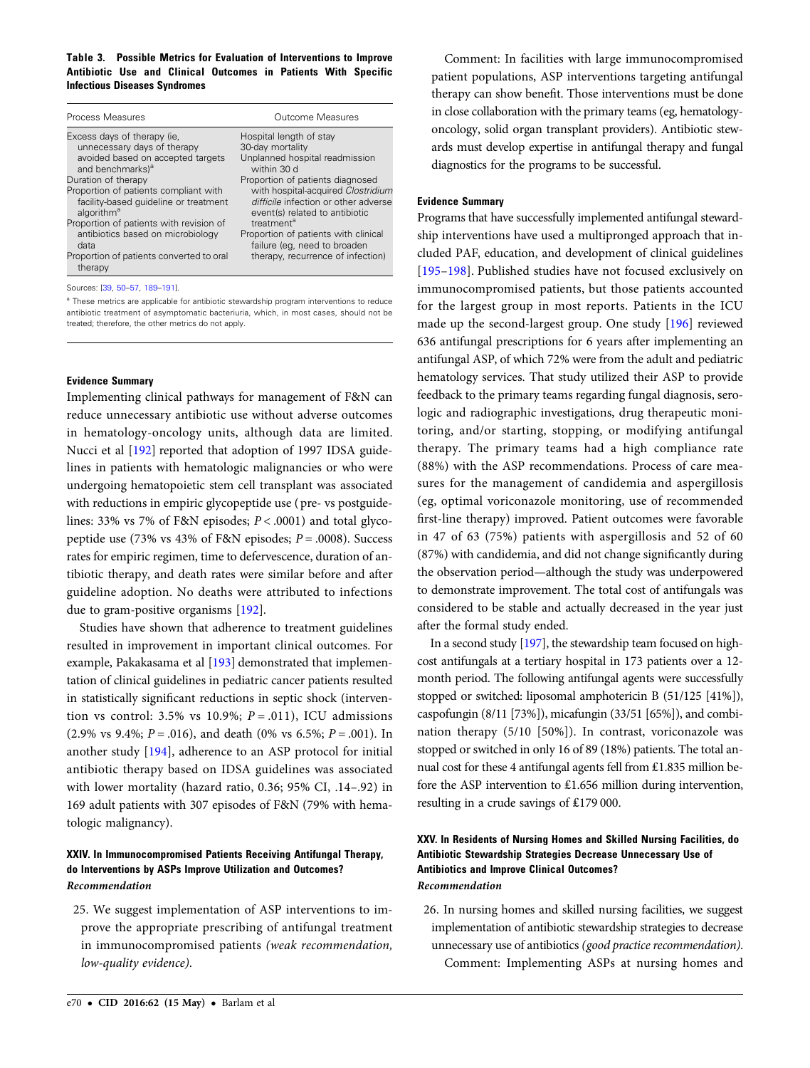**Table 3. Possible Metrics for Evaluation of Interventions to Improve Antibiotic Use and Clinical Outcomes in Patients With Specific Infectious Diseases Syndromes**

| Process Measures | Outcome Measures |
|---|---|
| Excess days of therapy (ie, unnecessary days of therapy avoided based on accepted targets and benchmarks)[a] | Hospital length of stay |
| Duration of therapy | 30-day mortality |
| Proportion of patients compliant with facility-based guideline or treatment algorithm[a] | Unplanned hospital readmission within 30 d |
| Proportion of patients with revision of antibiotics based on microbiology data | Proportion of patients diagnosed with hospital-acquired *Clostridium difficile* infection or other adverse event(s) related to antibiotic treatment[a] |
| Proportion of patients converted to oral therapy | Proportion of patients with clinical failure (eg, need to broaden therapy, recurrence of infection) |

Sources: [39, 50–57, 189–191].

[a] These metrics are applicable for antibiotic stewardship program interventions to reduce antibiotic treatment of asymptomatic bacteriuria, which, in most cases, should not be treated; therefore, the other metrics do not apply.

#### Evidence Summary

Implementing clinical pathways for management of F&N can reduce unnecessary antibiotic use without adverse outcomes in hematology-oncology units, although data are limited. Nucci et al [192] reported that adoption of 1997 IDSA guidelines in patients with hematologic malignancies or who were undergoing hematopoietic stem cell transplant was associated with reductions in empiric glycopeptide use (pre- vs postguidelines: 33% vs 7% of F&N episodes; $P < .0001$) and total glycopeptide use (73% vs 43% of F&N episodes; $P = .0008$). Success rates for empiric regimen, time to defervescence, duration of antibiotic therapy, and death rates were similar before and after guideline adoption. No deaths were attributed to infections due to gram-positive organisms [192].

Studies have shown that adherence to treatment guidelines resulted in improvement in important clinical outcomes. For example, Pakakasama et al [193] demonstrated that implementation of clinical guidelines in pediatric cancer patients resulted in statistically significant reductions in septic shock (intervention vs control: 3.5% vs 10.9%; $P = .011$), ICU admissions (2.9% vs 9.4%; $P = .016$), and death (0% vs 6.5%; $P = .001$). In another study [194], adherence to an ASP protocol for initial antibiotic therapy based on IDSA guidelines was associated with lower mortality (hazard ratio, 0.36; 95% CI, .14–.92) in 169 adult patients with 307 episodes of F&N (79% with hematologic malignancy).

### XXIV. In Immunocompromised Patients Receiving Antifungal Therapy, do Interventions by ASPs Improve Utilization and Outcomes?

#### *Recommendation*

25. We suggest implementation of ASP interventions to improve the appropriate prescribing of antifungal treatment in immunocompromised patients *(weak recommendation, low-quality evidence)*.

    Comment: In facilities with large immunocompromised patient populations, ASP interventions targeting antifungal therapy can show benefit. Those interventions must be done in close collaboration with the primary teams (eg, hematology-oncology, solid organ transplant providers). Antibiotic stewards must develop expertise in antifungal therapy and fungal diagnostics for the programs to be successful.

#### Evidence Summary

Programs that have successfully implemented antifungal stewardship interventions have used a multipronged approach that included PAF, education, and development of clinical guidelines [195–198]. Published studies have not focused exclusively on immunocompromised patients, but those patients accounted for the largest group in most reports. Patients in the ICU made up the second-largest group. One study [196] reviewed 636 antifungal prescriptions for 6 years after implementing an antifungal ASP, of which 72% were from the adult and pediatric hematology services. That study utilized their ASP to provide feedback to the primary teams regarding fungal diagnosis, serologic and radiographic investigations, drug therapeutic monitoring, and/or starting, stopping, or modifying antifungal therapy. The primary teams had a high compliance rate (88%) with the ASP recommendations. Process of care measures for the management of candidemia and aspergillosis (eg, optimal voriconazole monitoring, use of recommended first-line therapy) improved. Patient outcomes were favorable in 47 of 63 (75%) patients with aspergillosis and 52 of 60 (87%) with candidemia, and did not change significantly during the observation period—although the study was underpowered to demonstrate improvement. The total cost of antifungals was considered to be stable and actually decreased in the year just after the formal study ended.

In a second study [197], the stewardship team focused on high-cost antifungals at a tertiary hospital in 173 patients over a 12-month period. The following antifungal agents were successfully stopped or switched: liposomal amphotericin B (51/125 [41%]), caspofungin (8/11 [73%]), micafungin (33/51 [65%]), and combination therapy (5/10 [50%]). In contrast, voriconazole was stopped or switched in only 16 of 89 (18%) patients. The total annual cost for these 4 antifungal agents fell from £1.835 million before the ASP intervention to £1.656 million during intervention, resulting in a crude savings of £179 000.

### XXV. In Residents of Nursing Homes and Skilled Nursing Facilities, do Antibiotic Stewardship Strategies Decrease Unnecessary Use of Antibiotics and Improve Clinical Outcomes?

#### *Recommendation*

26. In nursing homes and skilled nursing facilities, we suggest implementation of antibiotic stewardship strategies to decrease unnecessary use of antibiotics *(good practice recommendation)*.

    Comment: Implementing ASPs at nursing homes and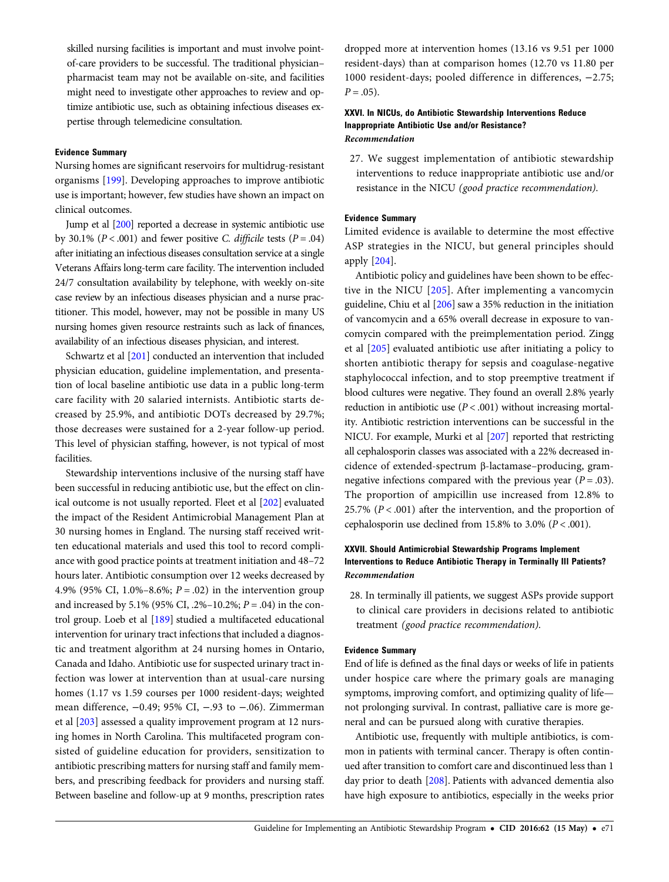skilled nursing facilities is important and must involve point-of-care providers to be successful. The traditional physician–pharmacist team may not be available on-site, and facilities might need to investigate other approaches to review and optimize antibiotic use, such as obtaining infectious diseases expertise through telemedicine consultation.

#### Evidence Summary

Nursing homes are significant reservoirs for multidrug-resistant organisms [199]. Developing approaches to improve antibiotic use is important; however, few studies have shown an impact on clinical outcomes.

Jump et al [200] reported a decrease in systemic antibiotic use by 30.1% ($P < .001$) and fewer positive *C. difficile* tests ($P = .04$) after initiating an infectious diseases consultation service at a single Veterans Affairs long-term care facility. The intervention included 24/7 consultation availability by telephone, with weekly on-site case review by an infectious diseases physician and a nurse practitioner. This model, however, may not be possible in many US nursing homes given resource restraints such as lack of finances, availability of an infectious diseases physician, and interest.

Schwartz et al [201] conducted an intervention that included physician education, guideline implementation, and presentation of local baseline antibiotic use data in a public long-term care facility with 20 salaried internists. Antibiotic starts decreased by 25.9%, and antibiotic DOTs decreased by 29.7%; those decreases were sustained for a 2-year follow-up period. This level of physician staffing, however, is not typical of most facilities.

Stewardship interventions inclusive of the nursing staff have been successful in reducing antibiotic use, but the effect on clinical outcome is not usually reported. Fleet et al [202] evaluated the impact of the Resident Antimicrobial Management Plan at 30 nursing homes in England. The nursing staff received written educational materials and used this tool to record compliance with good practice points at treatment initiation and 48–72 hours later. Antibiotic consumption over 12 weeks decreased by 4.9% (95% CI, 1.0%–8.6%; $P = .02$) in the intervention group and increased by 5.1% (95% CI, .2%–10.2%; $P = .04$) in the control group. Loeb et al [189] studied a multifaceted educational intervention for urinary tract infections that included a diagnostic and treatment algorithm at 24 nursing homes in Ontario, Canada and Idaho. Antibiotic use for suspected urinary tract infection was lower at intervention than at usual-care nursing homes (1.17 vs 1.59 courses per 1000 resident-days; weighted mean difference, −0.49; 95% CI, −.93 to −.06). Zimmerman et al [203] assessed a quality improvement program at 12 nursing homes in North Carolina. This multifaceted program consisted of guideline education for providers, sensitization to antibiotic prescribing matters for nursing staff and family members, and prescribing feedback for providers and nursing staff. Between baseline and follow-up at 9 months, prescription rates dropped more at intervention homes (13.16 vs 9.51 per 1000 resident-days) than at comparison homes (12.70 vs 11.80 per 1000 resident-days; pooled difference in differences, −2.75; $P = .05$).

### XXVI. In NICUs, do Antibiotic Stewardship Interventions Reduce Inappropriate Antibiotic Use and/or Resistance?

#### *Recommendation*

27. We suggest implementation of antibiotic stewardship interventions to reduce inappropriate antibiotic use and/or resistance in the NICU *(good practice recommendation).*

#### Evidence Summary

Limited evidence is available to determine the most effective ASP strategies in the NICU, but general principles should apply [204].

Antibiotic policy and guidelines have been shown to be effective in the NICU [205]. After implementing a vancomycin guideline, Chiu et al [206] saw a 35% reduction in the initiation of vancomycin and a 65% overall decrease in exposure to vancomycin compared with the preimplementation period. Zingg et al [205] evaluated antibiotic use after initiating a policy to shorten antibiotic therapy for sepsis and coagulase-negative staphylococcal infection, and to stop preemptive treatment if blood cultures were negative. They found an overall 2.8% yearly reduction in antibiotic use ($P < .001$) without increasing mortality. Antibiotic restriction interventions can be successful in the NICU. For example, Murki et al [207] reported that restricting all cephalosporin classes was associated with a 22% decreased incidence of extended-spectrum β-lactamase–producing, gram-negative infections compared with the previous year ($P = .03$). The proportion of ampicillin use increased from 12.8% to 25.7% ($P < .001$) after the intervention, and the proportion of cephalosporin use declined from 15.8% to 3.0% ($P < .001$).

### XXVII. Should Antimicrobial Stewardship Programs Implement Interventions to Reduce Antibiotic Therapy in Terminally Ill Patients?

#### *Recommendation*

28. In terminally ill patients, we suggest ASPs provide support to clinical care providers in decisions related to antibiotic treatment *(good practice recommendation).*

#### Evidence Summary

End of life is defined as the final days or weeks of life in patients under hospice care where the primary goals are managing symptoms, improving comfort, and optimizing quality of life—not prolonging survival. In contrast, palliative care is more general and can be pursued along with curative therapies.

Antibiotic use, frequently with multiple antibiotics, is common in patients with terminal cancer. Therapy is often continued after transition to comfort care and discontinued less than 1 day prior to death [208]. Patients with advanced dementia also have high exposure to antibiotics, especially in the weeks prior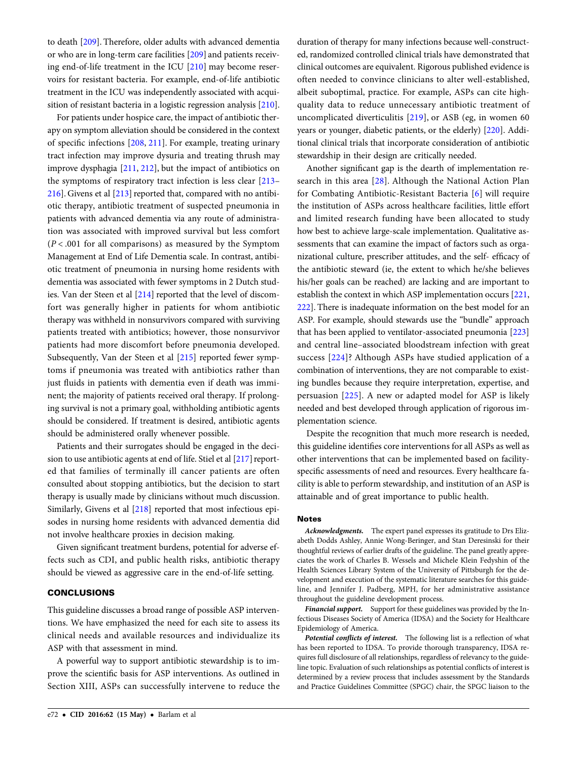to death [209]. Therefore, older adults with advanced dementia or who are in long-term care facilities [209] and patients receiving end-of-life treatment in the ICU [210] may become reservoirs for resistant bacteria. For example, end-of-life antibiotic treatment in the ICU was independently associated with acquisition of resistant bacteria in a logistic regression analysis [210].

For patients under hospice care, the impact of antibiotic therapy on symptom alleviation should be considered in the context of specific infections [208, 211]. For example, treating urinary tract infection may improve dysuria and treating thrush may improve dysphagia [211, 212], but the impact of antibiotics on the symptoms of respiratory tract infection is less clear [213–216]. Givens et al [213] reported that, compared with no antibiotic therapy, antibiotic treatment of suspected pneumonia in patients with advanced dementia via any route of administration was associated with improved survival but less comfort ($P < .001$ for all comparisons) as measured by the Symptom Management at End of Life Dementia scale. In contrast, antibiotic treatment of pneumonia in nursing home residents with dementia was associated with fewer symptoms in 2 Dutch studies. Van der Steen et al [214] reported that the level of discomfort was generally higher in patients for whom antibiotic therapy was withheld in nonsurvivors compared with surviving patients treated with antibiotics; however, those nonsurvivor patients had more discomfort before pneumonia developed. Subsequently, Van der Steen et al [215] reported fewer symptoms if pneumonia was treated with antibiotics rather than just fluids in patients with dementia even if death was imminent; the majority of patients received oral therapy. If prolonging survival is not a primary goal, withholding antibiotic agents should be considered. If treatment is desired, antibiotic agents should be administered orally whenever possible.

Patients and their surrogates should be engaged in the decision to use antibiotic agents at end of life. Stiel et al [217] reported that families of terminally ill cancer patients are often consulted about stopping antibiotics, but the decision to start therapy is usually made by clinicians without much discussion. Similarly, Givens et al [218] reported that most infectious episodes in nursing home residents with advanced dementia did not involve healthcare proxies in decision making.

Given significant treatment burdens, potential for adverse effects such as CDI, and public health risks, antibiotic therapy should be viewed as aggressive care in the end-of-life setting.

## CONCLUSIONS

This guideline discusses a broad range of possible ASP interventions. We have emphasized the need for each site to assess its clinical needs and available resources and individualize its ASP with that assessment in mind.

A powerful way to support antibiotic stewardship is to improve the scientific basis for ASP interventions. As outlined in Section XIII, ASPs can successfully intervene to reduce the duration of therapy for many infections because well-constructed, randomized controlled clinical trials have demonstrated that clinical outcomes are equivalent. Rigorous published evidence is often needed to convince clinicians to alter well-established, albeit suboptimal, practice. For example, ASPs can cite high-quality data to reduce unnecessary antibiotic treatment of uncomplicated diverticulitis [219], or ASB (eg, in women 60 years or younger, diabetic patients, or the elderly) [220]. Additional clinical trials that incorporate consideration of antibiotic stewardship in their design are critically needed.

Another significant gap is the dearth of implementation research in this area [28]. Although the National Action Plan for Combating Antibiotic-Resistant Bacteria [6] will require the institution of ASPs across healthcare facilities, little effort and limited research funding have been allocated to study how best to achieve large-scale implementation. Qualitative assessments that can examine the impact of factors such as organizational culture, prescriber attitudes, and the self- efficacy of the antibiotic steward (ie, the extent to which he/she believes his/her goals can be reached) are lacking and are important to establish the context in which ASP implementation occurs [221, 222]. There is inadequate information on the best model for an ASP. For example, should stewards use the "bundle" approach that has been applied to ventilator-associated pneumonia [223] and central line–associated bloodstream infection with great success [224]? Although ASPs have studied application of a combination of interventions, they are not comparable to existing bundles because they require interpretation, expertise, and persuasion [225]. A new or adapted model for ASP is likely needed and best developed through application of rigorous implementation science.

Despite the recognition that much more research is needed, this guideline identifies core interventions for all ASPs as well as other interventions that can be implemented based on facility-specific assessments of need and resources. Every healthcare facility is able to perform stewardship, and institution of an ASP is attainable and of great importance to public health.

### Notes

***Acknowledgments.*** The expert panel expresses its gratitude to Drs Elizabeth Dodds Ashley, Annie Wong-Beringer, and Stan Deresinski for their thoughtful reviews of earlier drafts of the guideline. The panel greatly appreciates the work of Charles B. Wessels and Michele Klein Fedyshin of the Health Sciences Library System of the University of Pittsburgh for the development and execution of the systematic literature searches for this guideline, and Jennifer J. Padberg, MPH, for her administrative assistance throughout the guideline development process.

***Financial support.*** Support for these guidelines was provided by the Infectious Diseases Society of America (IDSA) and the Society for Healthcare Epidemiology of America.

***Potential conflicts of interest.*** The following list is a reflection of what has been reported to IDSA. To provide thorough transparency, IDSA requires full disclosure of all relationships, regardless of relevancy to the guideline topic. Evaluation of such relationships as potential conflicts of interest is determined by a review process that includes assessment by the Standards and Practice Guidelines Committee (SPGC) chair, the SPGC liaison to the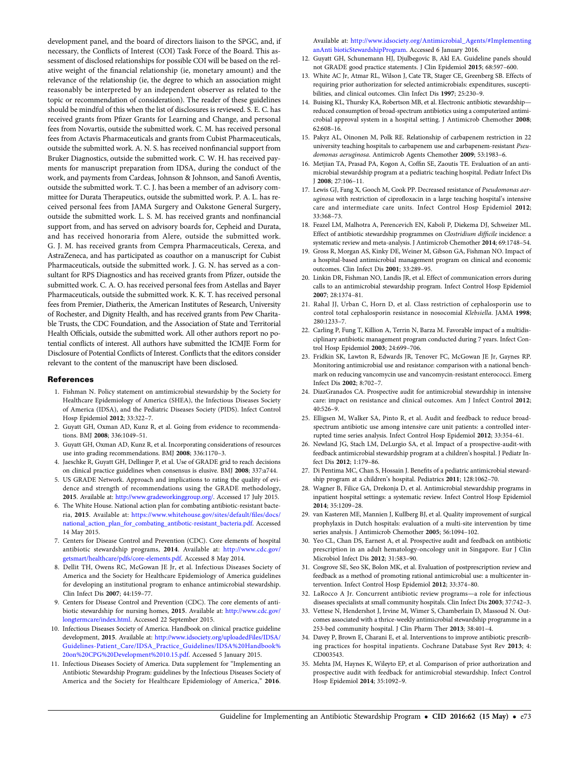development panel, and the board of directors liaison to the SPGC, and, if necessary, the Conflicts of Interest (COI) Task Force of the Board. This assessment of disclosed relationships for possible COI will be based on the relative weight of the financial relationship (ie, monetary amount) and the relevance of the relationship (ie, the degree to which an association might reasonably be interpreted by an independent observer as related to the topic or recommendation of consideration). The reader of these guidelines should be mindful of this when the list of disclosures is reviewed. S. E. C. has received grants from Pfizer Grants for Learning and Change, and personal fees from Novartis, outside the submitted work. C. M. has received personal fees from Actavis Pharmaceuticals and grants from Cubist Pharmaceuticals, outside the submitted work. A. N. S. has received nonfinancial support from Bruker Diagnostics, outside the submitted work. C. W. H. has received payments for manuscript preparation from IDSA, during the conduct of the work, and payments from Cardeas, Johnson & Johnson, and Sanofi Aventis, outside the submitted work. T. C. J. has been a member of an advisory committee for Durata Therapeutics, outside the submitted work. P. A. L. has received personal fees from JAMA Surgery and Oakstone General Surgery, outside the submitted work. L. S. M. has received grants and nonfinancial support from, and has served on advisory boards for, Cepheid and Durata, and has received honoraria from Alere, outside the submitted work. G. J. M. has received grants from Cempra Pharmaceuticals, Cerexa, and AstraZeneca, and has participated as coauthor on a manuscript for Cubist Pharmaceuticals, outside the submitted work. J. G. N. has served as a consultant for RPS Diagnostics and has received grants from Pfizer, outside the submitted work. C. A. O. has received personal fees from Astellas and Bayer Pharmaceuticals, outside the submitted work. K. K. T. has received personal fees from Premier, Diatherix, the American Institutes of Research, University of Rochester, and Dignity Health, and has received grants from Pew Charitable Trusts, the CDC Foundation, and the Association of State and Territorial Health Officials, outside the submitted work. All other authors report no potential conflicts of interest. All authors have submitted the ICMJE Form for Disclosure of Potential Conflicts of Interest. Conflicts that the editors consider relevant to the content of the manuscript have been disclosed.

## References

1. Fishman N. Policy statement on amtimicrobial stewardship by the Society for Healthcare Epidemiology of America (SHEA), the Infectious Diseases Society of America (IDSA), and the Pediatric Diseases Society (PIDS). Infect Control Hosp Epidemiol **2012**; 33:322–7.
2. Guyatt GH, Oxman AD, Kunz R, et al. Going from evidence to recommendations. BMJ **2008**; 336:1049–51.
3. Guyatt GH, Oxman AD, Kunz R, et al. Incorporating considerations of resources use into grading recommendations. BMJ **2008**; 336:1170–3.
4. Jaeschke R, Guyatt GH, Dellinger P, et al. Use of GRADE grid to reach decisions on clinical practice guidelines when consensus is elusive. BMJ **2008**; 337:a744.
5. US GRADE Network. Approach and implications to rating the quality of evidence and strength of recommendations using the GRADE methodology, **2015**. Available at: http://www.gradeworkinggroup.org/. Accessed 17 July 2015.
6. The White House. National action plan for combating antibiotic-resistant bacteria, **2015**. Available at: https://www.whitehouse.gov/sites/default/files/docs/national_action_plan_for_combating_antibotic-resistant_bacteria.pdf. Accessed 14 May 2015.
7. Centers for Disease Control and Prevention (CDC). Core elements of hospital antibiotic stewardship programs, **2014**. Available at: http://www.cdc.gov/getsmart/healthcare/pdfs/core-elements.pdf. Accessed 8 May 2014.
8. Dellit TH, Owens RC, McGowan JE Jr, et al. Infectious Diseases Society of America and the Society for Healthcare Epidemiology of America guidelines for developing an institutional program to enhance antimicrobial stewardship. Clin Infect Dis **2007**; 44:159–77.
9. Centers for Disease Control and Prevention (CDC). The core elements of antibiotic stewardship for nursing homes, **2015**. Available at: http://www.cdc.gov/longtermcare/index.html. Accessed 22 September 2015.
10. Infectious Diseases Society of America. Handbook on clinical practice guideline development, **2015**. Available at: http://www.idsociety.org/uploadedFiles/IDSA/Guidelines-Patient_Care/IDSA_Practice_Guidelines/IDSA%20Handbook%20on%20CPG%20Development%2010.15.pdf. Accessed 5 January 2015.
11. Infectious Diseases Society of America. Data supplement for "Implementing an Antibiotic Stewardship Program: guidelines by the Infectious Diseases Society of America and the Society for Healthcare Epidemiology of America," **2016**. Available at: http://www.idsociety.org/Antimicrobial_Agents/#ImplementinganAnti bioticStewardshipProgram. Accessed 6 January 2016.
12. Guyatt GH, Schunemann HJ, Djulbegovic B, Akl EA. Guideline panels should not GRADE good practice statements. J Clin Epidemiol **2015**; 68:597–600.
13. White AC Jr, Atmar RL, Wilson J, Cate TR, Stager CE, Greenberg SB. Effects of requiring prior authorization for selected antimicrobials: expenditures, susceptibilities, and clinical outcomes. Clin Infect Dis **1997**; 25:230–9.
14. Buising KL, Thursky KA, Robertson MB, et al. Electronic antibiotic stewardship—reduced consumption of broad-spectrum antibiotics using a computerized antimicrobial approval system in a hospital setting. J Antimicrob Chemother **2008**; 62:608–16.
15. Pakyz AL, Oinonen M, Polk RE. Relationship of carbapenem restriction in 22 university teaching hospitals to carbapenem use and carbapenem-resistant *Pseudomonas aeruginosa*. Antimicrob Agents Chemother **2009**; 53:1983–6.
16. Metjian TA, Prasad PA, Kogon A, Coffin SE, Zaoutis TE. Evaluation of an antimicrobial stewardship program at a pediatric teaching hospital. Pediatr Infect Dis J **2008**; 27:106–11.
17. Lewis GJ, Fang X, Gooch M, Cook PP. Decreased resistance of *Pseudomonas aeruginosa* with restriction of ciprofloxacin in a large teaching hospital's intensive care and intermediate care units. Infect Control Hosp Epidemiol **2012**; 33:368–73.
18. Feazel LM, Malhotra A, Perencevich EN, Kaboli P, Diekema DJ, Schweizer ML. Effect of antibiotic stewardship programmes on *Clostridium difficile* incidence: a systematic review and meta-analysis. J Antimicrob Chemother **2014**; 69:1748–54.
19. Gross R, Morgan AS, Kinky DE, Weiner M, Gibson GA, Fishman NO. Impact of a hospital-based antimicrobial management program on clinical and economic outcomes. Clin Infect Dis **2001**; 33:289–95.
20. Linkin DR, Fishman NO, Landis JR, et al. Effect of communication errors during calls to an antimicrobial stewardship program. Infect Control Hosp Epidemiol **2007**; 28:1374–81.
21. Rahal JJ, Urban C, Horn D, et al. Class restriction of cephalosporin use to control total cephalosporin resistance in nosocomial *Klebsiella*. JAMA **1998**; 280:1233–7.
22. Carling P, Fung T, Killion A, Terrin N, Barza M. Favorable impact of a multidisciplinary antibiotic management program conducted during 7 years. Infect Control Hosp Epidemiol **2003**; 24:699–706.
23. Fridkin SK, Lawton R, Edwards JR, Tenover FC, McGowan JE Jr, Gaynes RP. Monitoring antimicrobial use and resistance: comparison with a national benchmark on reducing vancomycin use and vancomycin-resistant enterococci. Emerg Infect Dis **2002**; 8:702–7.
24. DiazGranados CA. Prospective audit for antimicrobial stewardship in intensive care: impact on resistance and clinical outcomes. Am J Infect Control **2012**; 40:526–9.
25. Elligsen M, Walker SA, Pinto R, et al. Audit and feedback to reduce broad-spectrum antibiotic use among intensive care unit patients: a controlled interrupted time series analysis. Infect Control Hosp Epidemiol **2012**; 33:354–61.
26. Newland JG, Stach LM, DeLurgio SA, et al. Impact of a prospective-audit-with feedback antimicrobial stewardship program at a children's hospital. J Pediatr Infect Dis **2012**; 1:179–86.
27. Di Pentima MC, Chan S, Hossain J. Benefits of a pediatric antimicrobial stewardship program at a children's hospital. Pediatrics **2011**; 128:1062–70.
28. Wagner B, Filice GA, Drekonja D, et al. Antimicrobial stewardship programs in inpatient hospital settings: a systematic review. Infect Control Hosp Epidemiol **2014**; 35:1209–28.
29. van Kasteren ME, Mannien J, Kullberg BJ, et al. Quality improvement of surgical prophylaxis in Dutch hospitals: evaluation of a multi-site intervention by time series analysis. J Antimicrob Chemother **2005**; 56:1094–102.
30. Yeo CL, Chan DS, Earnest A, et al. Prospective audit and feedback on antibiotic prescription in an adult hematology-oncology unit in Singapore. Eur J Clin Microbiol Infect Dis **2012**; 31:583–90.
31. Cosgrove SE, Seo SK, Bolon MK, et al. Evaluation of postprescription review and feedback as a method of promoting rational antimicrobial use: a multicenter intervention. Infect Control Hosp Epidemiol **2012**; 33:374–80.
32. LaRocco A Jr. Concurrent antibiotic review programs—a role for infectious diseases specialists at small community hospitals. Clin Infect Dis **2003**; 37:742–3.
33. Vettese N, Hendershot J, Irvine M, Wimer S, Chamberlain D, Massoud N. Outcomes associated with a thrice-weekly antimicrobial stewardship programme in a 253-bed community hospital. J Clin Pharm Ther **2013**; 38:401–4.
34. Davey P, Brown E, Charani E, et al. Interventions to improve antibiotic prescribing practices for hospital inpatients. Cochrane Database Syst Rev **2013**; 4: CD003543.
35. Mehta JM, Haynes K, Wileyto EP, et al. Comparison of prior authorization and prospective audit with feedback for antimicrobial stewardship. Infect Control Hosp Epidemiol **2014**; 35:1092–9.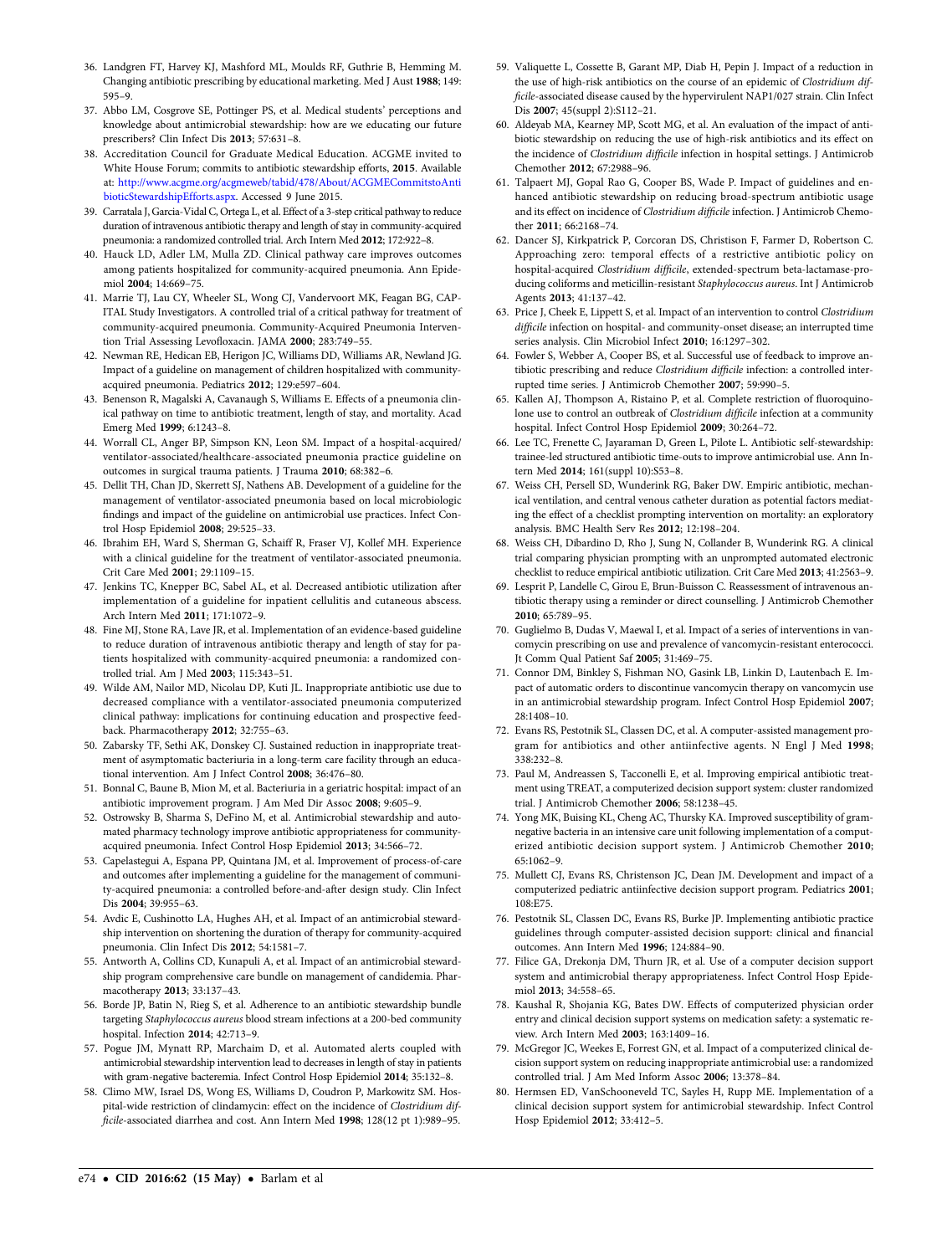36. Landgren FT, Harvey KJ, Mashford ML, Moulds RF, Guthrie B, Hemming M. Changing antibiotic prescribing by educational marketing. Med J Aust **1988**; 149: 595–9.
37. Abbo LM, Cosgrove SE, Pottinger PS, et al. Medical students' perceptions and knowledge about antimicrobial stewardship: how are we educating our future prescribers? Clin Infect Dis **2013**; 57:631–8.
38. Accreditation Council for Graduate Medical Education. ACGME invited to White House Forum; commits to antibiotic stewardship efforts, **2015**. Available at: http://www.acgme.org/acgmeweb/tabid/478/About/ACGMECommitstoAntibioticStewardshipEfforts.aspx. Accessed 9 June 2015.
39. Carratala J, Garcia-Vidal C, Ortega L, et al. Effect of a 3-step critical pathway to reduce duration of intravenous antibiotic therapy and length of stay in community-acquired pneumonia: a randomized controlled trial. Arch Intern Med **2012**; 172:922–8.
40. Hauck LD, Adler LM, Mulla ZD. Clinical pathway care improves outcomes among patients hospitalized for community-acquired pneumonia. Ann Epidemiol **2004**; 14:669–75.
41. Marrie TJ, Lau CY, Wheeler SL, Wong CJ, Vandervoort MK, Feagan BG, CAPITAL Study Investigators. A controlled trial of a critical pathway for treatment of community-acquired pneumonia. Community-Acquired Pneumonia Intervention Trial Assessing Levofloxacin. JAMA **2000**; 283:749–55.
42. Newman RE, Hedican EB, Herigon JC, Williams DD, Williams AR, Newland JG. Impact of a guideline on management of children hospitalized with community-acquired pneumonia. Pediatrics **2012**; 129:e597–604.
43. Benenson R, Magalski A, Cavanaugh S, Williams E. Effects of a pneumonia clinical pathway on time to antibiotic treatment, length of stay, and mortality. Acad Emerg Med **1999**; 6:1243–8.
44. Worrall CL, Anger BP, Simpson KN, Leon SM. Impact of a hospital-acquired/ventilator-associated/healthcare-associated pneumonia practice guideline on outcomes in surgical trauma patients. J Trauma **2010**; 68:382–6.
45. Dellit TH, Chan JD, Skerrett SJ, Nathens AB. Development of a guideline for the management of ventilator-associated pneumonia based on local microbiologic findings and impact of the guideline on antimicrobial use practices. Infect Control Hosp Epidemiol **2008**; 29:525–33.
46. Ibrahim EH, Ward S, Sherman G, Schaiff R, Fraser VJ, Kollef MH. Experience with a clinical guideline for the treatment of ventilator-associated pneumonia. Crit Care Med **2001**; 29:1109–15.
47. Jenkins TC, Knepper BC, Sabel AL, et al. Decreased antibiotic utilization after implementation of a guideline for inpatient cellulitis and cutaneous abscess. Arch Intern Med **2011**; 171:1072–9.
48. Fine MJ, Stone RA, Lave JR, et al. Implementation of an evidence-based guideline to reduce duration of intravenous antibiotic therapy and length of stay for patients hospitalized with community-acquired pneumonia: a randomized controlled trial. Am J Med **2003**; 115:343–51.
49. Wilde AM, Nailor MD, Nicolau DP, Kuti JL. Inappropriate antibiotic use due to decreased compliance with a ventilator-associated pneumonia computerized clinical pathway: implications for continuing education and prospective feedback. Pharmacotherapy **2012**; 32:755–63.
50. Zabarsky TF, Sethi AK, Donskey CJ. Sustained reduction in inappropriate treatment of asymptomatic bacteriuria in a long-term care facility through an educational intervention. Am J Infect Control **2008**; 36:476–80.
51. Bonnal C, Baune B, Mion M, et al. Bacteriuria in a geriatric hospital: impact of an antibiotic improvement program. J Am Med Dir Assoc **2008**; 9:605–9.
52. Ostrowsky B, Sharma S, DeFino M, et al. Antimicrobial stewardship and automated pharmacy technology improve antibiotic appropriateness for community-acquired pneumonia. Infect Control Hosp Epidemiol **2013**; 34:566–72.
53. Capelastegui A, Espana PP, Quintana JM, et al. Improvement of process-of-care and outcomes after implementing a guideline for the management of community-acquired pneumonia: a controlled before-and-after design study. Clin Infect Dis **2004**; 39:955–63.
54. Avdic E, Cushinotto LA, Hughes AH, et al. Impact of an antimicrobial stewardship intervention on shortening the duration of therapy for community-acquired pneumonia. Clin Infect Dis **2012**; 54:1581–7.
55. Antworth A, Collins CD, Kunapuli A, et al. Impact of an antimicrobial stewardship program comprehensive care bundle on management of candidemia. Pharmacotherapy **2013**; 33:137–43.
56. Borde JP, Batin N, Rieg S, et al. Adherence to an antibiotic stewardship bundle targeting *Staphylococcus aureus* blood stream infections at a 200-bed community hospital. Infection **2014**; 42:713–9.
57. Pogue JM, Mynatt RP, Marchaim D, et al. Automated alerts coupled with antimicrobial stewardship intervention lead to decreases in length of stay in patients with gram-negative bacteremia. Infect Control Hosp Epidemiol **2014**; 35:132–8.
58. Climo MW, Israel DS, Wong ES, Williams D, Coudron P, Markowitz SM. Hospital-wide restriction of clindamycin: effect on the incidence of *Clostridium difficile*-associated diarrhea and cost. Ann Intern Med **1998**; 128(12 pt 1):989–95.
59. Valiquette L, Cossette B, Garant MP, Diab H, Pepin J. Impact of a reduction in the use of high-risk antibiotics on the course of an epidemic of *Clostridium difficile*-associated disease caused by the hypervirulent NAP1/027 strain. Clin Infect Dis **2007**; 45(suppl 2):S112–21.
60. Aldeyab MA, Kearney MP, Scott MG, et al. An evaluation of the impact of antibiotic stewardship on reducing the use of high-risk antibiotics and its effect on the incidence of *Clostridium difficile* infection in hospital settings. J Antimicrob Chemother **2012**; 67:2988–96.
61. Talpaert MJ, Gopal Rao G, Cooper BS, Wade P. Impact of guidelines and enhanced antibiotic stewardship on reducing broad-spectrum antibiotic usage and its effect on incidence of *Clostridium difficile* infection. J Antimicrob Chemother **2011**; 66:2168–74.
62. Dancer SJ, Kirkpatrick P, Corcoran DS, Christison F, Farmer D, Robertson C. Approaching zero: temporal effects of a restrictive antibiotic policy on hospital-acquired *Clostridium difficile*, extended-spectrum beta-lactamase-producing coliforms and meticillin-resistant *Staphylococcus aureus*. Int J Antimicrob Agents **2013**; 41:137–42.
63. Price J, Cheek E, Lippett S, et al. Impact of an intervention to control *Clostridium difficile* infection on hospital- and community-onset disease; an interrupted time series analysis. Clin Microbiol Infect **2010**; 16:1297–302.
64. Fowler S, Webber A, Cooper BS, et al. Successful use of feedback to improve antibiotic prescribing and reduce *Clostridium difficile* infection: a controlled interrupted time series. J Antimicrob Chemother **2007**; 59:990–5.
65. Kallen AJ, Thompson A, Ristaino P, et al. Complete restriction of fluoroquinolone use to control an outbreak of *Clostridium difficile* infection at a community hospital. Infect Control Hosp Epidemiol **2009**; 30:264–72.
66. Lee TC, Frenette C, Jayaraman D, Green L, Pilote L. Antibiotic self-stewardship: trainee-led structured antibiotic time-outs to improve antimicrobial use. Ann Intern Med **2014**; 161(suppl 10):S53–8.
67. Weiss CH, Persell SD, Wunderink RG, Baker DW. Empiric antibiotic, mechanical ventilation, and central venous catheter duration as potential factors mediating the effect of a checklist prompting intervention on mortality: an exploratory analysis. BMC Health Serv Res **2012**; 12:198–204.
68. Weiss CH, Dibardino D, Rho J, Sung N, Collander B, Wunderink RG. A clinical trial comparing physician prompting with an unprompted automated electronic checklist to reduce empirical antibiotic utilization. Crit Care Med **2013**; 41:2563–9.
69. Lesprit P, Landelle C, Girou E, Brun-Buisson C. Reassessment of intravenous antibiotic therapy using a reminder or direct counselling. J Antimicrob Chemother **2010**; 65:789–95.
70. Guglielmo B, Dudas V, Maewal I, et al. Impact of a series of interventions in vancomycin prescribing on use and prevalence of vancomycin-resistant enterococci. Jt Comm Qual Patient Saf **2005**; 31:469–75.
71. Connor DM, Binkley S, Fishman NO, Gasink LB, Linkin D, Lautenbach E. Impact of automatic orders to discontinue vancomycin therapy on vancomycin use in an antimicrobial stewardship program. Infect Control Hosp Epidemiol **2007**; 28:1408–10.
72. Evans RS, Pestotnik SL, Classen DC, et al. A computer-assisted management program for antibiotics and other antiinfective agents. N Engl J Med **1998**; 338:232–8.
73. Paul M, Andreassen S, Tacconelli E, et al. Improving empirical antibiotic treatment using TREAT, a computerized decision support system: cluster randomized trial. J Antimicrob Chemother **2006**; 58:1238–45.
74. Yong MK, Buising KL, Cheng AC, Thursky KA. Improved susceptibility of gram-negative bacteria in an intensive care unit following implementation of a computerized antibiotic decision support system. J Antimicrob Chemother **2010**; 65:1062–9.
75. Mullett CJ, Evans RS, Christenson JC, Dean JM. Development and impact of a computerized pediatric antiinfective decision support program. Pediatrics **2001**; 108:E75.
76. Pestotnik SL, Classen DC, Evans RS, Burke JP. Implementing antibiotic practice guidelines through computer-assisted decision support: clinical and financial outcomes. Ann Intern Med **1996**; 124:884–90.
77. Filice GA, Drekonja DM, Thurn JR, et al. Use of a computer decision support system and antimicrobial therapy appropriateness. Infect Control Hosp Epidemiol **2013**; 34:558–65.
78. Kaushal R, Shojania KG, Bates DW. Effects of computerized physician order entry and clinical decision support systems on medication safety: a systematic review. Arch Intern Med **2003**; 163:1409–16.
79. McGregor JC, Weekes E, Forrest GN, et al. Impact of a computerized clinical decision support system on reducing inappropriate antimicrobial use: a randomized controlled trial. J Am Med Inform Assoc **2006**; 13:378–84.
80. Hermsen ED, VanSchooneveld TC, Sayles H, Rupp ME. Implementation of a clinical decision support system for antimicrobial stewardship. Infect Control Hosp Epidemiol **2012**; 33:412–5.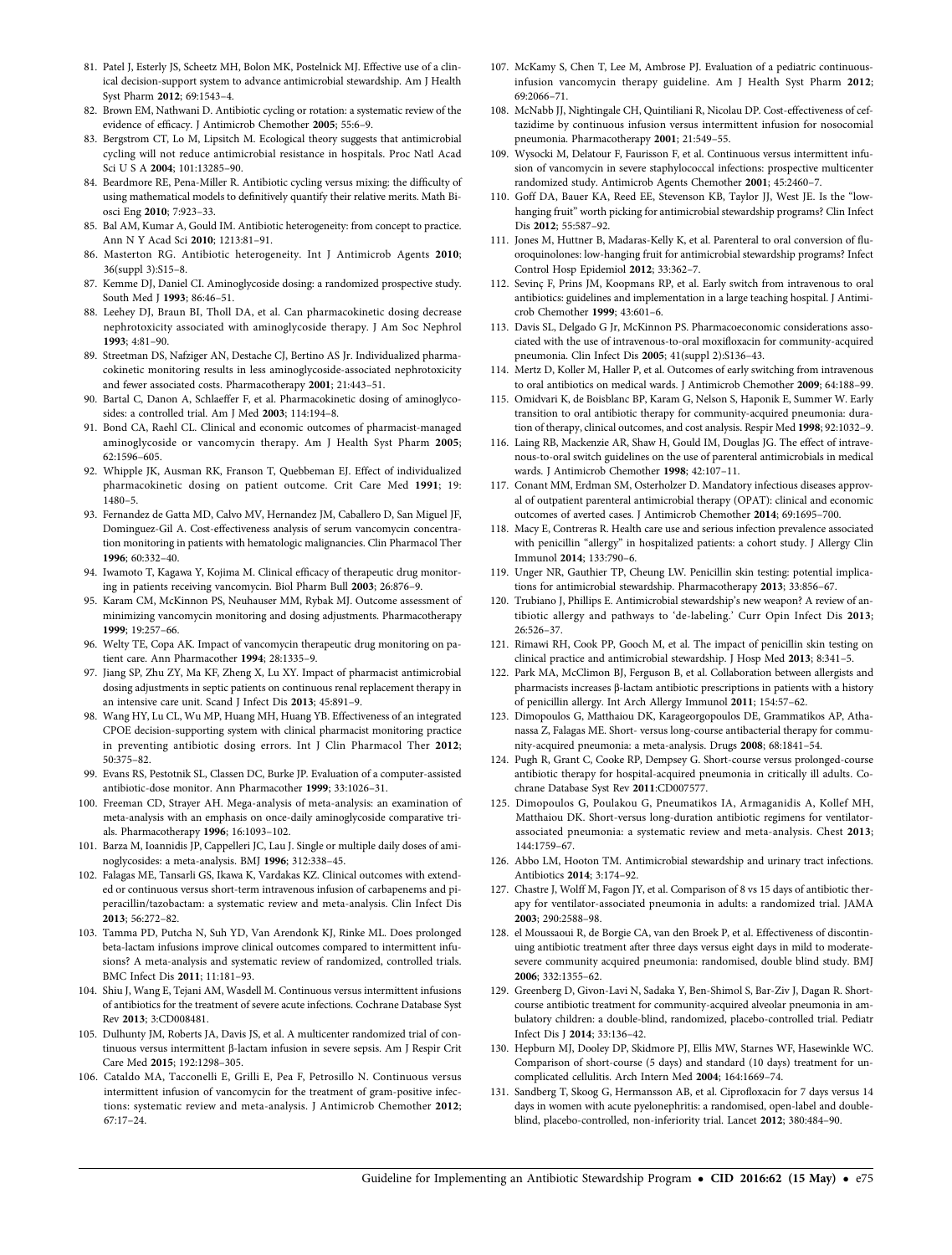81. Patel J, Esterly JS, Scheetz MH, Bolon MK, Postelnick MJ. Effective use of a clinical decision-support system to advance antimicrobial stewardship. Am J Health Syst Pharm **2012**; 69:1543–4.
82. Brown EM, Nathwani D. Antibiotic cycling or rotation: a systematic review of the evidence of efficacy. J Antimicrob Chemother **2005**; 55:6–9.
83. Bergstrom CT, Lo M, Lipsitch M. Ecological theory suggests that antimicrobial cycling will not reduce antimicrobial resistance in hospitals. Proc Natl Acad Sci U S A **2004**; 101:13285–90.
84. Beardmore RE, Pena-Miller R. Antibiotic cycling versus mixing: the difficulty of using mathematical models to definitively quantify their relative merits. Math Biosci Eng **2010**; 7:923–33.
85. Bal AM, Kumar A, Gould IM. Antibiotic heterogeneity: from concept to practice. Ann N Y Acad Sci **2010**; 1213:81–91.
86. Masterton RG. Antibiotic heterogeneity. Int J Antimicrob Agents **2010**; 36(suppl 3):S15–8.
87. Kemme DJ, Daniel CI. Aminoglycoside dosing: a randomized prospective study. South Med J **1993**; 86:46–51.
88. Leehey DJ, Braun BI, Tholl DA, et al. Can pharmacokinetic dosing decrease nephrotoxicity associated with aminoglycoside therapy. J Am Soc Nephrol **1993**; 4:81–90.
89. Streetman DS, Nafziger AN, Destache CJ, Bertino AS Jr. Individualized pharmacokinetic monitoring results in less aminoglycoside-associated nephrotoxicity and fewer associated costs. Pharmacotherapy **2001**; 21:443–51.
90. Bartal C, Danon A, Schlaeffer F, et al. Pharmacokinetic dosing of aminoglycosides: a controlled trial. Am J Med **2003**; 114:194–8.
91. Bond CA, Raehl CL. Clinical and economic outcomes of pharmacist-managed aminoglycoside or vancomycin therapy. Am J Health Syst Pharm **2005**; 62:1596–605.
92. Whipple JK, Ausman RK, Franson T, Quebbeman EJ. Effect of individualized pharmacokinetic dosing on patient outcome. Crit Care Med **1991**; 19: 1480–5.
93. Fernandez de Gatta MD, Calvo MV, Hernandez JM, Caballero D, San Miguel JF, Dominguez-Gil A. Cost-effectiveness analysis of serum vancomycin concentration monitoring in patients with hematologic malignancies. Clin Pharmacol Ther **1996**; 60:332–40.
94. Iwamoto T, Kagawa Y, Kojima M. Clinical efficacy of therapeutic drug monitoring in patients receiving vancomycin. Biol Pharm Bull **2003**; 26:876–9.
95. Karam CM, McKinnon PS, Neuhauser MM, Rybak MJ. Outcome assessment of minimizing vancomycin monitoring and dosing adjustments. Pharmacotherapy **1999**; 19:257–66.
96. Welty TE, Copa AK. Impact of vancomycin therapeutic drug monitoring on patient care. Ann Pharmacother **1994**; 28:1335–9.
97. Jiang SP, Zhu ZY, Ma KF, Zheng X, Lu XY. Impact of pharmacist antimicrobial dosing adjustments in septic patients on continuous renal replacement therapy in an intensive care unit. Scand J Infect Dis **2013**; 45:891–9.
98. Wang HY, Lu CL, Wu MP, Huang MH, Huang YB. Effectiveness of an integrated CPOE decision-supporting system with clinical pharmacist monitoring practice in preventing antibiotic dosing errors. Int J Clin Pharmacol Ther **2012**; 50:375–82.
99. Evans RS, Pestotnik SL, Classen DC, Burke JP. Evaluation of a computer-assisted antibiotic-dose monitor. Ann Pharmacother **1999**; 33:1026–31.
100. Freeman CD, Strayer AH. Mega-analysis of meta-analysis: an examination of meta-analysis with an emphasis on once-daily aminoglycoside comparative trials. Pharmacotherapy **1996**; 16:1093–102.
101. Barza M, Ioannidis JP, Cappelleri JC, Lau J. Single or multiple daily doses of aminoglycosides: a meta-analysis. BMJ **1996**; 312:338–45.
102. Falagas ME, Tansarli GS, Ikawa K, Vardakas KZ. Clinical outcomes with extended or continuous versus short-term intravenous infusion of carbapenems and piperacillin/tazobactam: a systematic review and meta-analysis. Clin Infect Dis **2013**; 56:272–82.
103. Tamma PD, Putcha N, Suh YD, Van Arendonk KJ, Rinke ML. Does prolonged beta-lactam infusions improve clinical outcomes compared to intermittent infusions? A meta-analysis and systematic review of randomized, controlled trials. BMC Infect Dis **2011**; 11:181–93.
104. Shiu J, Wang E, Tejani AM, Wasdell M. Continuous versus intermittent infusions of antibiotics for the treatment of severe acute infections. Cochrane Database Syst Rev **2013**; 3:CD008481.
105. Dulhunty JM, Roberts JA, Davis JS, et al. A multicenter randomized trial of continuous versus intermittent β-lactam infusion in severe sepsis. Am J Respir Crit Care Med **2015**; 192:1298–305.
106. Cataldo MA, Tacconelli E, Grilli E, Pea F, Petrosillo N. Continuous versus intermittent infusion of vancomycin for the treatment of gram-positive infections: systematic review and meta-analysis. J Antimicrob Chemother **2012**; 67:17–24.
107. McKamy S, Chen T, Lee M, Ambrose PJ. Evaluation of a pediatric continuous-infusion vancomycin therapy guideline. Am J Health Syst Pharm **2012**; 69:2066–71.
108. McNabb JJ, Nightingale CH, Quintiliani R, Nicolau DP. Cost-effectiveness of ceftazidime by continuous infusion versus intermittent infusion for nosocomial pneumonia. Pharmacotherapy **2001**; 21:549–55.
109. Wysocki M, Delatour F, Faurisson F, et al. Continuous versus intermittent infusion of vancomycin in severe staphylococcal infections: prospective multicenter randomized study. Antimicrob Agents Chemother **2001**; 45:2460–7.
110. Goff DA, Bauer KA, Reed EE, Stevenson KB, Taylor JJ, West JE. Is the "low-hanging fruit" worth picking for antimicrobial stewardship programs? Clin Infect Dis **2012**; 55:587–92.
111. Jones M, Huttner B, Madaras-Kelly K, et al. Parenteral to oral conversion of fluoroquinolones: low-hanging fruit for antimicrobial stewardship programs? Infect Control Hosp Epidemiol **2012**; 33:362–7.
112. Sevinç F, Prins JM, Koopmans RP, et al. Early switch from intravenous to oral antibiotics: guidelines and implementation in a large teaching hospital. J Antimicrob Chemother **1999**; 43:601–6.
113. Davis SL, Delgado G Jr, McKinnon PS. Pharmacoeconomic considerations associated with the use of intravenous-to-oral moxifloxacin for community-acquired pneumonia. Clin Infect Dis **2005**; 41(suppl 2):S136–43.
114. Mertz D, Koller M, Haller P, et al. Outcomes of early switching from intravenous to oral antibiotics on medical wards. J Antimicrob Chemother **2009**; 64:188–99.
115. Omidvari K, de Boisblanc BP, Karam G, Nelson S, Haponik E, Summer W. Early transition to oral antibiotic therapy for community-acquired pneumonia: duration of therapy, clinical outcomes, and cost analysis. Respir Med **1998**; 92:1032–9.
116. Laing RB, Mackenzie AR, Shaw H, Gould IM, Douglas JG. The effect of intravenous-to-oral switch guidelines on the use of parenteral antimicrobials in medical wards. J Antimicrob Chemother **1998**; 42:107–11.
117. Conant MM, Erdman SM, Osterholzer D. Mandatory infectious diseases approval of outpatient parenteral antimicrobial therapy (OPAT): clinical and economic outcomes of averted cases. J Antimicrob Chemother **2014**; 69:1695–700.
118. Macy E, Contreras R. Health care use and serious infection prevalence associated with penicillin "allergy" in hospitalized patients: a cohort study. J Allergy Clin Immunol **2014**; 133:790–6.
119. Unger NR, Gauthier TP, Cheung LW. Penicillin skin testing: potential implications for antimicrobial stewardship. Pharmacotherapy **2013**; 33:856–67.
120. Trubiano J, Phillips E. Antimicrobial stewardship's new weapon? A review of antibiotic allergy and pathways to 'de-labeling.' Curr Opin Infect Dis **2013**; 26:526–37.
121. Rimawi RH, Cook PP, Gooch M, et al. The impact of penicillin skin testing on clinical practice and antimicrobial stewardship. J Hosp Med **2013**; 8:341–5.
122. Park MA, McClimon BJ, Ferguson B, et al. Collaboration between allergists and pharmacists increases β-lactam antibiotic prescriptions in patients with a history of penicillin allergy. Int Arch Allergy Immunol **2011**; 154:57–62.
123. Dimopoulos G, Matthaiou DK, Karageorgopoulos DE, Grammatikos AP, Athanassa Z, Falagas ME. Short- versus long-course antibacterial therapy for community-acquired pneumonia: a meta-analysis. Drugs **2008**; 68:1841–54.
124. Pugh R, Grant C, Cooke RP, Dempsey G. Short-course versus prolonged-course antibiotic therapy for hospital-acquired pneumonia in critically ill adults. Cochrane Database Syst Rev **2011**:CD007577.
125. Dimopoulos G, Poulakou G, Pneumatikos IA, Armaganidis A, Kollef MH, Matthaiou DK. Short-versus long-duration antibiotic regimens for ventilator-associated pneumonia: a systematic review and meta-analysis. Chest **2013**; 144:1759–67.
126. Abbo LM, Hooton TM. Antimicrobial stewardship and urinary tract infections. Antibiotics **2014**; 3:174–92.
127. Chastre J, Wolff M, Fagon JY, et al. Comparison of 8 vs 15 days of antibiotic therapy for ventilator-associated pneumonia in adults: a randomized trial. JAMA **2003**; 290:2588–98.
128. el Moussaoui R, de Borgie CA, van den Broek P, et al. Effectiveness of discontinuing antibiotic treatment after three days versus eight days in mild to moderate-severe community acquired pneumonia: randomised, double blind study. BMJ **2006**; 332:1355–62.
129. Greenberg D, Givon-Lavi N, Sadaka Y, Ben-Shimol S, Bar-Ziv J, Dagan R. Short-course antibiotic treatment for community-acquired alveolar pneumonia in ambulatory children: a double-blind, randomized, placebo-controlled trial. Pediatr Infect Dis J **2014**; 33:136–42.
130. Hepburn MJ, Dooley DP, Skidmore PJ, Ellis MW, Starnes WF, Hasewinkle WC. Comparison of short-course (5 days) and standard (10 days) treatment for uncomplicated cellulitis. Arch Intern Med **2004**; 164:1669–74.
131. Sandberg T, Skoog G, Hermansson AB, et al. Ciprofloxacin for 7 days versus 14 days in women with acute pyelonephritis: a randomised, open-label and double-blind, placebo-controlled, non-inferiority trial. Lancet **2012**; 380:484–90.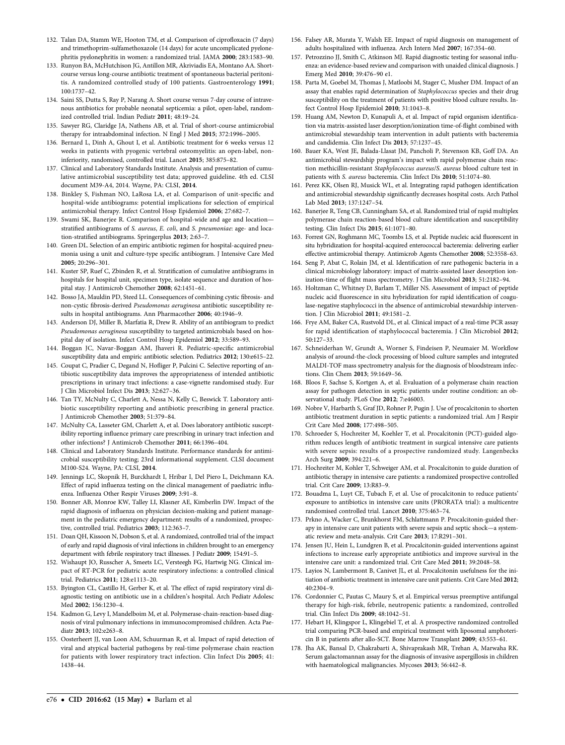132. Talan DA, Stamm WE, Hooton TM, et al. Comparison of ciprofloxacin (7 days) and trimethoprim-sulfamethoxazole (14 days) for acute uncomplicated pyelonephritis pyelonephritis in women: a randomized trial. JAMA **2000**; 283:1583–90.

133. Runyon BA, McHutchison JG, Antillon MR, Akriviadis EA, Montano AA. Short-course versus long-course antibiotic treatment of spontaneous bacterial peritonitis. A randomized controlled study of 100 patients. Gastroenterology **1991**; 100:1737–42.

134. Saini SS, Dutta S, Ray P, Narang A. Short course versus 7-day course of intravenous antibiotics for probable neonatal septicemia: a pilot, open-label, randomized controlled trial. Indian Pediatr **2011**; 48:19–24.

135. Sawyer RG, Claridge JA, Nathens AB, et al. Trial of short-course antimicrobial therapy for intraabdominal infection. N Engl J Med **2015**; 372:1996–2005.

136. Bernard L, Dinh A, Ghout I, et al. Antibiotic treatment for 6 weeks versus 12 weeks in patients with pyogenic vertebral osteomyelitis: an open-label, non-inferiority, randomised, controlled trial. Lancet **2015**; 385:875–82.

137. Clinical and Laboratory Standards Institute. Analysis and presentation of cumulative antimicrobial susceptibility test data; approved guideline. 4th ed. CLSI document M39-A4, 2014. Wayne, PA: CLSI, **2014**.

138. Binkley S, Fishman NO, LaRosa LA, et al. Comparison of unit-specific and hospital-wide antibiograms: potential implications for selection of empirical antimicrobial therapy. Infect Control Hosp Epidemiol **2006**; 27:682–7.

139. Swami SK, Banerjee R. Comparison of hospital-wide and age and location—stratified antibiograms of *S. aureus*, *E. coli*, and *S. pneumoniae*: age- and location-stratified antibiograms. Springerplus **2013**; 2:63–7.

140. Green DL. Selection of an empiric antibiotic regimen for hospital-acquired pneumonia using a unit and culture-type specific antibiogram. J Intensive Care Med **2005**; 20:296–301.

141. Kuster SP, Ruef C, Zbinden R, et al. Stratification of cumulative antibiograms in hospitals for hospital unit, specimen type, isolate sequence and duration of hospital stay. J Antimicrob Chemother **2008**; 62:1451–61.

142. Bosso JA, Mauldin PD, Steed LL. Consequences of combining cystic fibrosis- and non-cystic fibrosis-derived *Pseudomonas aeruginosa* antibiotic susceptibility results in hospital antibiograms. Ann Pharmacother **2006**; 40:1946–9.

143. Anderson DJ, Miller B, Marfatia R, Drew R. Ability of an antibiogram to predict *Pseudomonas aeruginosa* susceptibility to targeted antimicrobials based on hospital day of isolation. Infect Control Hosp Epidemiol **2012**; 33:589–93.

144. Boggan JC, Navar-Boggan AM, Jhaveri R. Pediatric-specific antimicrobial susceptibility data and empiric antibiotic selection. Pediatrics **2012**; 130:e615–22.

145. Coupat C, Pradier C, Degand N, Hofliger P, Pulcini C. Selective reporting of antibiotic susceptibility data improves the appropriateness of intended antibiotic prescriptions in urinary tract infections: a case-vignette randomised study. Eur J Clin Microbiol Infect Dis **2013**; 32:627–36.

146. Tan TY, McNulty C, Charlett A, Nessa N, Kelly C, Beswick T. Laboratory antibiotic susceptibility reporting and antibiotic prescribing in general practice. J Antimicrob Chemother **2003**; 51:379–84.

147. McNulty CA, Lasseter GM, Charlett A, et al. Does laboratory antibiotic susceptibility reporting influence primary care prescribing in urinary tract infection and other infections? J Antimicrob Chemother **2011**; 66:1396–404.

148. Clinical and Laboratory Standards Institute. Performance standards for antimicrobial susceptibility testing; 23rd informational supplement. CLSI document M100-S24. Wayne, PA: CLSI, **2014**.

149. Jennings LC, Skopnik H, Burckhardt I, Hribar I, Del Piero L, Deichmann KA. Effect of rapid influenza testing on the clinical management of paediatric influenza. Influenza Other Respir Viruses **2009**; 3:91–8.

150. Bonner AB, Monroe KW, Talley LI, Klasner AE, Kimberlin DW. Impact of the rapid diagnosis of influenza on physician decision-making and patient management in the pediatric emergency department: results of a randomized, prospective, controlled trial. Pediatrics **2003**; 112:363–7.

151. Doan QH, Kissoon N, Dobson S, et al. A randomized, controlled trial of the impact of early and rapid diagnosis of viral infections in children brought to an emergency department with febrile respiratory tract illnesses. J Pediatr **2009**; 154:91–5.

152. Wishaupt JO, Russcher A, Smeets LC, Versteegh FG, Hartwig NG. Clinical impact of RT-PCR for pediatric acute respiratory infections: a controlled clinical trial. Pediatrics **2011**; 128:e1113–20.

153. Byington CL, Castillo H, Gerber K, et al. The effect of rapid respiratory viral diagnostic testing on antibiotic use in a children's hospital. Arch Pediatr Adolesc Med **2002**; 156:1230–4.

154. Kadmon G, Levy I, Mandelboim M, et al. Polymerase-chain-reaction-based diagnosis of viral pulmonary infections in immunocompromised children. Acta Paediatr **2013**; 102:e263–8.

155. Oosterheert JJ, van Loon AM, Schuurman R, et al. Impact of rapid detection of viral and atypical bacterial pathogens by real-time polymerase chain reaction for patients with lower respiratory tract infection. Clin Infect Dis **2005**; 41: 1438–44.

156. Falsey AR, Murata Y, Walsh EE. Impact of rapid diagnosis on management of adults hospitalized with influenza. Arch Intern Med **2007**; 167:354–60.

157. Petrozzino JJ, Smith C, Atkinson MJ. Rapid diagnostic testing for seasonal influenza: an evidence-based review and comparison with unaided clinical diagnosis. J Emerg Med **2010**; 39:476–90 e1.

158. Parta M, Goebel M, Thomas J, Matloobi M, Stager C, Musher DM. Impact of an assay that enables rapid determination of *Staphylococcus* species and their drug susceptibility on the treatment of patients with positive blood culture results. Infect Control Hosp Epidemiol **2010**; 31:1043–8.

159. Huang AM, Newton D, Kunapuli A, et al. Impact of rapid organism identification via matrix-assisted laser desorption/ionization time-of-flight combined with antimicrobial stewardship team intervention in adult patients with bacteremia and candidemia. Clin Infect Dis **2013**; 57:1237–45.

160. Bauer KA, West JE, Balada-Llasat JM, Pancholi P, Stevenson KB, Goff DA. An antimicrobial stewardship program's impact with rapid polymerase chain reaction methicillin-resistant *Staphylococcus aureus*/*S. aureus* blood culture test in patients with *S. aureus* bacteremia. Clin Infect Dis **2010**; 51:1074–80.

161. Perez KK, Olsen RJ, Musick WL, et al. Integrating rapid pathogen identification and antimicrobial stewardship significantly decreases hospital costs. Arch Pathol Lab Med **2013**; 137:1247–54.

162. Banerjee R, Teng CB, Cunningham SA, et al. Randomized trial of rapid multiplex polymerase chain reaction-based blood culture identification and susceptibility testing. Clin Infect Dis **2015**; 61:1071–80.

163. Forrest GN, Roghmann MC, Toombs LS, et al. Peptide nucleic acid fluorescent in situ hybridization for hospital-acquired enterococcal bacteremia: delivering earlier effective antimicrobial therapy. Antimicrob Agents Chemother **2008**; 52:3558–63.

164. Seng P, Abat C, Rolain JM, et al. Identification of rare pathogenic bacteria in a clinical microbiology laboratory: impact of matrix-assisted laser desorption ionization-time of flight mass spectrometry. J Clin Microbiol **2013**; 51:2182–94.

165. Holtzman C, Whitney D, Barlam T, Miller NS. Assessment of impact of peptide nucleic acid fluorescence in situ hybridization for rapid identification of coagulase-negative staphylococci in the absence of antimicrobial stewardship intervention. J Clin Microbiol **2011**; 49:1581–2.

166. Frye AM, Baker CA, Rustvold DL, et al. Clinical impact of a real-time PCR assay for rapid identification of staphylococcal bacteremia. J Clin Microbiol **2012**; 50:127–33.

167. Schneiderhan W, Grundt A, Worner S, Findeisen P, Neumaier M. Workflow analysis of around-the-clock processing of blood culture samples and integrated MALDI-TOF mass spectrometry analysis for the diagnosis of bloodstream infections. Clin Chem **2013**; 59:1649–56.

168. Bloos F, Sachse S, Kortgen A, et al. Evaluation of a polymerase chain reaction assay for pathogen detection in septic patients under routine condition: an observational study. PLoS One **2012**; 7:e46003.

169. Nobre V, Harbarth S, Graf JD, Rohner P, Pugin J. Use of procalcitonin to shorten antibiotic treatment duration in septic patients: a randomized trial. Am J Respir Crit Care Med **2008**; 177:498–505.

170. Schroeder S, Hochreiter M, Koehler T, et al. Procalcitonin (PCT)-guided algorithm reduces length of antibiotic treatment in surgical intensive care patients with severe sepsis: results of a prospective randomized study. Langenbecks Arch Surg **2009**; 394:221–6.

171. Hochreiter M, Kohler T, Schweiger AM, et al. Procalcitonin to guide duration of antibiotic therapy in intensive care patients: a randomized prospective controlled trial. Crit Care **2009**; 13:R83–9.

172. Bouadma L, Luyt CE, Tubach F, et al. Use of procalcitonin to reduce patients' exposure to antibiotics in intensive care units (PRORATA trial): a multicentre randomised controlled trial. Lancet **2010**; 375:463–74.

173. Prkno A, Wacker C, Brunkhorst FM, Schlattmann P. Procalcitonin-guided therapy in intensive care unit patients with severe sepsis and septic shock—a systematic review and meta-analysis. Crit Care **2013**; 17:R291–301.

174. Jensen JU, Hein L, Lundgren B, et al. Procalcitonin-guided interventions against infections to increase early appropriate antibiotics and improve survival in the intensive care unit: a randomized trial. Crit Care Med **2011**; 39:2048–58.

175. Layios N, Lambermont B, Canivet JL, et al. Procalcitonin usefulness for the initiation of antibiotic treatment in intensive care unit patients. Crit Care Med **2012**; 40:2304–9.

176. Cordonnier C, Pautas C, Maury S, et al. Empirical versus preemptive antifungal therapy for high-risk, febrile, neutropenic patients: a randomized, controlled trial. Clin Infect Dis **2009**; 48:1042–51.

177. Hebart H, Klingspor L, Klingebiel T, et al. A prospective randomized controlled trial comparing PCR-based and empirical treatment with liposomal amphotericin B in patients after allo-SCT. Bone Marrow Transplant **2009**; 43:553–61.

178. Jha AK, Bansal D, Chakrabarti A, Shivaprakash MR, Trehan A, Marwaha RK. Serum galactomannan assay for the diagnosis of invasive aspergillosis in children with haematological malignancies. Mycoses **2013**; 56:442–8.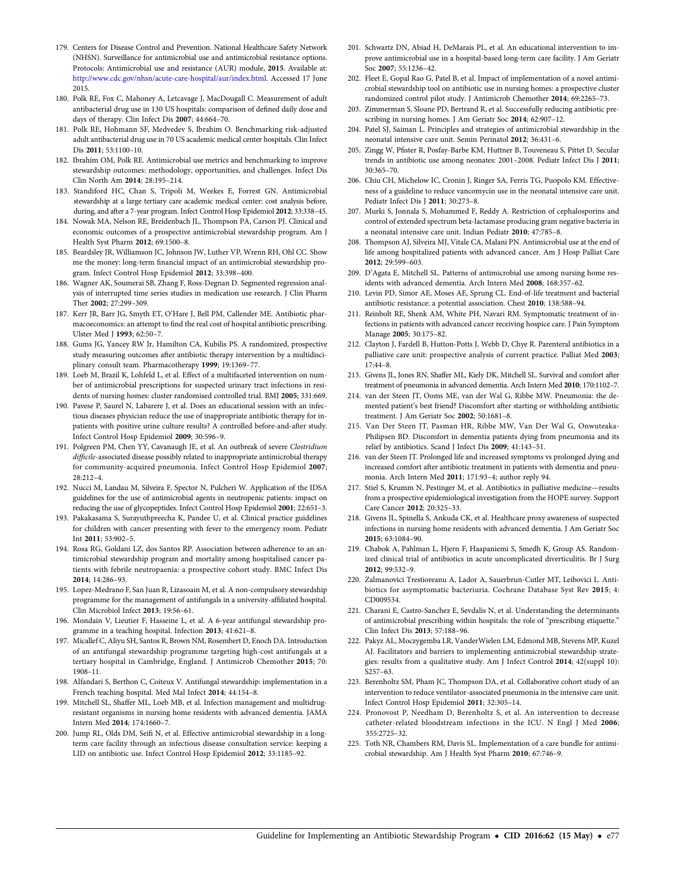179. Centers for Disease Control and Prevention. National Healthcare Safety Network (NHSN). Surveillance for antimicrobial use and antimicrobial resistance options. Protocols: Antimicrobial use and resistance (AUR) module, **2015**. Available at: http://www.cdc.gov/nhsn/acute-care-hospital/aur/index.html. Accessed 17 June 2015.
180. Polk RE, Fox C, Mahoney A, Letcavage J, MacDougall C. Measurement of adult antibacterial drug use in 130 US hospitals: comparison of defined daily dose and days of therapy. Clin Infect Dis **2007**; 44:664–70.
181. Polk RE, Hohmann SF, Medvedev S, Ibrahim O. Benchmarking risk-adjusted adult antibacterial drug use in 70 US academic medical center hospitals. Clin Infect Dis **2011**; 53:1100–10.
182. Ibrahim OM, Polk RE. Antimicrobial use metrics and benchmarking to improve stewardship outcomes: methodology, opportunities, and challenges. Infect Dis Clin North Am **2014**; 28:195–214.
183. Standiford HC, Chan S, Tripoli M, Weekes E, Forrest GN. Antimicrobial stewardship at a large tertiary care academic medical center: cost analysis before, during, and after a 7-year program. Infect Control Hosp Epidemiol **2012**; 33:338–45.
184. Nowak MA, Nelson RE, Breidenbach JL, Thompson PA, Carson PJ. Clinical and economic outcomes of a prospective antimicrobial stewardship program. Am J Health Syst Pharm **2012**; 69:1500–8.
185. Beardsley JR, Williamson JC, Johnson JW, Luther VP, Wrenn RH, Ohl CC. Show me the money: long-term financial impact of an antimicrobial stewardship program. Infect Control Hosp Epidemiol **2012**; 33:398–400.
186. Wagner AK, Soumerai SB, Zhang F, Ross-Degnan D. Segmented regression analysis of interrupted time series studies in medication use research. J Clin Pharm Ther **2002**; 27:299–309.
187. Kerr JR, Barr JG, Smyth ET, O'Hare J, Bell PM, Callender ME. Antibiotic pharmacoeconomics: an attempt to find the real cost of hospital antibiotic prescribing. Ulster Med J **1993**; 62:50–7.
188. Gums JG, Yancey RW Jr, Hamilton CA, Kubilis PS. A randomized, prospective study measuring outcomes after antibiotic therapy intervention by a multidisciplinary consult team. Pharmacotherapy **1999**; 19:1369–77.
189. Loeb M, Brazil K, Lohfeld L, et al. Effect of a multifaceted intervention on number of antimicrobial prescriptions for suspected urinary tract infections in residents of nursing homes: cluster randomised controlled trial. BMJ **2005**; 331:669.
190. Pavese P, Saurel N, Labarere J, et al. Does an educational session with an infectious diseases physician reduce the use of inappropriate antibiotic therapy for inpatients with positive urine culture results? A controlled before-and-after study. Infect Control Hosp Epidemiol **2009**; 30:596–9.
191. Polgreen PM, Chen YY, Cavanaugh JE, et al. An outbreak of severe *Clostridium difficile*-associated disease possibly related to inappropriate antimicrobial therapy for community-acquired pneumonia. Infect Control Hosp Epidemiol **2007**; 28:212–4.
192. Nucci M, Landau M, Silveira F, Spector N, Pulcheri W. Application of the IDSA guidelines for the use of antimicrobial agents in neutropenic patients: impact on reducing the use of glycopeptides. Infect Control Hosp Epidemiol **2001**; 22:651–3.
193. Pakakasama S, Surayuthpreecha K, Pandee U, et al. Clinical practice guidelines for children with cancer presenting with fever to the emergency room. Pediatr Int **2011**; 53:902–5.
194. Rosa RG, Goldani LZ, dos Santos RP. Association between adherence to an antimicrobial stewardship program and mortality among hospitalised cancer patients with febrile neutropaenia: a prospective cohort study. BMC Infect Dis **2014**; 14:286–93.
195. Lopez-Medrano F, San Juan R, Lizasoain M, et al. A non-compulsory stewardship programme for the management of antifungals in a university-affiliated hospital. Clin Microbiol Infect **2013**; 19:56–61.
196. Mondain V, Lieutier F, Hasseine L, et al. A 6-year antifungal stewardship programme in a teaching hospital. Infection **2013**; 41:621–8.
197. Micallef C, Aliyu SH, Santos R, Brown NM, Rosembert D, Enoch DA. Introduction of an antifungal stewardship programme targeting high-cost antifungals at a tertiary hospital in Cambridge, England. J Antimicrob Chemother **2015**; 70: 1908–11.
198. Alfandari S, Berthon C, Coiteux V. Antifungal stewardship: implementation in a French teaching hospital. Med Mal Infect **2014**; 44:154–8.
199. Mitchell SL, Shaffer ML, Loeb MB, et al. Infection management and multidrug-resistant organisms in nursing home residents with advanced dementia. JAMA Intern Med **2014**; 174:1660–7.
200. Jump RL, Olds DM, Seifi N, et al. Effective antimicrobial stewardship in a long-term care facility through an infectious disease consultation service: keeping a LID on antibiotic use. Infect Control Hosp Epidemiol **2012**; 33:1185–92.
201. Schwartz DN, Abiad H, DeMarais PL, et al. An educational intervention to improve antimicrobial use in a hospital-based long-term care facility. J Am Geriatr Soc **2007**; 55:1236–42.
202. Fleet E, Gopal Rao G, Patel B, et al. Impact of implementation of a novel antimicrobial stewardship tool on antibiotic use in nursing homes: a prospective cluster randomized control pilot study. J Antimicrob Chemother **2014**; 69:2265–73.
203. Zimmerman S, Sloane PD, Bertrand R, et al. Successfully reducing antibiotic prescribing in nursing homes. J Am Geriatr Soc **2014**; 62:907–12.
204. Patel SJ, Saiman L. Principles and strategies of antimicrobial stewardship in the neonatal intensive care unit. Semin Perinatol **2012**; 36:431–6.
205. Zingg W, Pfister R, Posfay-Barbe KM, Huttner B, Touveneau S, Pittet D. Secular trends in antibiotic use among neonates: 2001–2008. Pediatr Infect Dis J **2011**; 30:365–70.
206. Chiu CH, Michelow IC, Cronin J, Ringer SA, Ferris TG, Puopolo KM. Effectiveness of a guideline to reduce vancomycin use in the neonatal intensive care unit. Pediatr Infect Dis J **2011**; 30:273–8.
207. Murki S, Jonnala S, Mohammed F, Reddy A. Restriction of cephalosporins and control of extended spectrum beta-lactamase producing gram negative bacteria in a neonatal intensive care unit. Indian Pediatr **2010**; 47:785–8.
208. Thompson AJ, Silveira MJ, Vitale CA, Malani PN. Antimicrobial use at the end of life among hospitalized patients with advanced cancer. Am J Hosp Palliat Care **2012**; 29:599–603.
209. D'Agata E, Mitchell SL. Patterns of antimicrobial use among nursing home residents with advanced dementia. Arch Intern Med **2008**; 168:357–62.
210. Levin PD, Simor AE, Moses AE, Sprung CL. End-of-life treatment and bacterial antibiotic resistance: a potential association. Chest **2010**; 138:588–94.
211. Reinbolt RE, Shenk AM, White PH, Navari RM. Symptomatic treatment of infections in patients with advanced cancer receiving hospice care. J Pain Symptom Manage **2005**; 30:175–82.
212. Clayton J, Fardell B, Hutton-Potts J, Webb D, Chye R. Parenteral antibiotics in a palliative care unit: prospective analysis of current practice. Palliat Med **2003**; 17:44–8.
213. Givens JL, Jones RN, Shaffer ML, Kiely DK, Mitchell SL. Survival and comfort after treatment of pneumonia in advanced dementia. Arch Intern Med **2010**; 170:1102–7.
214. van der Steen JT, Ooms ME, van der Wal G, Ribbe MW. Pneumonia: the demented patient's best friend? Discomfort after starting or withholding antibiotic treatment. J Am Geriatr Soc **2002**; 50:1681–8.
215. Van Der Steen JT, Pasman HR, Ribbe MW, Van Der Wal G, Onwuteaka-Philipsen BD. Discomfort in dementia patients dying from pneumonia and its relief by antibiotics. Scand J Infect Dis **2009**; 41:143–51.
216. van der Steen JT. Prolonged life and increased symptoms vs prolonged dying and increased comfort after antibiotic treatment in patients with dementia and pneumonia. Arch Intern Med **2011**; 171:93–4; author reply 94.
217. Stiel S, Krumm N, Pestinger M, et al. Antibiotics in palliative medicine—results from a prospective epidemiological investigation from the HOPE survey. Support Care Cancer **2012**; 20:325–33.
218. Givens JL, Spinella S, Ankuda CK, et al. Healthcare proxy awareness of suspected infections in nursing home residents with advanced dementia. J Am Geriatr Soc **2015**; 63:1084–90.
219. Chabok A, Pahlman L, Hjern F, Haapaniemi S, Smedh K, Group AS. Randomized clinical trial of antibiotics in acute uncomplicated diverticulitis. Br J Surg **2012**; 99:532–9.
220. Zalmanovici Trestioreanu A, Lador A, Sauerbrun-Cutler MT, Leibovici L. Antibiotics for asymptomatic bacteriuria. Cochrane Database Syst Rev **2015**; 4: CD009534.
221. Charani E, Castro-Sanchez E, Sevdalis N, et al. Understanding the determinants of antimicrobial prescribing within hospitals: the role of "prescribing etiquette." Clin Infect Dis **2013**; 57:188–96.
222. Pakyz AL, Moczygemba LR, VanderWielen LM, Edmond MB, Stevens MP, Kuzel AJ. Facilitators and barriers to implementing antimicrobial stewardship strategies: results from a qualitative study. Am J Infect Control **2014**; 42(suppl 10): S257–63.
223. Berenholtz SM, Pham JC, Thompson DA, et al. Collaborative cohort study of an intervention to reduce ventilator-associated pneumonia in the intensive care unit. Infect Control Hosp Epidemiol **2011**; 32:305–14.
224. Pronovost P, Needham D, Berenholtz S, et al. An intervention to decrease catheter-related bloodstream infections in the ICU. N Engl J Med **2006**; 355:2725–32.
225. Toth NR, Chambers RM, Davis SL. Implementation of a care bundle for antimicrobial stewardship. Am J Health Syst Pharm **2010**; 67:746–9.